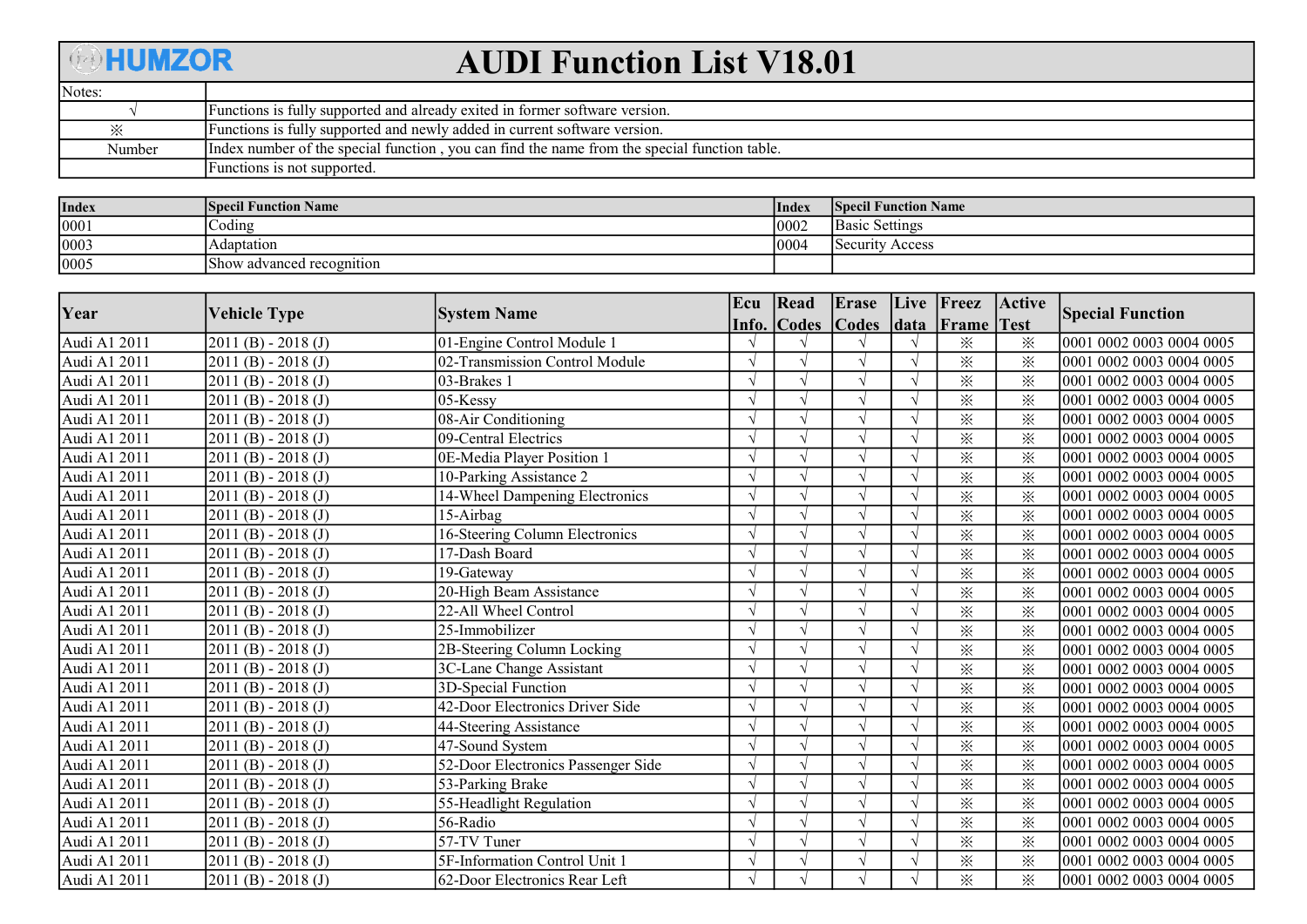# HUMZOR AUDI Function List V18.01

| Notes: | |
|---|---|
| √ | Functions is fully supported and already exited in former software version. |
| ※ | Functions is fully supported and newly added in current software version. |
| Number | Index number of the special function , you can find the name from the special function table. |
| | Functions is not supported. |

| Index | Specil Function Name | Index | Specil Function Name |
|---|---|---|---|
| 0001 | Coding | 0002 | Basic Settings |
| 0003 | Adaptation | 0004 | Security Access |
| 0005 | Show advanced recognition | | |

| Year | Vehicle Type | System Name | Ecu Info. | Read Codes | Erase Codes | Live data | Freez Frame | Active Test | Special Function |
|---|---|---|---|---|---|---|---|---|---|
| Audi A1 2011 | 2011 (B) - 2018 (J) | 01-Engine Control Module 1 | √ | √ | √ | √ | ※ | ※ | 0001 0002 0003 0004 0005 |
| Audi A1 2011 | 2011 (B) - 2018 (J) | 02-Transmission Control Module | √ | √ | √ | √ | ※ | ※ | 0001 0002 0003 0004 0005 |
| Audi A1 2011 | 2011 (B) - 2018 (J) | 03-Brakes 1 | √ | √ | √ | √ | ※ | ※ | 0001 0002 0003 0004 0005 |
| Audi A1 2011 | 2011 (B) - 2018 (J) | 05-Kessy | √ | √ | √ | √ | ※ | ※ | 0001 0002 0003 0004 0005 |
| Audi A1 2011 | 2011 (B) - 2018 (J) | 08-Air Conditioning | √ | √ | √ | √ | ※ | ※ | 0001 0002 0003 0004 0005 |
| Audi A1 2011 | 2011 (B) - 2018 (J) | 09-Central Electrics | √ | √ | √ | √ | ※ | ※ | 0001 0002 0003 0004 0005 |
| Audi A1 2011 | 2011 (B) - 2018 (J) | 0E-Media Player Position 1 | √ | √ | √ | √ | ※ | ※ | 0001 0002 0003 0004 0005 |
| Audi A1 2011 | 2011 (B) - 2018 (J) | 10-Parking Assistance 2 | √ | √ | √ | √ | ※ | ※ | 0001 0002 0003 0004 0005 |
| Audi A1 2011 | 2011 (B) - 2018 (J) | 14-Wheel Dampening Electronics | √ | √ | √ | √ | ※ | ※ | 0001 0002 0003 0004 0005 |
| Audi A1 2011 | 2011 (B) - 2018 (J) | 15-Airbag | √ | √ | √ | √ | ※ | ※ | 0001 0002 0003 0004 0005 |
| Audi A1 2011 | 2011 (B) - 2018 (J) | 16-Steering Column Electronics | √ | √ | √ | √ | ※ | ※ | 0001 0002 0003 0004 0005 |
| Audi A1 2011 | 2011 (B) - 2018 (J) | 17-Dash Board | √ | √ | √ | √ | ※ | ※ | 0001 0002 0003 0004 0005 |
| Audi A1 2011 | 2011 (B) - 2018 (J) | 19-Gateway | √ | √ | √ | √ | ※ | ※ | 0001 0002 0003 0004 0005 |
| Audi A1 2011 | 2011 (B) - 2018 (J) | 20-High Beam Assistance | √ | √ | √ | √ | ※ | ※ | 0001 0002 0003 0004 0005 |
| Audi A1 2011 | 2011 (B) - 2018 (J) | 22-All Wheel Control | √ | √ | √ | √ | ※ | ※ | 0001 0002 0003 0004 0005 |
| Audi A1 2011 | 2011 (B) - 2018 (J) | 25-Immobilizer | √ | √ | √ | √ | ※ | ※ | 0001 0002 0003 0004 0005 |
| Audi A1 2011 | 2011 (B) - 2018 (J) | 2B-Steering Column Locking | √ | √ | √ | √ | ※ | ※ | 0001 0002 0003 0004 0005 |
| Audi A1 2011 | 2011 (B) - 2018 (J) | 3C-Lane Change Assistant | √ | √ | √ | √ | ※ | ※ | 0001 0002 0003 0004 0005 |
| Audi A1 2011 | 2011 (B) - 2018 (J) | 3D-Special Function | √ | √ | √ | √ | ※ | ※ | 0001 0002 0003 0004 0005 |
| Audi A1 2011 | 2011 (B) - 2018 (J) | 42-Door Electronics Driver Side | √ | √ | √ | √ | ※ | ※ | 0001 0002 0003 0004 0005 |
| Audi A1 2011 | 2011 (B) - 2018 (J) | 44-Steering Assistance | √ | √ | √ | √ | ※ | ※ | 0001 0002 0003 0004 0005 |
| Audi A1 2011 | 2011 (B) - 2018 (J) | 47-Sound System | √ | √ | √ | √ | ※ | ※ | 0001 0002 0003 0004 0005 |
| Audi A1 2011 | 2011 (B) - 2018 (J) | 52-Door Electronics Passenger Side | √ | √ | √ | √ | ※ | ※ | 0001 0002 0003 0004 0005 |
| Audi A1 2011 | 2011 (B) - 2018 (J) | 53-Parking Brake | √ | √ | √ | √ | ※ | ※ | 0001 0002 0003 0004 0005 |
| Audi A1 2011 | 2011 (B) - 2018 (J) | 55-Headlight Regulation | √ | √ | √ | √ | ※ | ※ | 0001 0002 0003 0004 0005 |
| Audi A1 2011 | 2011 (B) - 2018 (J) | 56-Radio | √ | √ | √ | √ | ※ | ※ | 0001 0002 0003 0004 0005 |
| Audi A1 2011 | 2011 (B) - 2018 (J) | 57-TV Tuner | √ | √ | √ | √ | ※ | ※ | 0001 0002 0003 0004 0005 |
| Audi A1 2011 | 2011 (B) - 2018 (J) | 5F-Information Control Unit 1 | √ | √ | √ | √ | ※ | ※ | 0001 0002 0003 0004 0005 |
| Audi A1 2011 | 2011 (B) - 2018 (J) | 62-Door Electronics Rear Left | √ | √ | √ | √ | ※ | ※ | 0001 0002 0003 0004 0005 |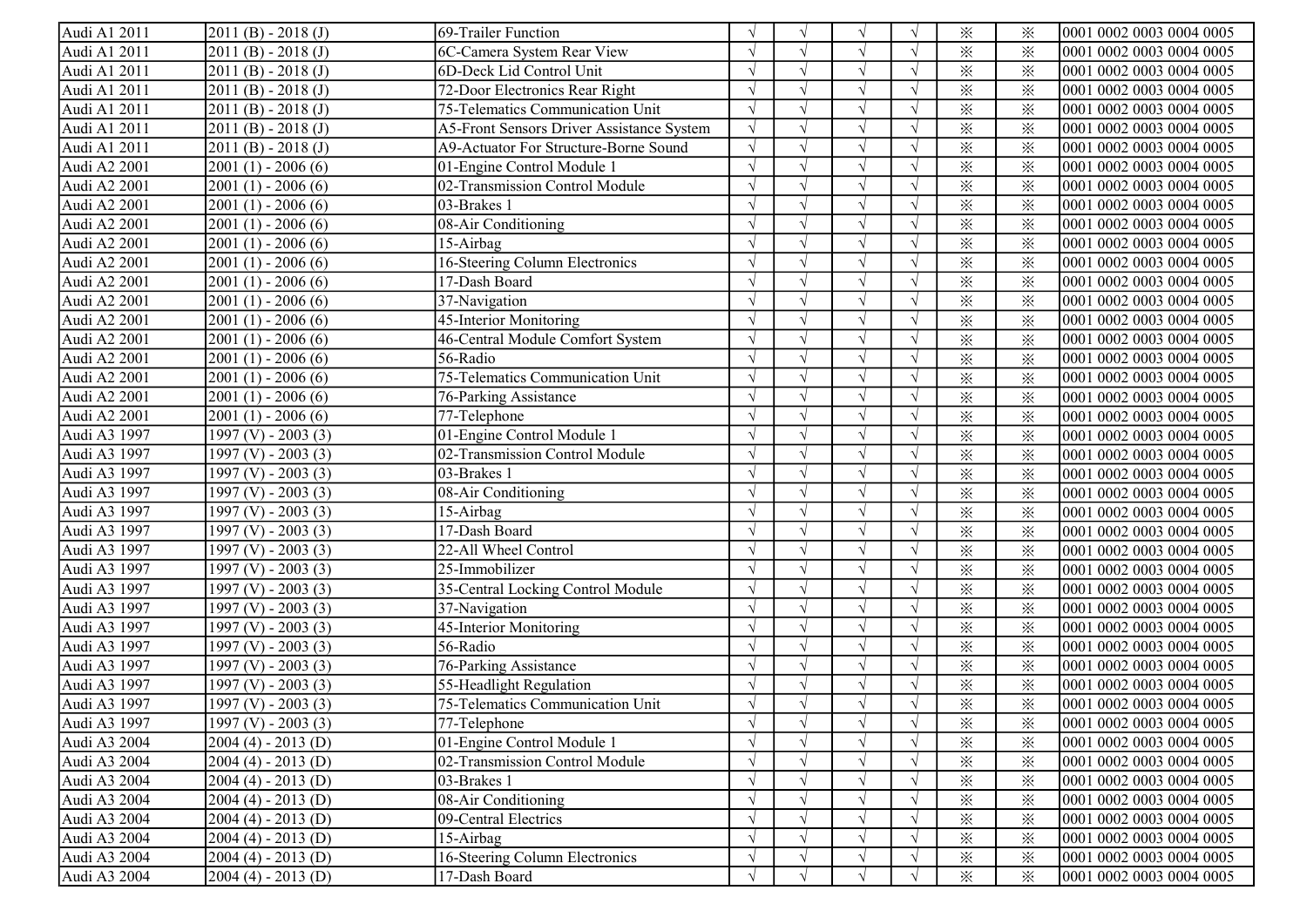| Audi A1 2011 | 2011 (B) - 2018 (J) | 69-Trailer Function | √ | √ | √ | √ | ※ | ※ | 0001 0002 0003 0004 0005 |
|---|---|---|---|---|---|---|---|---|---|
| Audi A1 2011 | 2011 (B) - 2018 (J) | 6C-Camera System Rear View | √ | √ | √ | √ | ※ | ※ | 0001 0002 0003 0004 0005 |
| Audi A1 2011 | 2011 (B) - 2018 (J) | 6D-Deck Lid Control Unit | √ | √ | √ | √ | ※ | ※ | 0001 0002 0003 0004 0005 |
| Audi A1 2011 | 2011 (B) - 2018 (J) | 72-Door Electronics Rear Right | √ | √ | √ | √ | ※ | ※ | 0001 0002 0003 0004 0005 |
| Audi A1 2011 | 2011 (B) - 2018 (J) | 75-Telematics Communication Unit | √ | √ | √ | √ | ※ | ※ | 0001 0002 0003 0004 0005 |
| Audi A1 2011 | 2011 (B) - 2018 (J) | A5-Front Sensors Driver Assistance System | √ | √ | √ | √ | ※ | ※ | 0001 0002 0003 0004 0005 |
| Audi A1 2011 | 2011 (B) - 2018 (J) | A9-Actuator For Structure-Borne Sound | √ | √ | √ | √ | ※ | ※ | 0001 0002 0003 0004 0005 |
| Audi A2 2001 | 2001 (1) - 2006 (6) | 01-Engine Control Module 1 | √ | √ | √ | √ | ※ | ※ | 0001 0002 0003 0004 0005 |
| Audi A2 2001 | 2001 (1) - 2006 (6) | 02-Transmission Control Module | √ | √ | √ | √ | ※ | ※ | 0001 0002 0003 0004 0005 |
| Audi A2 2001 | 2001 (1) - 2006 (6) | 03-Brakes 1 | √ | √ | √ | √ | ※ | ※ | 0001 0002 0003 0004 0005 |
| Audi A2 2001 | 2001 (1) - 2006 (6) | 08-Air Conditioning | √ | √ | √ | √ | ※ | ※ | 0001 0002 0003 0004 0005 |
| Audi A2 2001 | 2001 (1) - 2006 (6) | 15-Airbag | √ | √ | √ | √ | ※ | ※ | 0001 0002 0003 0004 0005 |
| Audi A2 2001 | 2001 (1) - 2006 (6) | 16-Steering Column Electronics | √ | √ | √ | √ | ※ | ※ | 0001 0002 0003 0004 0005 |
| Audi A2 2001 | 2001 (1) - 2006 (6) | 17-Dash Board | √ | √ | √ | √ | ※ | ※ | 0001 0002 0003 0004 0005 |
| Audi A2 2001 | 2001 (1) - 2006 (6) | 37-Navigation | √ | √ | √ | √ | ※ | ※ | 0001 0002 0003 0004 0005 |
| Audi A2 2001 | 2001 (1) - 2006 (6) | 45-Interior Monitoring | √ | √ | √ | √ | ※ | ※ | 0001 0002 0003 0004 0005 |
| Audi A2 2001 | 2001 (1) - 2006 (6) | 46-Central Module Comfort System | √ | √ | √ | √ | ※ | ※ | 0001 0002 0003 0004 0005 |
| Audi A2 2001 | 2001 (1) - 2006 (6) | 56-Radio | √ | √ | √ | √ | ※ | ※ | 0001 0002 0003 0004 0005 |
| Audi A2 2001 | 2001 (1) - 2006 (6) | 75-Telematics Communication Unit | √ | √ | √ | √ | ※ | ※ | 0001 0002 0003 0004 0005 |
| Audi A2 2001 | 2001 (1) - 2006 (6) | 76-Parking Assistance | √ | √ | √ | √ | ※ | ※ | 0001 0002 0003 0004 0005 |
| Audi A2 2001 | 2001 (1) - 2006 (6) | 77-Telephone | √ | √ | √ | √ | ※ | ※ | 0001 0002 0003 0004 0005 |
| Audi A3 1997 | 1997 (V) - 2003 (3) | 01-Engine Control Module 1 | √ | √ | √ | √ | ※ | ※ | 0001 0002 0003 0004 0005 |
| Audi A3 1997 | 1997 (V) - 2003 (3) | 02-Transmission Control Module | √ | √ | √ | √ | ※ | ※ | 0001 0002 0003 0004 0005 |
| Audi A3 1997 | 1997 (V) - 2003 (3) | 03-Brakes 1 | √ | √ | √ | √ | ※ | ※ | 0001 0002 0003 0004 0005 |
| Audi A3 1997 | 1997 (V) - 2003 (3) | 08-Air Conditioning | √ | √ | √ | √ | ※ | ※ | 0001 0002 0003 0004 0005 |
| Audi A3 1997 | 1997 (V) - 2003 (3) | 15-Airbag | √ | √ | √ | √ | ※ | ※ | 0001 0002 0003 0004 0005 |
| Audi A3 1997 | 1997 (V) - 2003 (3) | 17-Dash Board | √ | √ | √ | √ | ※ | ※ | 0001 0002 0003 0004 0005 |
| Audi A3 1997 | 1997 (V) - 2003 (3) | 22-All Wheel Control | √ | √ | √ | √ | ※ | ※ | 0001 0002 0003 0004 0005 |
| Audi A3 1997 | 1997 (V) - 2003 (3) | 25-Immobilizer | √ | √ | √ | √ | ※ | ※ | 0001 0002 0003 0004 0005 |
| Audi A3 1997 | 1997 (V) - 2003 (3) | 35-Central Locking Control Module | √ | √ | √ | √ | ※ | ※ | 0001 0002 0003 0004 0005 |
| Audi A3 1997 | 1997 (V) - 2003 (3) | 37-Navigation | √ | √ | √ | √ | ※ | ※ | 0001 0002 0003 0004 0005 |
| Audi A3 1997 | 1997 (V) - 2003 (3) | 45-Interior Monitoring | √ | √ | √ | √ | ※ | ※ | 0001 0002 0003 0004 0005 |
| Audi A3 1997 | 1997 (V) - 2003 (3) | 56-Radio | √ | √ | √ | √ | ※ | ※ | 0001 0002 0003 0004 0005 |
| Audi A3 1997 | 1997 (V) - 2003 (3) | 76-Parking Assistance | √ | √ | √ | √ | ※ | ※ | 0001 0002 0003 0004 0005 |
| Audi A3 1997 | 1997 (V) - 2003 (3) | 55-Headlight Regulation | √ | √ | √ | √ | ※ | ※ | 0001 0002 0003 0004 0005 |
| Audi A3 1997 | 1997 (V) - 2003 (3) | 75-Telematics Communication Unit | √ | √ | √ | √ | ※ | ※ | 0001 0002 0003 0004 0005 |
| Audi A3 1997 | 1997 (V) - 2003 (3) | 77-Telephone | √ | √ | √ | √ | ※ | ※ | 0001 0002 0003 0004 0005 |
| Audi A3 2004 | 2004 (4) - 2013 (D) | 01-Engine Control Module 1 | √ | √ | √ | √ | ※ | ※ | 0001 0002 0003 0004 0005 |
| Audi A3 2004 | 2004 (4) - 2013 (D) | 02-Transmission Control Module | √ | √ | √ | √ | ※ | ※ | 0001 0002 0003 0004 0005 |
| Audi A3 2004 | 2004 (4) - 2013 (D) | 03-Brakes 1 | √ | √ | √ | √ | ※ | ※ | 0001 0002 0003 0004 0005 |
| Audi A3 2004 | 2004 (4) - 2013 (D) | 08-Air Conditioning | √ | √ | √ | √ | ※ | ※ | 0001 0002 0003 0004 0005 |
| Audi A3 2004 | 2004 (4) - 2013 (D) | 09-Central Electrics | √ | √ | √ | √ | ※ | ※ | 0001 0002 0003 0004 0005 |
| Audi A3 2004 | 2004 (4) - 2013 (D) | 15-Airbag | √ | √ | √ | √ | ※ | ※ | 0001 0002 0003 0004 0005 |
| Audi A3 2004 | 2004 (4) - 2013 (D) | 16-Steering Column Electronics | √ | √ | √ | √ | ※ | ※ | 0001 0002 0003 0004 0005 |
| Audi A3 2004 | 2004 (4) - 2013 (D) | 17-Dash Board | √ | √ | √ | √ | ※ | ※ | 0001 0002 0003 0004 0005 |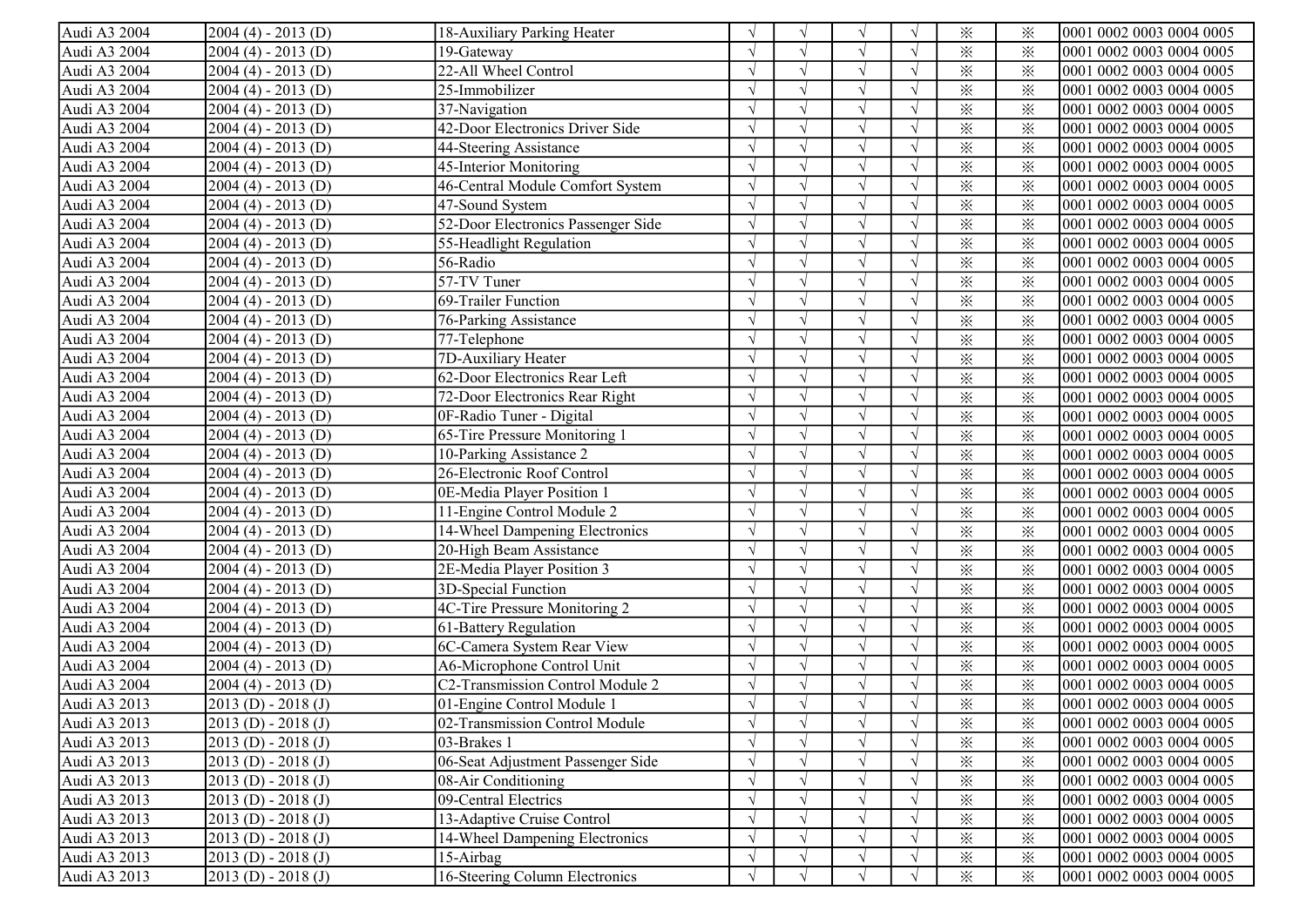| | | | | | | | | | |
|---|---|---|---|---|---|---|---|---|---|
| Audi A3 2004 | 2004 (4) - 2013 (D) | 18-Auxiliary Parking Heater | √ | √ | √ | √ | ※ | ※ | 0001 0002 0003 0004 0005 |
| Audi A3 2004 | 2004 (4) - 2013 (D) | 19-Gateway | √ | √ | √ | √ | ※ | ※ | 0001 0002 0003 0004 0005 |
| Audi A3 2004 | 2004 (4) - 2013 (D) | 22-All Wheel Control | √ | √ | √ | √ | ※ | ※ | 0001 0002 0003 0004 0005 |
| Audi A3 2004 | 2004 (4) - 2013 (D) | 25-Immobilizer | √ | √ | √ | √ | ※ | ※ | 0001 0002 0003 0004 0005 |
| Audi A3 2004 | 2004 (4) - 2013 (D) | 37-Navigation | √ | √ | √ | √ | ※ | ※ | 0001 0002 0003 0004 0005 |
| Audi A3 2004 | 2004 (4) - 2013 (D) | 42-Door Electronics Driver Side | √ | √ | √ | √ | ※ | ※ | 0001 0002 0003 0004 0005 |
| Audi A3 2004 | 2004 (4) - 2013 (D) | 44-Steering Assistance | √ | √ | √ | √ | ※ | ※ | 0001 0002 0003 0004 0005 |
| Audi A3 2004 | 2004 (4) - 2013 (D) | 45-Interior Monitoring | √ | √ | √ | √ | ※ | ※ | 0001 0002 0003 0004 0005 |
| Audi A3 2004 | 2004 (4) - 2013 (D) | 46-Central Module Comfort System | √ | √ | √ | √ | ※ | ※ | 0001 0002 0003 0004 0005 |
| Audi A3 2004 | 2004 (4) - 2013 (D) | 47-Sound System | √ | √ | √ | √ | ※ | ※ | 0001 0002 0003 0004 0005 |
| Audi A3 2004 | 2004 (4) - 2013 (D) | 52-Door Electronics Passenger Side | √ | √ | √ | √ | ※ | ※ | 0001 0002 0003 0004 0005 |
| Audi A3 2004 | 2004 (4) - 2013 (D) | 55-Headlight Regulation | √ | √ | √ | √ | ※ | ※ | 0001 0002 0003 0004 0005 |
| Audi A3 2004 | 2004 (4) - 2013 (D) | 56-Radio | √ | √ | √ | √ | ※ | ※ | 0001 0002 0003 0004 0005 |
| Audi A3 2004 | 2004 (4) - 2013 (D) | 57-TV Tuner | √ | √ | √ | √ | ※ | ※ | 0001 0002 0003 0004 0005 |
| Audi A3 2004 | 2004 (4) - 2013 (D) | 69-Trailer Function | √ | √ | √ | √ | ※ | ※ | 0001 0002 0003 0004 0005 |
| Audi A3 2004 | 2004 (4) - 2013 (D) | 76-Parking Assistance | √ | √ | √ | √ | ※ | ※ | 0001 0002 0003 0004 0005 |
| Audi A3 2004 | 2004 (4) - 2013 (D) | 77-Telephone | √ | √ | √ | √ | ※ | ※ | 0001 0002 0003 0004 0005 |
| Audi A3 2004 | 2004 (4) - 2013 (D) | 7D-Auxiliary Heater | √ | √ | √ | √ | ※ | ※ | 0001 0002 0003 0004 0005 |
| Audi A3 2004 | 2004 (4) - 2013 (D) | 62-Door Electronics Rear Left | √ | √ | √ | √ | ※ | ※ | 0001 0002 0003 0004 0005 |
| Audi A3 2004 | 2004 (4) - 2013 (D) | 72-Door Electronics Rear Right | √ | √ | √ | √ | ※ | ※ | 0001 0002 0003 0004 0005 |
| Audi A3 2004 | 2004 (4) - 2013 (D) | 0F-Radio Tuner - Digital | √ | √ | √ | √ | ※ | ※ | 0001 0002 0003 0004 0005 |
| Audi A3 2004 | 2004 (4) - 2013 (D) | 65-Tire Pressure Monitoring 1 | √ | √ | √ | √ | ※ | ※ | 0001 0002 0003 0004 0005 |
| Audi A3 2004 | 2004 (4) - 2013 (D) | 10-Parking Assistance 2 | √ | √ | √ | √ | ※ | ※ | 0001 0002 0003 0004 0005 |
| Audi A3 2004 | 2004 (4) - 2013 (D) | 26-Electronic Roof Control | √ | √ | √ | √ | ※ | ※ | 0001 0002 0003 0004 0005 |
| Audi A3 2004 | 2004 (4) - 2013 (D) | 0E-Media Player Position 1 | √ | √ | √ | √ | ※ | ※ | 0001 0002 0003 0004 0005 |
| Audi A3 2004 | 2004 (4) - 2013 (D) | 11-Engine Control Module 2 | √ | √ | √ | √ | ※ | ※ | 0001 0002 0003 0004 0005 |
| Audi A3 2004 | 2004 (4) - 2013 (D) | 14-Wheel Dampening Electronics | √ | √ | √ | √ | ※ | ※ | 0001 0002 0003 0004 0005 |
| Audi A3 2004 | 2004 (4) - 2013 (D) | 20-High Beam Assistance | √ | √ | √ | √ | ※ | ※ | 0001 0002 0003 0004 0005 |
| Audi A3 2004 | 2004 (4) - 2013 (D) | 2E-Media Player Position 3 | √ | √ | √ | √ | ※ | ※ | 0001 0002 0003 0004 0005 |
| Audi A3 2004 | 2004 (4) - 2013 (D) | 3D-Special Function | √ | √ | √ | √ | ※ | ※ | 0001 0002 0003 0004 0005 |
| Audi A3 2004 | 2004 (4) - 2013 (D) | 4C-Tire Pressure Monitoring 2 | √ | √ | √ | √ | ※ | ※ | 0001 0002 0003 0004 0005 |
| Audi A3 2004 | 2004 (4) - 2013 (D) | 61-Battery Regulation | √ | √ | √ | √ | ※ | ※ | 0001 0002 0003 0004 0005 |
| Audi A3 2004 | 2004 (4) - 2013 (D) | 6C-Camera System Rear View | √ | √ | √ | √ | ※ | ※ | 0001 0002 0003 0004 0005 |
| Audi A3 2004 | 2004 (4) - 2013 (D) | A6-Microphone Control Unit | √ | √ | √ | √ | ※ | ※ | 0001 0002 0003 0004 0005 |
| Audi A3 2004 | 2004 (4) - 2013 (D) | C2-Transmission Control Module 2 | √ | √ | √ | √ | ※ | ※ | 0001 0002 0003 0004 0005 |
| Audi A3 2013 | 2013 (D) - 2018 (J) | 01-Engine Control Module 1 | √ | √ | √ | √ | ※ | ※ | 0001 0002 0003 0004 0005 |
| Audi A3 2013 | 2013 (D) - 2018 (J) | 02-Transmission Control Module | √ | √ | √ | √ | ※ | ※ | 0001 0002 0003 0004 0005 |
| Audi A3 2013 | 2013 (D) - 2018 (J) | 03-Brakes 1 | √ | √ | √ | √ | ※ | ※ | 0001 0002 0003 0004 0005 |
| Audi A3 2013 | 2013 (D) - 2018 (J) | 06-Seat Adjustment Passenger Side | √ | √ | √ | √ | ※ | ※ | 0001 0002 0003 0004 0005 |
| Audi A3 2013 | 2013 (D) - 2018 (J) | 08-Air Conditioning | √ | √ | √ | √ | ※ | ※ | 0001 0002 0003 0004 0005 |
| Audi A3 2013 | 2013 (D) - 2018 (J) | 09-Central Electrics | √ | √ | √ | √ | ※ | ※ | 0001 0002 0003 0004 0005 |
| Audi A3 2013 | 2013 (D) - 2018 (J) | 13-Adaptive Cruise Control | √ | √ | √ | √ | ※ | ※ | 0001 0002 0003 0004 0005 |
| Audi A3 2013 | 2013 (D) - 2018 (J) | 14-Wheel Dampening Electronics | √ | √ | √ | √ | ※ | ※ | 0001 0002 0003 0004 0005 |
| Audi A3 2013 | 2013 (D) - 2018 (J) | 15-Airbag | √ | √ | √ | √ | ※ | ※ | 0001 0002 0003 0004 0005 |
| Audi A3 2013 | 2013 (D) - 2018 (J) | 16-Steering Column Electronics | √ | √ | √ | √ | ※ | ※ | 0001 0002 0003 0004 0005 |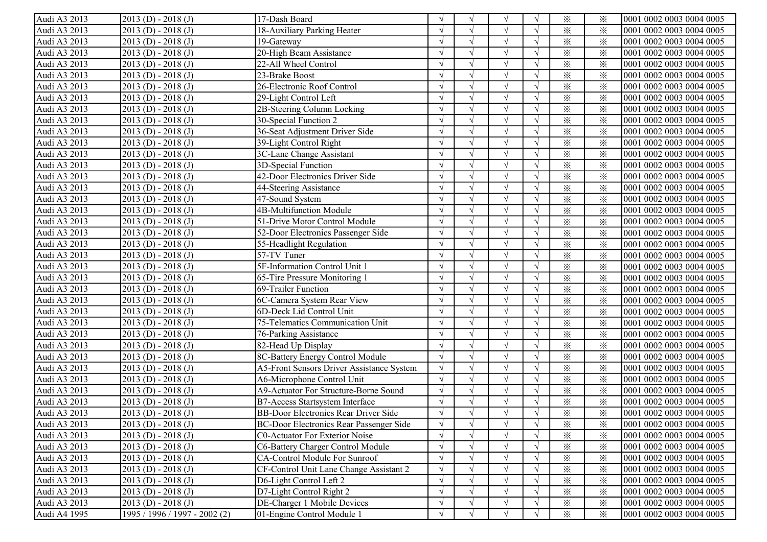| | | | | | | | | | |
|---|---|---|---|---|---|---|---|---|---|
| Audi A3 2013 | 2013 (D) - 2018 (J) | 17-Dash Board | √ | √ | √ | √ | ※ | ※ | 0001 0002 0003 0004 0005 |
| Audi A3 2013 | 2013 (D) - 2018 (J) | 18-Auxiliary Parking Heater | √ | √ | √ | √ | ※ | ※ | 0001 0002 0003 0004 0005 |
| Audi A3 2013 | 2013 (D) - 2018 (J) | 19-Gateway | √ | √ | √ | √ | ※ | ※ | 0001 0002 0003 0004 0005 |
| Audi A3 2013 | 2013 (D) - 2018 (J) | 20-High Beam Assistance | √ | √ | √ | √ | ※ | ※ | 0001 0002 0003 0004 0005 |
| Audi A3 2013 | 2013 (D) - 2018 (J) | 22-All Wheel Control | √ | √ | √ | √ | ※ | ※ | 0001 0002 0003 0004 0005 |
| Audi A3 2013 | 2013 (D) - 2018 (J) | 23-Brake Boost | √ | √ | √ | √ | ※ | ※ | 0001 0002 0003 0004 0005 |
| Audi A3 2013 | 2013 (D) - 2018 (J) | 26-Electronic Roof Control | √ | √ | √ | √ | ※ | ※ | 0001 0002 0003 0004 0005 |
| Audi A3 2013 | 2013 (D) - 2018 (J) | 29-Light Control Left | √ | √ | √ | √ | ※ | ※ | 0001 0002 0003 0004 0005 |
| Audi A3 2013 | 2013 (D) - 2018 (J) | 2B-Steering Column Locking | √ | √ | √ | √ | ※ | ※ | 0001 0002 0003 0004 0005 |
| Audi A3 2013 | 2013 (D) - 2018 (J) | 30-Special Function 2 | √ | √ | √ | √ | ※ | ※ | 0001 0002 0003 0004 0005 |
| Audi A3 2013 | 2013 (D) - 2018 (J) | 36-Seat Adjustment Driver Side | √ | √ | √ | √ | ※ | ※ | 0001 0002 0003 0004 0005 |
| Audi A3 2013 | 2013 (D) - 2018 (J) | 39-Light Control Right | √ | √ | √ | √ | ※ | ※ | 0001 0002 0003 0004 0005 |
| Audi A3 2013 | 2013 (D) - 2018 (J) | 3C-Lane Change Assistant | √ | √ | √ | √ | ※ | ※ | 0001 0002 0003 0004 0005 |
| Audi A3 2013 | 2013 (D) - 2018 (J) | 3D-Special Function | √ | √ | √ | √ | ※ | ※ | 0001 0002 0003 0004 0005 |
| Audi A3 2013 | 2013 (D) - 2018 (J) | 42-Door Electronics Driver Side | √ | √ | √ | √ | ※ | ※ | 0001 0002 0003 0004 0005 |
| Audi A3 2013 | 2013 (D) - 2018 (J) | 44-Steering Assistance | √ | √ | √ | √ | ※ | ※ | 0001 0002 0003 0004 0005 |
| Audi A3 2013 | 2013 (D) - 2018 (J) | 47-Sound System | √ | √ | √ | √ | ※ | ※ | 0001 0002 0003 0004 0005 |
| Audi A3 2013 | 2013 (D) - 2018 (J) | 4B-Multifunction Module | √ | √ | √ | √ | ※ | ※ | 0001 0002 0003 0004 0005 |
| Audi A3 2013 | 2013 (D) - 2018 (J) | 51-Drive Motor Control Module | √ | √ | √ | √ | ※ | ※ | 0001 0002 0003 0004 0005 |
| Audi A3 2013 | 2013 (D) - 2018 (J) | 52-Door Electronics Passenger Side | √ | √ | √ | √ | ※ | ※ | 0001 0002 0003 0004 0005 |
| Audi A3 2013 | 2013 (D) - 2018 (J) | 55-Headlight Regulation | √ | √ | √ | √ | ※ | ※ | 0001 0002 0003 0004 0005 |
| Audi A3 2013 | 2013 (D) - 2018 (J) | 57-TV Tuner | √ | √ | √ | √ | ※ | ※ | 0001 0002 0003 0004 0005 |
| Audi A3 2013 | 2013 (D) - 2018 (J) | 5F-Information Control Unit 1 | √ | √ | √ | √ | ※ | ※ | 0001 0002 0003 0004 0005 |
| Audi A3 2013 | 2013 (D) - 2018 (J) | 65-Tire Pressure Monitoring 1 | √ | √ | √ | √ | ※ | ※ | 0001 0002 0003 0004 0005 |
| Audi A3 2013 | 2013 (D) - 2018 (J) | 69-Trailer Function | √ | √ | √ | √ | ※ | ※ | 0001 0002 0003 0004 0005 |
| Audi A3 2013 | 2013 (D) - 2018 (J) | 6C-Camera System Rear View | √ | √ | √ | √ | ※ | ※ | 0001 0002 0003 0004 0005 |
| Audi A3 2013 | 2013 (D) - 2018 (J) | 6D-Deck Lid Control Unit | √ | √ | √ | √ | ※ | ※ | 0001 0002 0003 0004 0005 |
| Audi A3 2013 | 2013 (D) - 2018 (J) | 75-Telematics Communication Unit | √ | √ | √ | √ | ※ | ※ | 0001 0002 0003 0004 0005 |
| Audi A3 2013 | 2013 (D) - 2018 (J) | 76-Parking Assistance | √ | √ | √ | √ | ※ | ※ | 0001 0002 0003 0004 0005 |
| Audi A3 2013 | 2013 (D) - 2018 (J) | 82-Head Up Display | √ | √ | √ | √ | ※ | ※ | 0001 0002 0003 0004 0005 |
| Audi A3 2013 | 2013 (D) - 2018 (J) | 8C-Battery Energy Control Module | √ | √ | √ | √ | ※ | ※ | 0001 0002 0003 0004 0005 |
| Audi A3 2013 | 2013 (D) - 2018 (J) | A5-Front Sensors Driver Assistance System | √ | √ | √ | √ | ※ | ※ | 0001 0002 0003 0004 0005 |
| Audi A3 2013 | 2013 (D) - 2018 (J) | A6-Microphone Control Unit | √ | √ | √ | √ | ※ | ※ | 0001 0002 0003 0004 0005 |
| Audi A3 2013 | 2013 (D) - 2018 (J) | A9-Actuator For Structure-Borne Sound | √ | √ | √ | √ | ※ | ※ | 0001 0002 0003 0004 0005 |
| Audi A3 2013 | 2013 (D) - 2018 (J) | B7-Access Startsystem Interface | √ | √ | √ | √ | ※ | ※ | 0001 0002 0003 0004 0005 |
| Audi A3 2013 | 2013 (D) - 2018 (J) | BB-Door Electronics Rear Driver Side | √ | √ | √ | √ | ※ | ※ | 0001 0002 0003 0004 0005 |
| Audi A3 2013 | 2013 (D) - 2018 (J) | BC-Door Electronics Rear Passenger Side | √ | √ | √ | √ | ※ | ※ | 0001 0002 0003 0004 0005 |
| Audi A3 2013 | 2013 (D) - 2018 (J) | C0-Actuator For Exterior Noise | √ | √ | √ | √ | ※ | ※ | 0001 0002 0003 0004 0005 |
| Audi A3 2013 | 2013 (D) - 2018 (J) | C6-Battery Charger Control Module | √ | √ | √ | √ | ※ | ※ | 0001 0002 0003 0004 0005 |
| Audi A3 2013 | 2013 (D) - 2018 (J) | CA-Control Module For Sunroof | √ | √ | √ | √ | ※ | ※ | 0001 0002 0003 0004 0005 |
| Audi A3 2013 | 2013 (D) - 2018 (J) | CF-Control Unit Lane Change Assistant 2 | √ | √ | √ | √ | ※ | ※ | 0001 0002 0003 0004 0005 |
| Audi A3 2013 | 2013 (D) - 2018 (J) | D6-Light Control Left 2 | √ | √ | √ | √ | ※ | ※ | 0001 0002 0003 0004 0005 |
| Audi A3 2013 | 2013 (D) - 2018 (J) | D7-Light Control Right 2 | √ | √ | √ | √ | ※ | ※ | 0001 0002 0003 0004 0005 |
| Audi A3 2013 | 2013 (D) - 2018 (J) | DE-Charger 1 Mobile Devices | √ | √ | √ | √ | ※ | ※ | 0001 0002 0003 0004 0005 |
| Audi A4 1995 | 1995 / 1996 / 1997 - 2002 (2) | 01-Engine Control Module 1 | √ | √ | √ | √ | ※ | ※ | 0001 0002 0003 0004 0005 |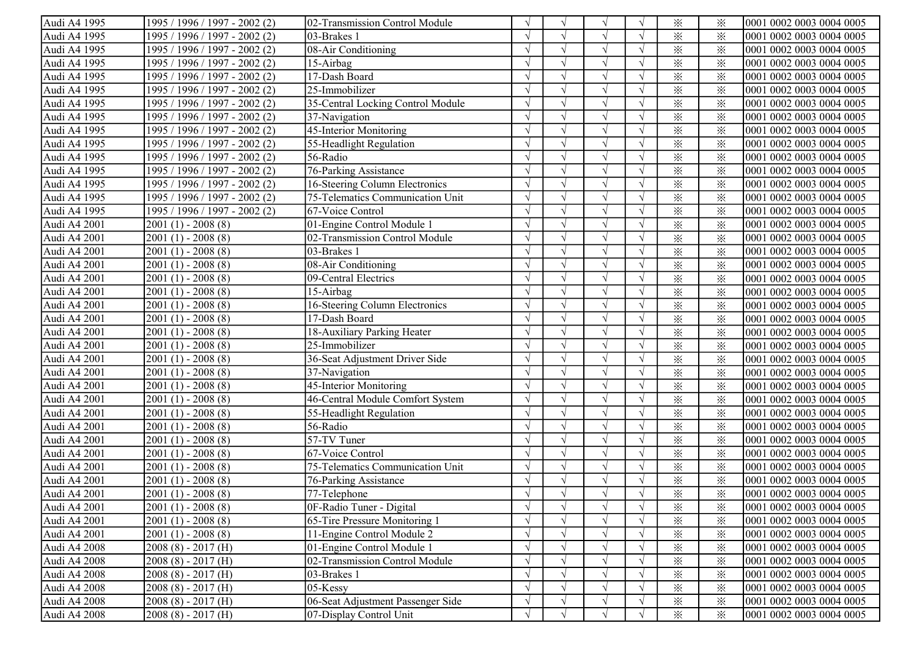| | | | | | | | | | |
|---|---|---|---|---|---|---|---|---|---|
| Audi A4 1995 | 1995 / 1996 / 1997 - 2002 (2) | 02-Transmission Control Module | √ | √ | √ | √ | ※ | ※ | 0001 0002 0003 0004 0005 |
| Audi A4 1995 | 1995 / 1996 / 1997 - 2002 (2) | 03-Brakes 1 | √ | √ | √ | √ | ※ | ※ | 0001 0002 0003 0004 0005 |
| Audi A4 1995 | 1995 / 1996 / 1997 - 2002 (2) | 08-Air Conditioning | √ | √ | √ | √ | ※ | ※ | 0001 0002 0003 0004 0005 |
| Audi A4 1995 | 1995 / 1996 / 1997 - 2002 (2) | 15-Airbag | √ | √ | √ | √ | ※ | ※ | 0001 0002 0003 0004 0005 |
| Audi A4 1995 | 1995 / 1996 / 1997 - 2002 (2) | 17-Dash Board | √ | √ | √ | √ | ※ | ※ | 0001 0002 0003 0004 0005 |
| Audi A4 1995 | 1995 / 1996 / 1997 - 2002 (2) | 25-Immobilizer | √ | √ | √ | √ | ※ | ※ | 0001 0002 0003 0004 0005 |
| Audi A4 1995 | 1995 / 1996 / 1997 - 2002 (2) | 35-Central Locking Control Module | √ | √ | √ | √ | ※ | ※ | 0001 0002 0003 0004 0005 |
| Audi A4 1995 | 1995 / 1996 / 1997 - 2002 (2) | 37-Navigation | √ | √ | √ | √ | ※ | ※ | 0001 0002 0003 0004 0005 |
| Audi A4 1995 | 1995 / 1996 / 1997 - 2002 (2) | 45-Interior Monitoring | √ | √ | √ | √ | ※ | ※ | 0001 0002 0003 0004 0005 |
| Audi A4 1995 | 1995 / 1996 / 1997 - 2002 (2) | 55-Headlight Regulation | √ | √ | √ | √ | ※ | ※ | 0001 0002 0003 0004 0005 |
| Audi A4 1995 | 1995 / 1996 / 1997 - 2002 (2) | 56-Radio | √ | √ | √ | √ | ※ | ※ | 0001 0002 0003 0004 0005 |
| Audi A4 1995 | 1995 / 1996 / 1997 - 2002 (2) | 76-Parking Assistance | √ | √ | √ | √ | ※ | ※ | 0001 0002 0003 0004 0005 |
| Audi A4 1995 | 1995 / 1996 / 1997 - 2002 (2) | 16-Steering Column Electronics | √ | √ | √ | √ | ※ | ※ | 0001 0002 0003 0004 0005 |
| Audi A4 1995 | 1995 / 1996 / 1997 - 2002 (2) | 75-Telematics Communication Unit | √ | √ | √ | √ | ※ | ※ | 0001 0002 0003 0004 0005 |
| Audi A4 1995 | 1995 / 1996 / 1997 - 2002 (2) | 67-Voice Control | √ | √ | √ | √ | ※ | ※ | 0001 0002 0003 0004 0005 |
| Audi A4 2001 | 2001 (1) - 2008 (8) | 01-Engine Control Module 1 | √ | √ | √ | √ | ※ | ※ | 0001 0002 0003 0004 0005 |
| Audi A4 2001 | 2001 (1) - 2008 (8) | 02-Transmission Control Module | √ | √ | √ | √ | ※ | ※ | 0001 0002 0003 0004 0005 |
| Audi A4 2001 | 2001 (1) - 2008 (8) | 03-Brakes 1 | √ | √ | √ | √ | ※ | ※ | 0001 0002 0003 0004 0005 |
| Audi A4 2001 | 2001 (1) - 2008 (8) | 08-Air Conditioning | √ | √ | √ | √ | ※ | ※ | 0001 0002 0003 0004 0005 |
| Audi A4 2001 | 2001 (1) - 2008 (8) | 09-Central Electrics | √ | √ | √ | √ | ※ | ※ | 0001 0002 0003 0004 0005 |
| Audi A4 2001 | 2001 (1) - 2008 (8) | 15-Airbag | √ | √ | √ | √ | ※ | ※ | 0001 0002 0003 0004 0005 |
| Audi A4 2001 | 2001 (1) - 2008 (8) | 16-Steering Column Electronics | √ | √ | √ | √ | ※ | ※ | 0001 0002 0003 0004 0005 |
| Audi A4 2001 | 2001 (1) - 2008 (8) | 17-Dash Board | √ | √ | √ | √ | ※ | ※ | 0001 0002 0003 0004 0005 |
| Audi A4 2001 | 2001 (1) - 2008 (8) | 18-Auxiliary Parking Heater | √ | √ | √ | √ | ※ | ※ | 0001 0002 0003 0004 0005 |
| Audi A4 2001 | 2001 (1) - 2008 (8) | 25-Immobilizer | √ | √ | √ | √ | ※ | ※ | 0001 0002 0003 0004 0005 |
| Audi A4 2001 | 2001 (1) - 2008 (8) | 36-Seat Adjustment Driver Side | √ | √ | √ | √ | ※ | ※ | 0001 0002 0003 0004 0005 |
| Audi A4 2001 | 2001 (1) - 2008 (8) | 37-Navigation | √ | √ | √ | √ | ※ | ※ | 0001 0002 0003 0004 0005 |
| Audi A4 2001 | 2001 (1) - 2008 (8) | 45-Interior Monitoring | √ | √ | √ | √ | ※ | ※ | 0001 0002 0003 0004 0005 |
| Audi A4 2001 | 2001 (1) - 2008 (8) | 46-Central Module Comfort System | √ | √ | √ | √ | ※ | ※ | 0001 0002 0003 0004 0005 |
| Audi A4 2001 | 2001 (1) - 2008 (8) | 55-Headlight Regulation | √ | √ | √ | √ | ※ | ※ | 0001 0002 0003 0004 0005 |
| Audi A4 2001 | 2001 (1) - 2008 (8) | 56-Radio | √ | √ | √ | √ | ※ | ※ | 0001 0002 0003 0004 0005 |
| Audi A4 2001 | 2001 (1) - 2008 (8) | 57-TV Tuner | √ | √ | √ | √ | ※ | ※ | 0001 0002 0003 0004 0005 |
| Audi A4 2001 | 2001 (1) - 2008 (8) | 67-Voice Control | √ | √ | √ | √ | ※ | ※ | 0001 0002 0003 0004 0005 |
| Audi A4 2001 | 2001 (1) - 2008 (8) | 75-Telematics Communication Unit | √ | √ | √ | √ | ※ | ※ | 0001 0002 0003 0004 0005 |
| Audi A4 2001 | 2001 (1) - 2008 (8) | 76-Parking Assistance | √ | √ | √ | √ | ※ | ※ | 0001 0002 0003 0004 0005 |
| Audi A4 2001 | 2001 (1) - 2008 (8) | 77-Telephone | √ | √ | √ | √ | ※ | ※ | 0001 0002 0003 0004 0005 |
| Audi A4 2001 | 2001 (1) - 2008 (8) | 0F-Radio Tuner - Digital | √ | √ | √ | √ | ※ | ※ | 0001 0002 0003 0004 0005 |
| Audi A4 2001 | 2001 (1) - 2008 (8) | 65-Tire Pressure Monitoring 1 | √ | √ | √ | √ | ※ | ※ | 0001 0002 0003 0004 0005 |
| Audi A4 2001 | 2001 (1) - 2008 (8) | 11-Engine Control Module 2 | √ | √ | √ | √ | ※ | ※ | 0001 0002 0003 0004 0005 |
| Audi A4 2008 | 2008 (8) - 2017 (H) | 01-Engine Control Module 1 | √ | √ | √ | √ | ※ | ※ | 0001 0002 0003 0004 0005 |
| Audi A4 2008 | 2008 (8) - 2017 (H) | 02-Transmission Control Module | √ | √ | √ | √ | ※ | ※ | 0001 0002 0003 0004 0005 |
| Audi A4 2008 | 2008 (8) - 2017 (H) | 03-Brakes 1 | √ | √ | √ | √ | ※ | ※ | 0001 0002 0003 0004 0005 |
| Audi A4 2008 | 2008 (8) - 2017 (H) | 05-Kessy | √ | √ | √ | √ | ※ | ※ | 0001 0002 0003 0004 0005 |
| Audi A4 2008 | 2008 (8) - 2017 (H) | 06-Seat Adjustment Passenger Side | √ | √ | √ | √ | ※ | ※ | 0001 0002 0003 0004 0005 |
| Audi A4 2008 | 2008 (8) - 2017 (H) | 07-Display Control Unit | √ | √ | √ | √ | ※ | ※ | 0001 0002 0003 0004 0005 |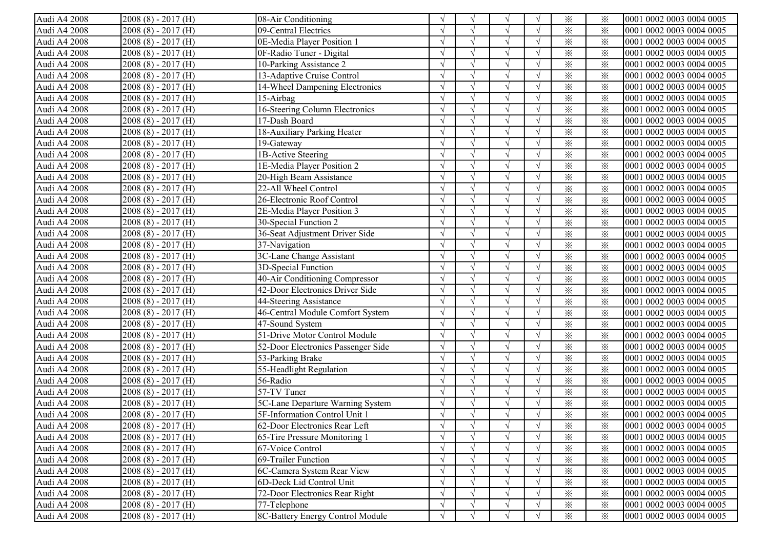| | | | | | | | | | |
|---|---|---|---|---|---|---|---|---|---|
| Audi A4 2008 | 2008 (8) - 2017 (H) | 08-Air Conditioning | √ | √ | √ | √ | ※ | ※ | 0001 0002 0003 0004 0005 |
| Audi A4 2008 | 2008 (8) - 2017 (H) | 09-Central Electrics | √ | √ | √ | √ | ※ | ※ | 0001 0002 0003 0004 0005 |
| Audi A4 2008 | 2008 (8) - 2017 (H) | 0E-Media Player Position 1 | √ | √ | √ | √ | ※ | ※ | 0001 0002 0003 0004 0005 |
| Audi A4 2008 | 2008 (8) - 2017 (H) | 0F-Radio Tuner - Digital | √ | √ | √ | √ | ※ | ※ | 0001 0002 0003 0004 0005 |
| Audi A4 2008 | 2008 (8) - 2017 (H) | 10-Parking Assistance 2 | √ | √ | √ | √ | ※ | ※ | 0001 0002 0003 0004 0005 |
| Audi A4 2008 | 2008 (8) - 2017 (H) | 13-Adaptive Cruise Control | √ | √ | √ | √ | ※ | ※ | 0001 0002 0003 0004 0005 |
| Audi A4 2008 | 2008 (8) - 2017 (H) | 14-Wheel Dampening Electronics | √ | √ | √ | √ | ※ | ※ | 0001 0002 0003 0004 0005 |
| Audi A4 2008 | 2008 (8) - 2017 (H) | 15-Airbag | √ | √ | √ | √ | ※ | ※ | 0001 0002 0003 0004 0005 |
| Audi A4 2008 | 2008 (8) - 2017 (H) | 16-Steering Column Electronics | √ | √ | √ | √ | ※ | ※ | 0001 0002 0003 0004 0005 |
| Audi A4 2008 | 2008 (8) - 2017 (H) | 17-Dash Board | √ | √ | √ | √ | ※ | ※ | 0001 0002 0003 0004 0005 |
| Audi A4 2008 | 2008 (8) - 2017 (H) | 18-Auxiliary Parking Heater | √ | √ | √ | √ | ※ | ※ | 0001 0002 0003 0004 0005 |
| Audi A4 2008 | 2008 (8) - 2017 (H) | 19-Gateway | √ | √ | √ | √ | ※ | ※ | 0001 0002 0003 0004 0005 |
| Audi A4 2008 | 2008 (8) - 2017 (H) | 1B-Active Steering | √ | √ | √ | √ | ※ | ※ | 0001 0002 0003 0004 0005 |
| Audi A4 2008 | 2008 (8) - 2017 (H) | 1E-Media Player Position 2 | √ | √ | √ | √ | ※ | ※ | 0001 0002 0003 0004 0005 |
| Audi A4 2008 | 2008 (8) - 2017 (H) | 20-High Beam Assistance | √ | √ | √ | √ | ※ | ※ | 0001 0002 0003 0004 0005 |
| Audi A4 2008 | 2008 (8) - 2017 (H) | 22-All Wheel Control | √ | √ | √ | √ | ※ | ※ | 0001 0002 0003 0004 0005 |
| Audi A4 2008 | 2008 (8) - 2017 (H) | 26-Electronic Roof Control | √ | √ | √ | √ | ※ | ※ | 0001 0002 0003 0004 0005 |
| Audi A4 2008 | 2008 (8) - 2017 (H) | 2E-Media Player Position 3 | √ | √ | √ | √ | ※ | ※ | 0001 0002 0003 0004 0005 |
| Audi A4 2008 | 2008 (8) - 2017 (H) | 30-Special Function 2 | √ | √ | √ | √ | ※ | ※ | 0001 0002 0003 0004 0005 |
| Audi A4 2008 | 2008 (8) - 2017 (H) | 36-Seat Adjustment Driver Side | √ | √ | √ | √ | ※ | ※ | 0001 0002 0003 0004 0005 |
| Audi A4 2008 | 2008 (8) - 2017 (H) | 37-Navigation | √ | √ | √ | √ | ※ | ※ | 0001 0002 0003 0004 0005 |
| Audi A4 2008 | 2008 (8) - 2017 (H) | 3C-Lane Change Assistant | √ | √ | √ | √ | ※ | ※ | 0001 0002 0003 0004 0005 |
| Audi A4 2008 | 2008 (8) - 2017 (H) | 3D-Special Function | √ | √ | √ | √ | ※ | ※ | 0001 0002 0003 0004 0005 |
| Audi A4 2008 | 2008 (8) - 2017 (H) | 40-Air Conditioning Compressor | √ | √ | √ | √ | ※ | ※ | 0001 0002 0003 0004 0005 |
| Audi A4 2008 | 2008 (8) - 2017 (H) | 42-Door Electronics Driver Side | √ | √ | √ | √ | ※ | ※ | 0001 0002 0003 0004 0005 |
| Audi A4 2008 | 2008 (8) - 2017 (H) | 44-Steering Assistance | √ | √ | √ | √ | ※ | ※ | 0001 0002 0003 0004 0005 |
| Audi A4 2008 | 2008 (8) - 2017 (H) | 46-Central Module Comfort System | √ | √ | √ | √ | ※ | ※ | 0001 0002 0003 0004 0005 |
| Audi A4 2008 | 2008 (8) - 2017 (H) | 47-Sound System | √ | √ | √ | √ | ※ | ※ | 0001 0002 0003 0004 0005 |
| Audi A4 2008 | 2008 (8) - 2017 (H) | 51-Drive Motor Control Module | √ | √ | √ | √ | ※ | ※ | 0001 0002 0003 0004 0005 |
| Audi A4 2008 | 2008 (8) - 2017 (H) | 52-Door Electronics Passenger Side | √ | √ | √ | √ | ※ | ※ | 0001 0002 0003 0004 0005 |
| Audi A4 2008 | 2008 (8) - 2017 (H) | 53-Parking Brake | √ | √ | √ | √ | ※ | ※ | 0001 0002 0003 0004 0005 |
| Audi A4 2008 | 2008 (8) - 2017 (H) | 55-Headlight Regulation | √ | √ | √ | √ | ※ | ※ | 0001 0002 0003 0004 0005 |
| Audi A4 2008 | 2008 (8) - 2017 (H) | 56-Radio | √ | √ | √ | √ | ※ | ※ | 0001 0002 0003 0004 0005 |
| Audi A4 2008 | 2008 (8) - 2017 (H) | 57-TV Tuner | √ | √ | √ | √ | ※ | ※ | 0001 0002 0003 0004 0005 |
| Audi A4 2008 | 2008 (8) - 2017 (H) | 5C-Lane Departure Warning System | √ | √ | √ | √ | ※ | ※ | 0001 0002 0003 0004 0005 |
| Audi A4 2008 | 2008 (8) - 2017 (H) | 5F-Information Control Unit 1 | √ | √ | √ | √ | ※ | ※ | 0001 0002 0003 0004 0005 |
| Audi A4 2008 | 2008 (8) - 2017 (H) | 62-Door Electronics Rear Left | √ | √ | √ | √ | ※ | ※ | 0001 0002 0003 0004 0005 |
| Audi A4 2008 | 2008 (8) - 2017 (H) | 65-Tire Pressure Monitoring 1 | √ | √ | √ | √ | ※ | ※ | 0001 0002 0003 0004 0005 |
| Audi A4 2008 | 2008 (8) - 2017 (H) | 67-Voice Control | √ | √ | √ | √ | ※ | ※ | 0001 0002 0003 0004 0005 |
| Audi A4 2008 | 2008 (8) - 2017 (H) | 69-Trailer Function | √ | √ | √ | √ | ※ | ※ | 0001 0002 0003 0004 0005 |
| Audi A4 2008 | 2008 (8) - 2017 (H) | 6C-Camera System Rear View | √ | √ | √ | √ | ※ | ※ | 0001 0002 0003 0004 0005 |
| Audi A4 2008 | 2008 (8) - 2017 (H) | 6D-Deck Lid Control Unit | √ | √ | √ | √ | ※ | ※ | 0001 0002 0003 0004 0005 |
| Audi A4 2008 | 2008 (8) - 2017 (H) | 72-Door Electronics Rear Right | √ | √ | √ | √ | ※ | ※ | 0001 0002 0003 0004 0005 |
| Audi A4 2008 | 2008 (8) - 2017 (H) | 77-Telephone | √ | √ | √ | √ | ※ | ※ | 0001 0002 0003 0004 0005 |
| Audi A4 2008 | 2008 (8) - 2017 (H) | 8C-Battery Energy Control Module | √ | √ | √ | √ | ※ | ※ | 0001 0002 0003 0004 0005 |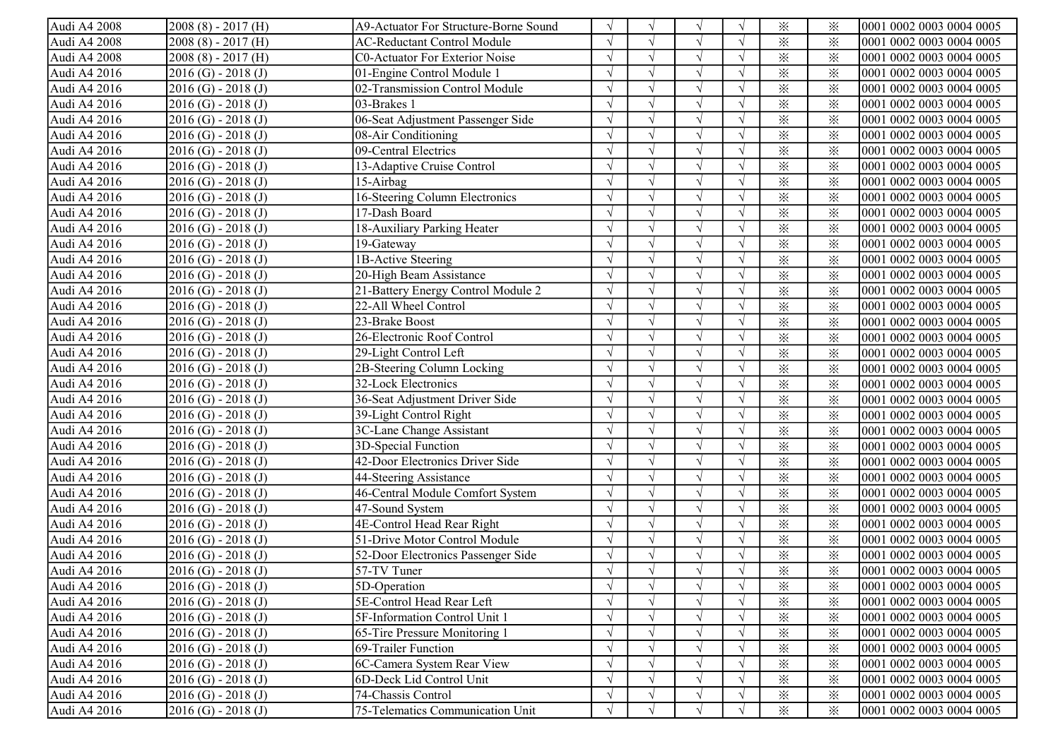| Audi A4 2008 | 2008 (8) - 2017 (H) | A9-Actuator For Structure-Borne Sound | √ | √ | √ | √ | ※ | ※ | 0001 0002 0003 0004 0005 |
|---|---|---|---|---|---|---|---|---|---|
| Audi A4 2008 | 2008 (8) - 2017 (H) | AC-Reductant Control Module | √ | √ | √ | √ | ※ | ※ | 0001 0002 0003 0004 0005 |
| Audi A4 2008 | 2008 (8) - 2017 (H) | C0-Actuator For Exterior Noise | √ | √ | √ | √ | ※ | ※ | 0001 0002 0003 0004 0005 |
| Audi A4 2016 | 2016 (G) - 2018 (J) | 01-Engine Control Module 1 | √ | √ | √ | √ | ※ | ※ | 0001 0002 0003 0004 0005 |
| Audi A4 2016 | 2016 (G) - 2018 (J) | 02-Transmission Control Module | √ | √ | √ | √ | ※ | ※ | 0001 0002 0003 0004 0005 |
| Audi A4 2016 | 2016 (G) - 2018 (J) | 03-Brakes 1 | √ | √ | √ | √ | ※ | ※ | 0001 0002 0003 0004 0005 |
| Audi A4 2016 | 2016 (G) - 2018 (J) | 06-Seat Adjustment Passenger Side | √ | √ | √ | √ | ※ | ※ | 0001 0002 0003 0004 0005 |
| Audi A4 2016 | 2016 (G) - 2018 (J) | 08-Air Conditioning | √ | √ | √ | √ | ※ | ※ | 0001 0002 0003 0004 0005 |
| Audi A4 2016 | 2016 (G) - 2018 (J) | 09-Central Electrics | √ | √ | √ | √ | ※ | ※ | 0001 0002 0003 0004 0005 |
| Audi A4 2016 | 2016 (G) - 2018 (J) | 13-Adaptive Cruise Control | √ | √ | √ | √ | ※ | ※ | 0001 0002 0003 0004 0005 |
| Audi A4 2016 | 2016 (G) - 2018 (J) | 15-Airbag | √ | √ | √ | √ | ※ | ※ | 0001 0002 0003 0004 0005 |
| Audi A4 2016 | 2016 (G) - 2018 (J) | 16-Steering Column Electronics | √ | √ | √ | √ | ※ | ※ | 0001 0002 0003 0004 0005 |
| Audi A4 2016 | 2016 (G) - 2018 (J) | 17-Dash Board | √ | √ | √ | √ | ※ | ※ | 0001 0002 0003 0004 0005 |
| Audi A4 2016 | 2016 (G) - 2018 (J) | 18-Auxiliary Parking Heater | √ | √ | √ | √ | ※ | ※ | 0001 0002 0003 0004 0005 |
| Audi A4 2016 | 2016 (G) - 2018 (J) | 19-Gateway | √ | √ | √ | √ | ※ | ※ | 0001 0002 0003 0004 0005 |
| Audi A4 2016 | 2016 (G) - 2018 (J) | 1B-Active Steering | √ | √ | √ | √ | ※ | ※ | 0001 0002 0003 0004 0005 |
| Audi A4 2016 | 2016 (G) - 2018 (J) | 20-High Beam Assistance | √ | √ | √ | √ | ※ | ※ | 0001 0002 0003 0004 0005 |
| Audi A4 2016 | 2016 (G) - 2018 (J) | 21-Battery Energy Control Module 2 | √ | √ | √ | √ | ※ | ※ | 0001 0002 0003 0004 0005 |
| Audi A4 2016 | 2016 (G) - 2018 (J) | 22-All Wheel Control | √ | √ | √ | √ | ※ | ※ | 0001 0002 0003 0004 0005 |
| Audi A4 2016 | 2016 (G) - 2018 (J) | 23-Brake Boost | √ | √ | √ | √ | ※ | ※ | 0001 0002 0003 0004 0005 |
| Audi A4 2016 | 2016 (G) - 2018 (J) | 26-Electronic Roof Control | √ | √ | √ | √ | ※ | ※ | 0001 0002 0003 0004 0005 |
| Audi A4 2016 | 2016 (G) - 2018 (J) | 29-Light Control Left | √ | √ | √ | √ | ※ | ※ | 0001 0002 0003 0004 0005 |
| Audi A4 2016 | 2016 (G) - 2018 (J) | 2B-Steering Column Locking | √ | √ | √ | √ | ※ | ※ | 0001 0002 0003 0004 0005 |
| Audi A4 2016 | 2016 (G) - 2018 (J) | 32-Lock Electronics | √ | √ | √ | √ | ※ | ※ | 0001 0002 0003 0004 0005 |
| Audi A4 2016 | 2016 (G) - 2018 (J) | 36-Seat Adjustment Driver Side | √ | √ | √ | √ | ※ | ※ | 0001 0002 0003 0004 0005 |
| Audi A4 2016 | 2016 (G) - 2018 (J) | 39-Light Control Right | √ | √ | √ | √ | ※ | ※ | 0001 0002 0003 0004 0005 |
| Audi A4 2016 | 2016 (G) - 2018 (J) | 3C-Lane Change Assistant | √ | √ | √ | √ | ※ | ※ | 0001 0002 0003 0004 0005 |
| Audi A4 2016 | 2016 (G) - 2018 (J) | 3D-Special Function | √ | √ | √ | √ | ※ | ※ | 0001 0002 0003 0004 0005 |
| Audi A4 2016 | 2016 (G) - 2018 (J) | 42-Door Electronics Driver Side | √ | √ | √ | √ | ※ | ※ | 0001 0002 0003 0004 0005 |
| Audi A4 2016 | 2016 (G) - 2018 (J) | 44-Steering Assistance | √ | √ | √ | √ | ※ | ※ | 0001 0002 0003 0004 0005 |
| Audi A4 2016 | 2016 (G) - 2018 (J) | 46-Central Module Comfort System | √ | √ | √ | √ | ※ | ※ | 0001 0002 0003 0004 0005 |
| Audi A4 2016 | 2016 (G) - 2018 (J) | 47-Sound System | √ | √ | √ | √ | ※ | ※ | 0001 0002 0003 0004 0005 |
| Audi A4 2016 | 2016 (G) - 2018 (J) | 4E-Control Head Rear Right | √ | √ | √ | √ | ※ | ※ | 0001 0002 0003 0004 0005 |
| Audi A4 2016 | 2016 (G) - 2018 (J) | 51-Drive Motor Control Module | √ | √ | √ | √ | ※ | ※ | 0001 0002 0003 0004 0005 |
| Audi A4 2016 | 2016 (G) - 2018 (J) | 52-Door Electronics Passenger Side | √ | √ | √ | √ | ※ | ※ | 0001 0002 0003 0004 0005 |
| Audi A4 2016 | 2016 (G) - 2018 (J) | 57-TV Tuner | √ | √ | √ | √ | ※ | ※ | 0001 0002 0003 0004 0005 |
| Audi A4 2016 | 2016 (G) - 2018 (J) | 5D-Operation | √ | √ | √ | √ | ※ | ※ | 0001 0002 0003 0004 0005 |
| Audi A4 2016 | 2016 (G) - 2018 (J) | 5E-Control Head Rear Left | √ | √ | √ | √ | ※ | ※ | 0001 0002 0003 0004 0005 |
| Audi A4 2016 | 2016 (G) - 2018 (J) | 5F-Information Control Unit 1 | √ | √ | √ | √ | ※ | ※ | 0001 0002 0003 0004 0005 |
| Audi A4 2016 | 2016 (G) - 2018 (J) | 65-Tire Pressure Monitoring 1 | √ | √ | √ | √ | ※ | ※ | 0001 0002 0003 0004 0005 |
| Audi A4 2016 | 2016 (G) - 2018 (J) | 69-Trailer Function | √ | √ | √ | √ | ※ | ※ | 0001 0002 0003 0004 0005 |
| Audi A4 2016 | 2016 (G) - 2018 (J) | 6C-Camera System Rear View | √ | √ | √ | √ | ※ | ※ | 0001 0002 0003 0004 0005 |
| Audi A4 2016 | 2016 (G) - 2018 (J) | 6D-Deck Lid Control Unit | √ | √ | √ | √ | ※ | ※ | 0001 0002 0003 0004 0005 |
| Audi A4 2016 | 2016 (G) - 2018 (J) | 74-Chassis Control | √ | √ | √ | √ | ※ | ※ | 0001 0002 0003 0004 0005 |
| Audi A4 2016 | 2016 (G) - 2018 (J) | 75-Telematics Communication Unit | √ | √ | √ | √ | ※ | ※ | 0001 0002 0003 0004 0005 |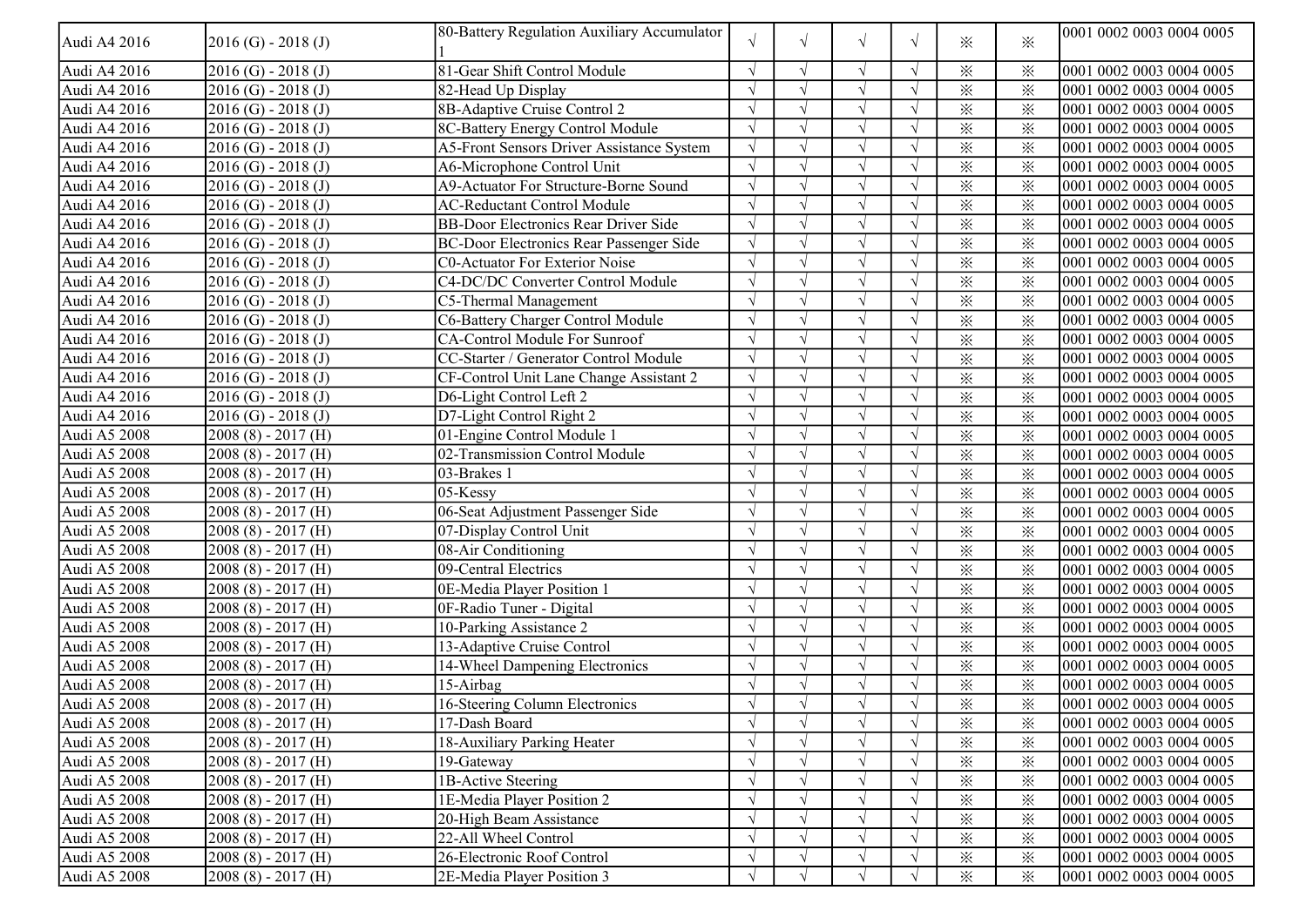| Audi A4 2016 | 2016 (G) - 2018 (J) | 80-Battery Regulation Auxiliary Accumulator 1 | √ | √ | √ | √ | ※ | ※ | 0001 0002 0003 0004 0005 |
|---|---|---|---|---|---|---|---|---|---|
| Audi A4 2016 | 2016 (G) - 2018 (J) | 81-Gear Shift Control Module | √ | √ | √ | √ | ※ | ※ | 0001 0002 0003 0004 0005 |
| Audi A4 2016 | 2016 (G) - 2018 (J) | 82-Head Up Display | √ | √ | √ | √ | ※ | ※ | 0001 0002 0003 0004 0005 |
| Audi A4 2016 | 2016 (G) - 2018 (J) | 8B-Adaptive Cruise Control 2 | √ | √ | √ | √ | ※ | ※ | 0001 0002 0003 0004 0005 |
| Audi A4 2016 | 2016 (G) - 2018 (J) | 8C-Battery Energy Control Module | √ | √ | √ | √ | ※ | ※ | 0001 0002 0003 0004 0005 |
| Audi A4 2016 | 2016 (G) - 2018 (J) | A5-Front Sensors Driver Assistance System | √ | √ | √ | √ | ※ | ※ | 0001 0002 0003 0004 0005 |
| Audi A4 2016 | 2016 (G) - 2018 (J) | A6-Microphone Control Unit | √ | √ | √ | √ | ※ | ※ | 0001 0002 0003 0004 0005 |
| Audi A4 2016 | 2016 (G) - 2018 (J) | A9-Actuator For Structure-Borne Sound | √ | √ | √ | √ | ※ | ※ | 0001 0002 0003 0004 0005 |
| Audi A4 2016 | 2016 (G) - 2018 (J) | AC-Reductant Control Module | √ | √ | √ | √ | ※ | ※ | 0001 0002 0003 0004 0005 |
| Audi A4 2016 | 2016 (G) - 2018 (J) | BB-Door Electronics Rear Driver Side | √ | √ | √ | √ | ※ | ※ | 0001 0002 0003 0004 0005 |
| Audi A4 2016 | 2016 (G) - 2018 (J) | BC-Door Electronics Rear Passenger Side | √ | √ | √ | √ | ※ | ※ | 0001 0002 0003 0004 0005 |
| Audi A4 2016 | 2016 (G) - 2018 (J) | C0-Actuator For Exterior Noise | √ | √ | √ | √ | ※ | ※ | 0001 0002 0003 0004 0005 |
| Audi A4 2016 | 2016 (G) - 2018 (J) | C4-DC/DC Converter Control Module | √ | √ | √ | √ | ※ | ※ | 0001 0002 0003 0004 0005 |
| Audi A4 2016 | 2016 (G) - 2018 (J) | C5-Thermal Management | √ | √ | √ | √ | ※ | ※ | 0001 0002 0003 0004 0005 |
| Audi A4 2016 | 2016 (G) - 2018 (J) | C6-Battery Charger Control Module | √ | √ | √ | √ | ※ | ※ | 0001 0002 0003 0004 0005 |
| Audi A4 2016 | 2016 (G) - 2018 (J) | CA-Control Module For Sunroof | √ | √ | √ | √ | ※ | ※ | 0001 0002 0003 0004 0005 |
| Audi A4 2016 | 2016 (G) - 2018 (J) | CC-Starter / Generator Control Module | √ | √ | √ | √ | ※ | ※ | 0001 0002 0003 0004 0005 |
| Audi A4 2016 | 2016 (G) - 2018 (J) | CF-Control Unit Lane Change Assistant 2 | √ | √ | √ | √ | ※ | ※ | 0001 0002 0003 0004 0005 |
| Audi A4 2016 | 2016 (G) - 2018 (J) | D6-Light Control Left 2 | √ | √ | √ | √ | ※ | ※ | 0001 0002 0003 0004 0005 |
| Audi A4 2016 | 2016 (G) - 2018 (J) | D7-Light Control Right 2 | √ | √ | √ | √ | ※ | ※ | 0001 0002 0003 0004 0005 |
| Audi A5 2008 | 2008 (8) - 2017 (H) | 01-Engine Control Module 1 | √ | √ | √ | √ | ※ | ※ | 0001 0002 0003 0004 0005 |
| Audi A5 2008 | 2008 (8) - 2017 (H) | 02-Transmission Control Module | √ | √ | √ | √ | ※ | ※ | 0001 0002 0003 0004 0005 |
| Audi A5 2008 | 2008 (8) - 2017 (H) | 03-Brakes 1 | √ | √ | √ | √ | ※ | ※ | 0001 0002 0003 0004 0005 |
| Audi A5 2008 | 2008 (8) - 2017 (H) | 05-Kessy | √ | √ | √ | √ | ※ | ※ | 0001 0002 0003 0004 0005 |
| Audi A5 2008 | 2008 (8) - 2017 (H) | 06-Seat Adjustment Passenger Side | √ | √ | √ | √ | ※ | ※ | 0001 0002 0003 0004 0005 |
| Audi A5 2008 | 2008 (8) - 2017 (H) | 07-Display Control Unit | √ | √ | √ | √ | ※ | ※ | 0001 0002 0003 0004 0005 |
| Audi A5 2008 | 2008 (8) - 2017 (H) | 08-Air Conditioning | √ | √ | √ | √ | ※ | ※ | 0001 0002 0003 0004 0005 |
| Audi A5 2008 | 2008 (8) - 2017 (H) | 09-Central Electrics | √ | √ | √ | √ | ※ | ※ | 0001 0002 0003 0004 0005 |
| Audi A5 2008 | 2008 (8) - 2017 (H) | 0E-Media Player Position 1 | √ | √ | √ | √ | ※ | ※ | 0001 0002 0003 0004 0005 |
| Audi A5 2008 | 2008 (8) - 2017 (H) | 0F-Radio Tuner - Digital | √ | √ | √ | √ | ※ | ※ | 0001 0002 0003 0004 0005 |
| Audi A5 2008 | 2008 (8) - 2017 (H) | 10-Parking Assistance 2 | √ | √ | √ | √ | ※ | ※ | 0001 0002 0003 0004 0005 |
| Audi A5 2008 | 2008 (8) - 2017 (H) | 13-Adaptive Cruise Control | √ | √ | √ | √ | ※ | ※ | 0001 0002 0003 0004 0005 |
| Audi A5 2008 | 2008 (8) - 2017 (H) | 14-Wheel Dampening Electronics | √ | √ | √ | √ | ※ | ※ | 0001 0002 0003 0004 0005 |
| Audi A5 2008 | 2008 (8) - 2017 (H) | 15-Airbag | √ | √ | √ | √ | ※ | ※ | 0001 0002 0003 0004 0005 |
| Audi A5 2008 | 2008 (8) - 2017 (H) | 16-Steering Column Electronics | √ | √ | √ | √ | ※ | ※ | 0001 0002 0003 0004 0005 |
| Audi A5 2008 | 2008 (8) - 2017 (H) | 17-Dash Board | √ | √ | √ | √ | ※ | ※ | 0001 0002 0003 0004 0005 |
| Audi A5 2008 | 2008 (8) - 2017 (H) | 18-Auxiliary Parking Heater | √ | √ | √ | √ | ※ | ※ | 0001 0002 0003 0004 0005 |
| Audi A5 2008 | 2008 (8) - 2017 (H) | 19-Gateway | √ | √ | √ | √ | ※ | ※ | 0001 0002 0003 0004 0005 |
| Audi A5 2008 | 2008 (8) - 2017 (H) | 1B-Active Steering | √ | √ | √ | √ | ※ | ※ | 0001 0002 0003 0004 0005 |
| Audi A5 2008 | 2008 (8) - 2017 (H) | 1E-Media Player Position 2 | √ | √ | √ | √ | ※ | ※ | 0001 0002 0003 0004 0005 |
| Audi A5 2008 | 2008 (8) - 2017 (H) | 20-High Beam Assistance | √ | √ | √ | √ | ※ | ※ | 0001 0002 0003 0004 0005 |
| Audi A5 2008 | 2008 (8) - 2017 (H) | 22-All Wheel Control | √ | √ | √ | √ | ※ | ※ | 0001 0002 0003 0004 0005 |
| Audi A5 2008 | 2008 (8) - 2017 (H) | 26-Electronic Roof Control | √ | √ | √ | √ | ※ | ※ | 0001 0002 0003 0004 0005 |
| Audi A5 2008 | 2008 (8) - 2017 (H) | 2E-Media Player Position 3 | √ | √ | √ | √ | ※ | ※ | 0001 0002 0003 0004 0005 |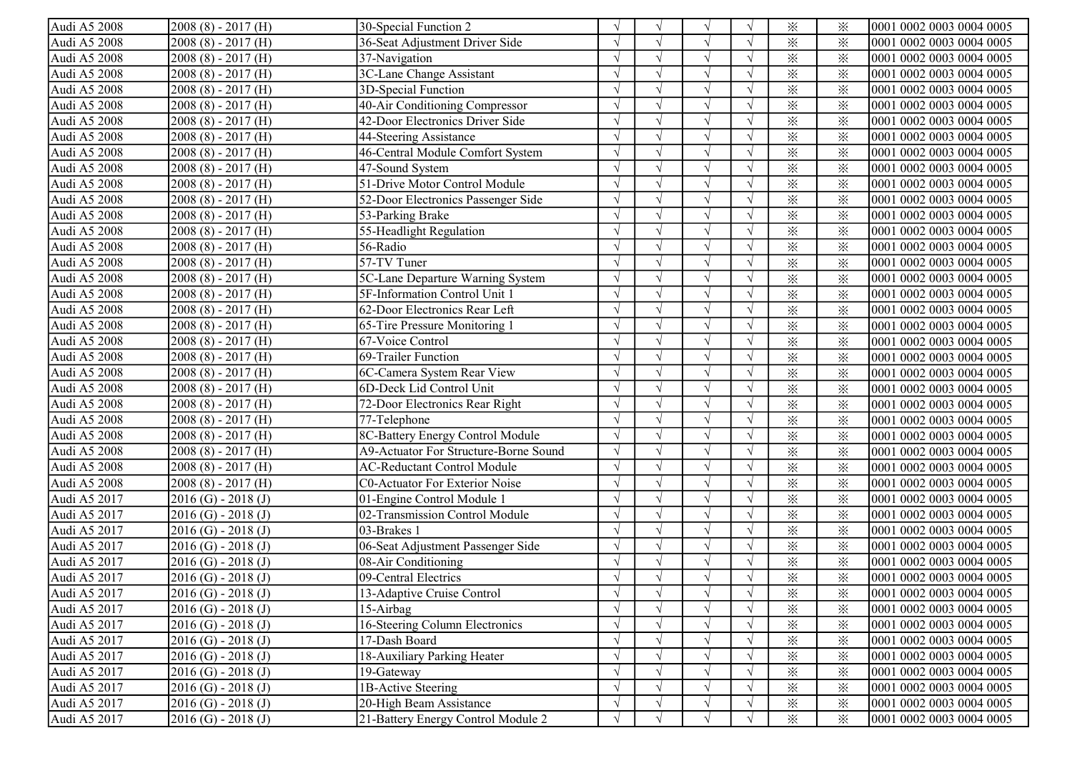| | | | | | | | | | |
|---|---|---|---|---|---|---|---|---|---|
| Audi A5 2008 | 2008 (8) - 2017 (H) | 30-Special Function 2 | √ | √ | √ | √ | ※ | ※ | 0001 0002 0003 0004 0005 |
| Audi A5 2008 | 2008 (8) - 2017 (H) | 36-Seat Adjustment Driver Side | √ | √ | √ | √ | ※ | ※ | 0001 0002 0003 0004 0005 |
| Audi A5 2008 | 2008 (8) - 2017 (H) | 37-Navigation | √ | √ | √ | √ | ※ | ※ | 0001 0002 0003 0004 0005 |
| Audi A5 2008 | 2008 (8) - 2017 (H) | 3C-Lane Change Assistant | √ | √ | √ | √ | ※ | ※ | 0001 0002 0003 0004 0005 |
| Audi A5 2008 | 2008 (8) - 2017 (H) | 3D-Special Function | √ | √ | √ | √ | ※ | ※ | 0001 0002 0003 0004 0005 |
| Audi A5 2008 | 2008 (8) - 2017 (H) | 40-Air Conditioning Compressor | √ | √ | √ | √ | ※ | ※ | 0001 0002 0003 0004 0005 |
| Audi A5 2008 | 2008 (8) - 2017 (H) | 42-Door Electronics Driver Side | √ | √ | √ | √ | ※ | ※ | 0001 0002 0003 0004 0005 |
| Audi A5 2008 | 2008 (8) - 2017 (H) | 44-Steering Assistance | √ | √ | √ | √ | ※ | ※ | 0001 0002 0003 0004 0005 |
| Audi A5 2008 | 2008 (8) - 2017 (H) | 46-Central Module Comfort System | √ | √ | √ | √ | ※ | ※ | 0001 0002 0003 0004 0005 |
| Audi A5 2008 | 2008 (8) - 2017 (H) | 47-Sound System | √ | √ | √ | √ | ※ | ※ | 0001 0002 0003 0004 0005 |
| Audi A5 2008 | 2008 (8) - 2017 (H) | 51-Drive Motor Control Module | √ | √ | √ | √ | ※ | ※ | 0001 0002 0003 0004 0005 |
| Audi A5 2008 | 2008 (8) - 2017 (H) | 52-Door Electronics Passenger Side | √ | √ | √ | √ | ※ | ※ | 0001 0002 0003 0004 0005 |
| Audi A5 2008 | 2008 (8) - 2017 (H) | 53-Parking Brake | √ | √ | √ | √ | ※ | ※ | 0001 0002 0003 0004 0005 |
| Audi A5 2008 | 2008 (8) - 2017 (H) | 55-Headlight Regulation | √ | √ | √ | √ | ※ | ※ | 0001 0002 0003 0004 0005 |
| Audi A5 2008 | 2008 (8) - 2017 (H) | 56-Radio | √ | √ | √ | √ | ※ | ※ | 0001 0002 0003 0004 0005 |
| Audi A5 2008 | 2008 (8) - 2017 (H) | 57-TV Tuner | √ | √ | √ | √ | ※ | ※ | 0001 0002 0003 0004 0005 |
| Audi A5 2008 | 2008 (8) - 2017 (H) | 5C-Lane Departure Warning System | √ | √ | √ | √ | ※ | ※ | 0001 0002 0003 0004 0005 |
| Audi A5 2008 | 2008 (8) - 2017 (H) | 5F-Information Control Unit 1 | √ | √ | √ | √ | ※ | ※ | 0001 0002 0003 0004 0005 |
| Audi A5 2008 | 2008 (8) - 2017 (H) | 62-Door Electronics Rear Left | √ | √ | √ | √ | ※ | ※ | 0001 0002 0003 0004 0005 |
| Audi A5 2008 | 2008 (8) - 2017 (H) | 65-Tire Pressure Monitoring 1 | √ | √ | √ | √ | ※ | ※ | 0001 0002 0003 0004 0005 |
| Audi A5 2008 | 2008 (8) - 2017 (H) | 67-Voice Control | √ | √ | √ | √ | ※ | ※ | 0001 0002 0003 0004 0005 |
| Audi A5 2008 | 2008 (8) - 2017 (H) | 69-Trailer Function | √ | √ | √ | √ | ※ | ※ | 0001 0002 0003 0004 0005 |
| Audi A5 2008 | 2008 (8) - 2017 (H) | 6C-Camera System Rear View | √ | √ | √ | √ | ※ | ※ | 0001 0002 0003 0004 0005 |
| Audi A5 2008 | 2008 (8) - 2017 (H) | 6D-Deck Lid Control Unit | √ | √ | √ | √ | ※ | ※ | 0001 0002 0003 0004 0005 |
| Audi A5 2008 | 2008 (8) - 2017 (H) | 72-Door Electronics Rear Right | √ | √ | √ | √ | ※ | ※ | 0001 0002 0003 0004 0005 |
| Audi A5 2008 | 2008 (8) - 2017 (H) | 77-Telephone | √ | √ | √ | √ | ※ | ※ | 0001 0002 0003 0004 0005 |
| Audi A5 2008 | 2008 (8) - 2017 (H) | 8C-Battery Energy Control Module | √ | √ | √ | √ | ※ | ※ | 0001 0002 0003 0004 0005 |
| Audi A5 2008 | 2008 (8) - 2017 (H) | A9-Actuator For Structure-Borne Sound | √ | √ | √ | √ | ※ | ※ | 0001 0002 0003 0004 0005 |
| Audi A5 2008 | 2008 (8) - 2017 (H) | AC-Reductant Control Module | √ | √ | √ | √ | ※ | ※ | 0001 0002 0003 0004 0005 |
| Audi A5 2008 | 2008 (8) - 2017 (H) | C0-Actuator For Exterior Noise | √ | √ | √ | √ | ※ | ※ | 0001 0002 0003 0004 0005 |
| Audi A5 2017 | 2016 (G) - 2018 (J) | 01-Engine Control Module 1 | √ | √ | √ | √ | ※ | ※ | 0001 0002 0003 0004 0005 |
| Audi A5 2017 | 2016 (G) - 2018 (J) | 02-Transmission Control Module | √ | √ | √ | √ | ※ | ※ | 0001 0002 0003 0004 0005 |
| Audi A5 2017 | 2016 (G) - 2018 (J) | 03-Brakes 1 | √ | √ | √ | √ | ※ | ※ | 0001 0002 0003 0004 0005 |
| Audi A5 2017 | 2016 (G) - 2018 (J) | 06-Seat Adjustment Passenger Side | √ | √ | √ | √ | ※ | ※ | 0001 0002 0003 0004 0005 |
| Audi A5 2017 | 2016 (G) - 2018 (J) | 08-Air Conditioning | √ | √ | √ | √ | ※ | ※ | 0001 0002 0003 0004 0005 |
| Audi A5 2017 | 2016 (G) - 2018 (J) | 09-Central Electrics | √ | √ | √ | √ | ※ | ※ | 0001 0002 0003 0004 0005 |
| Audi A5 2017 | 2016 (G) - 2018 (J) | 13-Adaptive Cruise Control | √ | √ | √ | √ | ※ | ※ | 0001 0002 0003 0004 0005 |
| Audi A5 2017 | 2016 (G) - 2018 (J) | 15-Airbag | √ | √ | √ | √ | ※ | ※ | 0001 0002 0003 0004 0005 |
| Audi A5 2017 | 2016 (G) - 2018 (J) | 16-Steering Column Electronics | √ | √ | √ | √ | ※ | ※ | 0001 0002 0003 0004 0005 |
| Audi A5 2017 | 2016 (G) - 2018 (J) | 17-Dash Board | √ | √ | √ | √ | ※ | ※ | 0001 0002 0003 0004 0005 |
| Audi A5 2017 | 2016 (G) - 2018 (J) | 18-Auxiliary Parking Heater | √ | √ | √ | √ | ※ | ※ | 0001 0002 0003 0004 0005 |
| Audi A5 2017 | 2016 (G) - 2018 (J) | 19-Gateway | √ | √ | √ | √ | ※ | ※ | 0001 0002 0003 0004 0005 |
| Audi A5 2017 | 2016 (G) - 2018 (J) | 1B-Active Steering | √ | √ | √ | √ | ※ | ※ | 0001 0002 0003 0004 0005 |
| Audi A5 2017 | 2016 (G) - 2018 (J) | 20-High Beam Assistance | √ | √ | √ | √ | ※ | ※ | 0001 0002 0003 0004 0005 |
| Audi A5 2017 | 2016 (G) - 2018 (J) | 21-Battery Energy Control Module 2 | √ | √ | √ | √ | ※ | ※ | 0001 0002 0003 0004 0005 |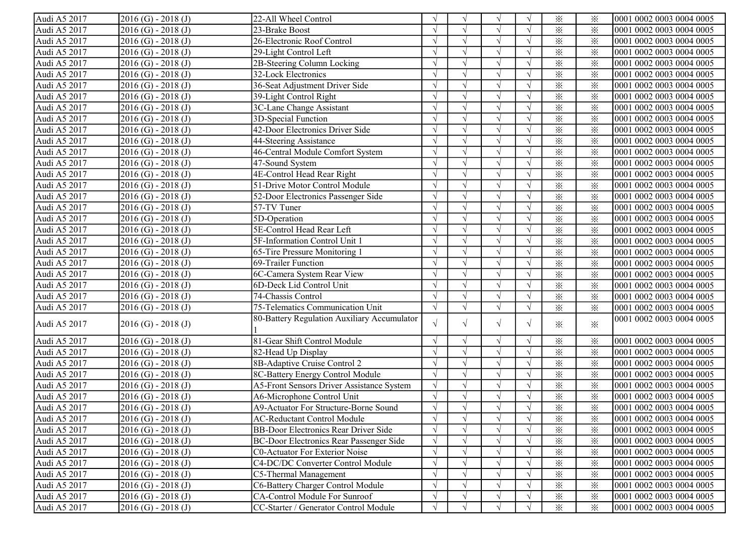| | | | | | | | | | |
|---|---|---|---|---|---|---|---|---|---|
| Audi A5 2017 | 2016 (G) - 2018 (J) | 22-All Wheel Control | √ | √ | √ | √ | ※ | ※ | 0001 0002 0003 0004 0005 |
| Audi A5 2017 | 2016 (G) - 2018 (J) | 23-Brake Boost | √ | √ | √ | √ | ※ | ※ | 0001 0002 0003 0004 0005 |
| Audi A5 2017 | 2016 (G) - 2018 (J) | 26-Electronic Roof Control | √ | √ | √ | √ | ※ | ※ | 0001 0002 0003 0004 0005 |
| Audi A5 2017 | 2016 (G) - 2018 (J) | 29-Light Control Left | √ | √ | √ | √ | ※ | ※ | 0001 0002 0003 0004 0005 |
| Audi A5 2017 | 2016 (G) - 2018 (J) | 2B-Steering Column Locking | √ | √ | √ | √ | ※ | ※ | 0001 0002 0003 0004 0005 |
| Audi A5 2017 | 2016 (G) - 2018 (J) | 32-Lock Electronics | √ | √ | √ | √ | ※ | ※ | 0001 0002 0003 0004 0005 |
| Audi A5 2017 | 2016 (G) - 2018 (J) | 36-Seat Adjustment Driver Side | √ | √ | √ | √ | ※ | ※ | 0001 0002 0003 0004 0005 |
| Audi A5 2017 | 2016 (G) - 2018 (J) | 39-Light Control Right | √ | √ | √ | √ | ※ | ※ | 0001 0002 0003 0004 0005 |
| Audi A5 2017 | 2016 (G) - 2018 (J) | 3C-Lane Change Assistant | √ | √ | √ | √ | ※ | ※ | 0001 0002 0003 0004 0005 |
| Audi A5 2017 | 2016 (G) - 2018 (J) | 3D-Special Function | √ | √ | √ | √ | ※ | ※ | 0001 0002 0003 0004 0005 |
| Audi A5 2017 | 2016 (G) - 2018 (J) | 42-Door Electronics Driver Side | √ | √ | √ | √ | ※ | ※ | 0001 0002 0003 0004 0005 |
| Audi A5 2017 | 2016 (G) - 2018 (J) | 44-Steering Assistance | √ | √ | √ | √ | ※ | ※ | 0001 0002 0003 0004 0005 |
| Audi A5 2017 | 2016 (G) - 2018 (J) | 46-Central Module Comfort System | √ | √ | √ | √ | ※ | ※ | 0001 0002 0003 0004 0005 |
| Audi A5 2017 | 2016 (G) - 2018 (J) | 47-Sound System | √ | √ | √ | √ | ※ | ※ | 0001 0002 0003 0004 0005 |
| Audi A5 2017 | 2016 (G) - 2018 (J) | 4E-Control Head Rear Right | √ | √ | √ | √ | ※ | ※ | 0001 0002 0003 0004 0005 |
| Audi A5 2017 | 2016 (G) - 2018 (J) | 51-Drive Motor Control Module | √ | √ | √ | √ | ※ | ※ | 0001 0002 0003 0004 0005 |
| Audi A5 2017 | 2016 (G) - 2018 (J) | 52-Door Electronics Passenger Side | √ | √ | √ | √ | ※ | ※ | 0001 0002 0003 0004 0005 |
| Audi A5 2017 | 2016 (G) - 2018 (J) | 57-TV Tuner | √ | √ | √ | √ | ※ | ※ | 0001 0002 0003 0004 0005 |
| Audi A5 2017 | 2016 (G) - 2018 (J) | 5D-Operation | √ | √ | √ | √ | ※ | ※ | 0001 0002 0003 0004 0005 |
| Audi A5 2017 | 2016 (G) - 2018 (J) | 5E-Control Head Rear Left | √ | √ | √ | √ | ※ | ※ | 0001 0002 0003 0004 0005 |
| Audi A5 2017 | 2016 (G) - 2018 (J) | 5F-Information Control Unit 1 | √ | √ | √ | √ | ※ | ※ | 0001 0002 0003 0004 0005 |
| Audi A5 2017 | 2016 (G) - 2018 (J) | 65-Tire Pressure Monitoring 1 | √ | √ | √ | √ | ※ | ※ | 0001 0002 0003 0004 0005 |
| Audi A5 2017 | 2016 (G) - 2018 (J) | 69-Trailer Function | √ | √ | √ | √ | ※ | ※ | 0001 0002 0003 0004 0005 |
| Audi A5 2017 | 2016 (G) - 2018 (J) | 6C-Camera System Rear View | √ | √ | √ | √ | ※ | ※ | 0001 0002 0003 0004 0005 |
| Audi A5 2017 | 2016 (G) - 2018 (J) | 6D-Deck Lid Control Unit | √ | √ | √ | √ | ※ | ※ | 0001 0002 0003 0004 0005 |
| Audi A5 2017 | 2016 (G) - 2018 (J) | 74-Chassis Control | √ | √ | √ | √ | ※ | ※ | 0001 0002 0003 0004 0005 |
| Audi A5 2017 | 2016 (G) - 2018 (J) | 75-Telematics Communication Unit | √ | √ | √ | √ | ※ | ※ | 0001 0002 0003 0004 0005 |
| Audi A5 2017 | 2016 (G) - 2018 (J) | 80-Battery Regulation Auxiliary Accumulator 1 | √ | √ | √ | √ | ※ | ※ | 0001 0002 0003 0004 0005 |
| Audi A5 2017 | 2016 (G) - 2018 (J) | 81-Gear Shift Control Module | √ | √ | √ | √ | ※ | ※ | 0001 0002 0003 0004 0005 |
| Audi A5 2017 | 2016 (G) - 2018 (J) | 82-Head Up Display | √ | √ | √ | √ | ※ | ※ | 0001 0002 0003 0004 0005 |
| Audi A5 2017 | 2016 (G) - 2018 (J) | 8B-Adaptive Cruise Control 2 | √ | √ | √ | √ | ※ | ※ | 0001 0002 0003 0004 0005 |
| Audi A5 2017 | 2016 (G) - 2018 (J) | 8C-Battery Energy Control Module | √ | √ | √ | √ | ※ | ※ | 0001 0002 0003 0004 0005 |
| Audi A5 2017 | 2016 (G) - 2018 (J) | A5-Front Sensors Driver Assistance System | √ | √ | √ | √ | ※ | ※ | 0001 0002 0003 0004 0005 |
| Audi A5 2017 | 2016 (G) - 2018 (J) | A6-Microphone Control Unit | √ | √ | √ | √ | ※ | ※ | 0001 0002 0003 0004 0005 |
| Audi A5 2017 | 2016 (G) - 2018 (J) | A9-Actuator For Structure-Borne Sound | √ | √ | √ | √ | ※ | ※ | 0001 0002 0003 0004 0005 |
| Audi A5 2017 | 2016 (G) - 2018 (J) | AC-Reductant Control Module | √ | √ | √ | √ | ※ | ※ | 0001 0002 0003 0004 0005 |
| Audi A5 2017 | 2016 (G) - 2018 (J) | BB-Door Electronics Rear Driver Side | √ | √ | √ | √ | ※ | ※ | 0001 0002 0003 0004 0005 |
| Audi A5 2017 | 2016 (G) - 2018 (J) | BC-Door Electronics Rear Passenger Side | √ | √ | √ | √ | ※ | ※ | 0001 0002 0003 0004 0005 |
| Audi A5 2017 | 2016 (G) - 2018 (J) | C0-Actuator For Exterior Noise | √ | √ | √ | √ | ※ | ※ | 0001 0002 0003 0004 0005 |
| Audi A5 2017 | 2016 (G) - 2018 (J) | C4-DC/DC Converter Control Module | √ | √ | √ | √ | ※ | ※ | 0001 0002 0003 0004 0005 |
| Audi A5 2017 | 2016 (G) - 2018 (J) | C5-Thermal Management | √ | √ | √ | √ | ※ | ※ | 0001 0002 0003 0004 0005 |
| Audi A5 2017 | 2016 (G) - 2018 (J) | C6-Battery Charger Control Module | √ | √ | √ | √ | ※ | ※ | 0001 0002 0003 0004 0005 |
| Audi A5 2017 | 2016 (G) - 2018 (J) | CA-Control Module For Sunroof | √ | √ | √ | √ | ※ | ※ | 0001 0002 0003 0004 0005 |
| Audi A5 2017 | 2016 (G) - 2018 (J) | CC-Starter / Generator Control Module | √ | √ | √ | √ | ※ | ※ | 0001 0002 0003 0004 0005 |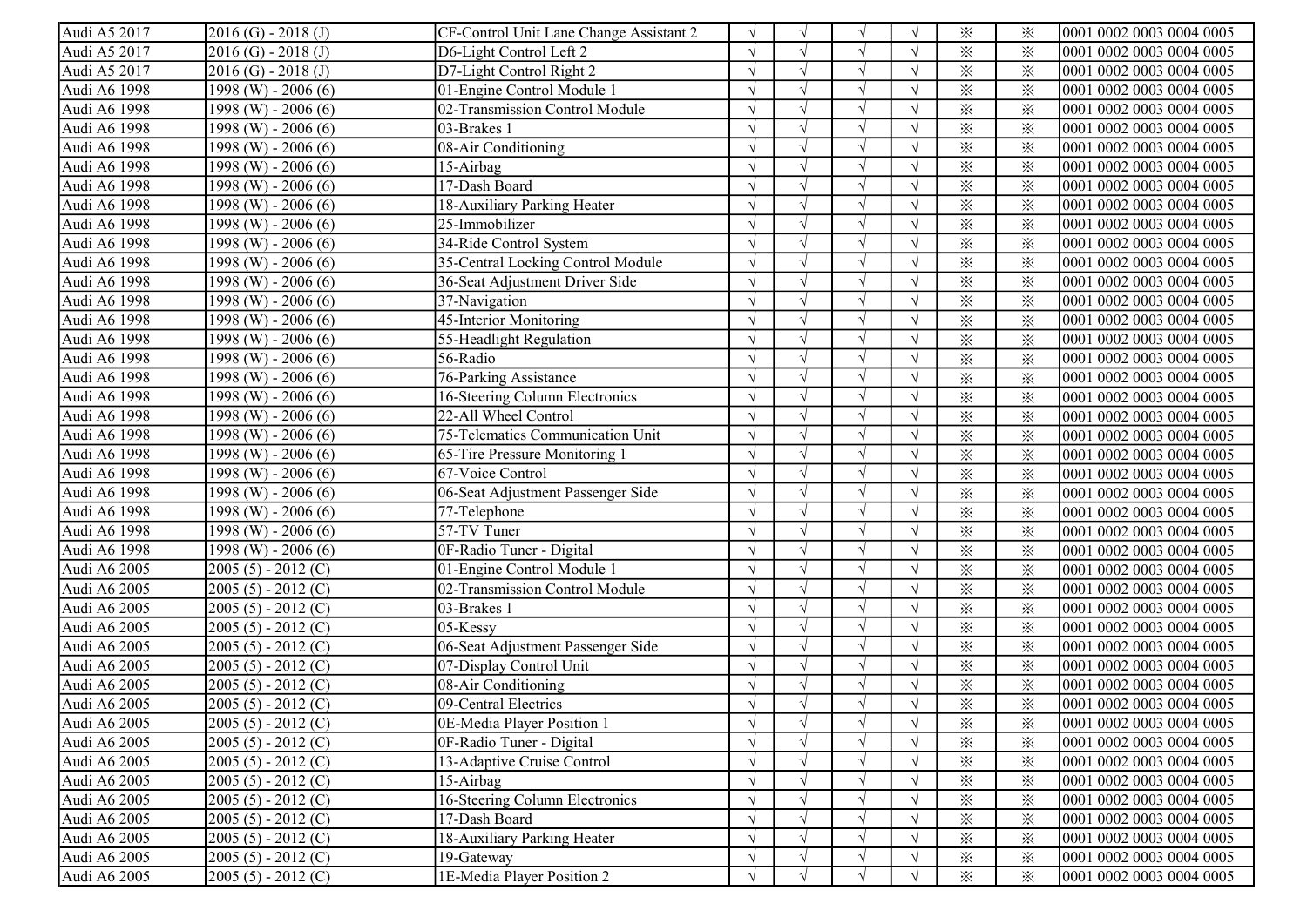| Audi A5 2017 | 2016 (G) - 2018 (J) | CF-Control Unit Lane Change Assistant 2 | √ | √ | √ | √ | ※ | ※ | 0001 0002 0003 0004 0005 |
|---|---|---|---|---|---|---|---|---|---|
| Audi A5 2017 | 2016 (G) - 2018 (J) | D6-Light Control Left 2 | √ | √ | √ | √ | ※ | ※ | 0001 0002 0003 0004 0005 |
| Audi A5 2017 | 2016 (G) - 2018 (J) | D7-Light Control Right 2 | √ | √ | √ | √ | ※ | ※ | 0001 0002 0003 0004 0005 |
| Audi A6 1998 | 1998 (W) - 2006 (6) | 01-Engine Control Module 1 | √ | √ | √ | √ | ※ | ※ | 0001 0002 0003 0004 0005 |
| Audi A6 1998 | 1998 (W) - 2006 (6) | 02-Transmission Control Module | √ | √ | √ | √ | ※ | ※ | 0001 0002 0003 0004 0005 |
| Audi A6 1998 | 1998 (W) - 2006 (6) | 03-Brakes 1 | √ | √ | √ | √ | ※ | ※ | 0001 0002 0003 0004 0005 |
| Audi A6 1998 | 1998 (W) - 2006 (6) | 08-Air Conditioning | √ | √ | √ | √ | ※ | ※ | 0001 0002 0003 0004 0005 |
| Audi A6 1998 | 1998 (W) - 2006 (6) | 15-Airbag | √ | √ | √ | √ | ※ | ※ | 0001 0002 0003 0004 0005 |
| Audi A6 1998 | 1998 (W) - 2006 (6) | 17-Dash Board | √ | √ | √ | √ | ※ | ※ | 0001 0002 0003 0004 0005 |
| Audi A6 1998 | 1998 (W) - 2006 (6) | 18-Auxiliary Parking Heater | √ | √ | √ | √ | ※ | ※ | 0001 0002 0003 0004 0005 |
| Audi A6 1998 | 1998 (W) - 2006 (6) | 25-Immobilizer | √ | √ | √ | √ | ※ | ※ | 0001 0002 0003 0004 0005 |
| Audi A6 1998 | 1998 (W) - 2006 (6) | 34-Ride Control System | √ | √ | √ | √ | ※ | ※ | 0001 0002 0003 0004 0005 |
| Audi A6 1998 | 1998 (W) - 2006 (6) | 35-Central Locking Control Module | √ | √ | √ | √ | ※ | ※ | 0001 0002 0003 0004 0005 |
| Audi A6 1998 | 1998 (W) - 2006 (6) | 36-Seat Adjustment Driver Side | √ | √ | √ | √ | ※ | ※ | 0001 0002 0003 0004 0005 |
| Audi A6 1998 | 1998 (W) - 2006 (6) | 37-Navigation | √ | √ | √ | √ | ※ | ※ | 0001 0002 0003 0004 0005 |
| Audi A6 1998 | 1998 (W) - 2006 (6) | 45-Interior Monitoring | √ | √ | √ | √ | ※ | ※ | 0001 0002 0003 0004 0005 |
| Audi A6 1998 | 1998 (W) - 2006 (6) | 55-Headlight Regulation | √ | √ | √ | √ | ※ | ※ | 0001 0002 0003 0004 0005 |
| Audi A6 1998 | 1998 (W) - 2006 (6) | 56-Radio | √ | √ | √ | √ | ※ | ※ | 0001 0002 0003 0004 0005 |
| Audi A6 1998 | 1998 (W) - 2006 (6) | 76-Parking Assistance | √ | √ | √ | √ | ※ | ※ | 0001 0002 0003 0004 0005 |
| Audi A6 1998 | 1998 (W) - 2006 (6) | 16-Steering Column Electronics | √ | √ | √ | √ | ※ | ※ | 0001 0002 0003 0004 0005 |
| Audi A6 1998 | 1998 (W) - 2006 (6) | 22-All Wheel Control | √ | √ | √ | √ | ※ | ※ | 0001 0002 0003 0004 0005 |
| Audi A6 1998 | 1998 (W) - 2006 (6) | 75-Telematics Communication Unit | √ | √ | √ | √ | ※ | ※ | 0001 0002 0003 0004 0005 |
| Audi A6 1998 | 1998 (W) - 2006 (6) | 65-Tire Pressure Monitoring 1 | √ | √ | √ | √ | ※ | ※ | 0001 0002 0003 0004 0005 |
| Audi A6 1998 | 1998 (W) - 2006 (6) | 67-Voice Control | √ | √ | √ | √ | ※ | ※ | 0001 0002 0003 0004 0005 |
| Audi A6 1998 | 1998 (W) - 2006 (6) | 06-Seat Adjustment Passenger Side | √ | √ | √ | √ | ※ | ※ | 0001 0002 0003 0004 0005 |
| Audi A6 1998 | 1998 (W) - 2006 (6) | 77-Telephone | √ | √ | √ | √ | ※ | ※ | 0001 0002 0003 0004 0005 |
| Audi A6 1998 | 1998 (W) - 2006 (6) | 57-TV Tuner | √ | √ | √ | √ | ※ | ※ | 0001 0002 0003 0004 0005 |
| Audi A6 1998 | 1998 (W) - 2006 (6) | 0F-Radio Tuner - Digital | √ | √ | √ | √ | ※ | ※ | 0001 0002 0003 0004 0005 |
| Audi A6 2005 | 2005 (5) - 2012 (C) | 01-Engine Control Module 1 | √ | √ | √ | √ | ※ | ※ | 0001 0002 0003 0004 0005 |
| Audi A6 2005 | 2005 (5) - 2012 (C) | 02-Transmission Control Module | √ | √ | √ | √ | ※ | ※ | 0001 0002 0003 0004 0005 |
| Audi A6 2005 | 2005 (5) - 2012 (C) | 03-Brakes 1 | √ | √ | √ | √ | ※ | ※ | 0001 0002 0003 0004 0005 |
| Audi A6 2005 | 2005 (5) - 2012 (C) | 05-Kessy | √ | √ | √ | √ | ※ | ※ | 0001 0002 0003 0004 0005 |
| Audi A6 2005 | 2005 (5) - 2012 (C) | 06-Seat Adjustment Passenger Side | √ | √ | √ | √ | ※ | ※ | 0001 0002 0003 0004 0005 |
| Audi A6 2005 | 2005 (5) - 2012 (C) | 07-Display Control Unit | √ | √ | √ | √ | ※ | ※ | 0001 0002 0003 0004 0005 |
| Audi A6 2005 | 2005 (5) - 2012 (C) | 08-Air Conditioning | √ | √ | √ | √ | ※ | ※ | 0001 0002 0003 0004 0005 |
| Audi A6 2005 | 2005 (5) - 2012 (C) | 09-Central Electrics | √ | √ | √ | √ | ※ | ※ | 0001 0002 0003 0004 0005 |
| Audi A6 2005 | 2005 (5) - 2012 (C) | 0E-Media Player Position 1 | √ | √ | √ | √ | ※ | ※ | 0001 0002 0003 0004 0005 |
| Audi A6 2005 | 2005 (5) - 2012 (C) | 0F-Radio Tuner - Digital | √ | √ | √ | √ | ※ | ※ | 0001 0002 0003 0004 0005 |
| Audi A6 2005 | 2005 (5) - 2012 (C) | 13-Adaptive Cruise Control | √ | √ | √ | √ | ※ | ※ | 0001 0002 0003 0004 0005 |
| Audi A6 2005 | 2005 (5) - 2012 (C) | 15-Airbag | √ | √ | √ | √ | ※ | ※ | 0001 0002 0003 0004 0005 |
| Audi A6 2005 | 2005 (5) - 2012 (C) | 16-Steering Column Electronics | √ | √ | √ | √ | ※ | ※ | 0001 0002 0003 0004 0005 |
| Audi A6 2005 | 2005 (5) - 2012 (C) | 17-Dash Board | √ | √ | √ | √ | ※ | ※ | 0001 0002 0003 0004 0005 |
| Audi A6 2005 | 2005 (5) - 2012 (C) | 18-Auxiliary Parking Heater | √ | √ | √ | √ | ※ | ※ | 0001 0002 0003 0004 0005 |
| Audi A6 2005 | 2005 (5) - 2012 (C) | 19-Gateway | √ | √ | √ | √ | ※ | ※ | 0001 0002 0003 0004 0005 |
| Audi A6 2005 | 2005 (5) - 2012 (C) | 1E-Media Player Position 2 | √ | √ | √ | √ | ※ | ※ | 0001 0002 0003 0004 0005 |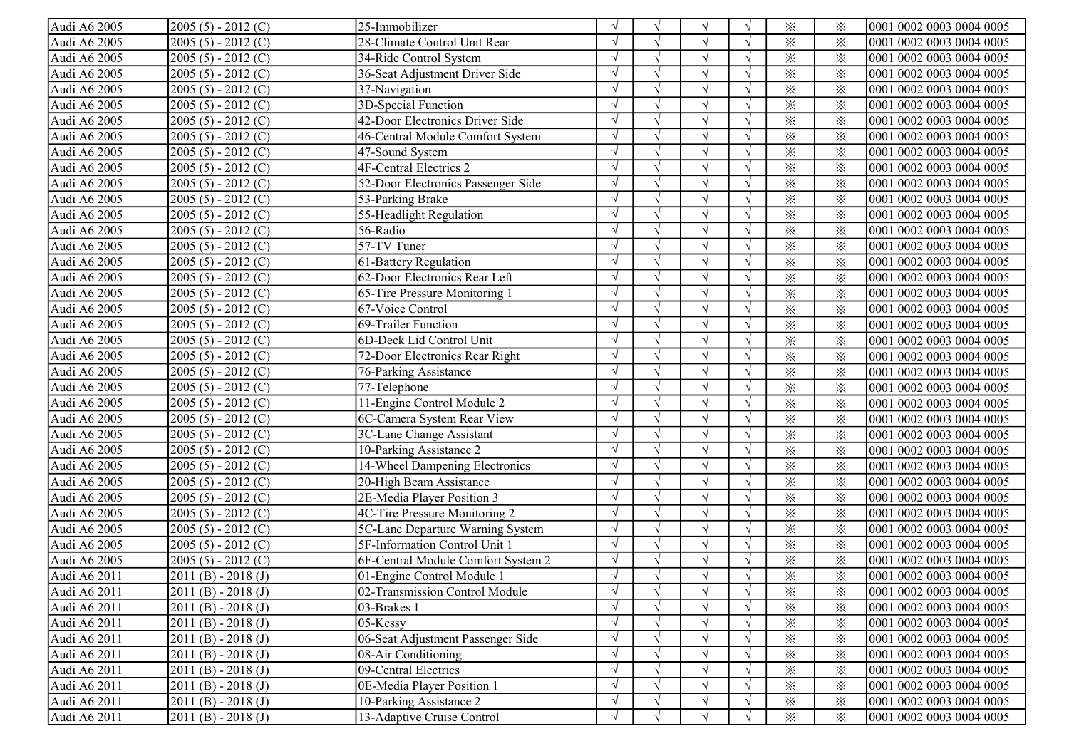| | | | | | | | | | |
|---|---|---|---|---|---|---|---|---|---|
| Audi A6 2005 | 2005 (5) - 2012 (C) | 25-Immobilizer | √ | √ | √ | √ | ※ | ※ | 0001 0002 0003 0004 0005 |
| Audi A6 2005 | 2005 (5) - 2012 (C) | 28-Climate Control Unit Rear | √ | √ | √ | √ | ※ | ※ | 0001 0002 0003 0004 0005 |
| Audi A6 2005 | 2005 (5) - 2012 (C) | 34-Ride Control System | √ | √ | √ | √ | ※ | ※ | 0001 0002 0003 0004 0005 |
| Audi A6 2005 | 2005 (5) - 2012 (C) | 36-Seat Adjustment Driver Side | √ | √ | √ | √ | ※ | ※ | 0001 0002 0003 0004 0005 |
| Audi A6 2005 | 2005 (5) - 2012 (C) | 37-Navigation | √ | √ | √ | √ | ※ | ※ | 0001 0002 0003 0004 0005 |
| Audi A6 2005 | 2005 (5) - 2012 (C) | 3D-Special Function | √ | √ | √ | √ | ※ | ※ | 0001 0002 0003 0004 0005 |
| Audi A6 2005 | 2005 (5) - 2012 (C) | 42-Door Electronics Driver Side | √ | √ | √ | √ | ※ | ※ | 0001 0002 0003 0004 0005 |
| Audi A6 2005 | 2005 (5) - 2012 (C) | 46-Central Module Comfort System | √ | √ | √ | √ | ※ | ※ | 0001 0002 0003 0004 0005 |
| Audi A6 2005 | 2005 (5) - 2012 (C) | 47-Sound System | √ | √ | √ | √ | ※ | ※ | 0001 0002 0003 0004 0005 |
| Audi A6 2005 | 2005 (5) - 2012 (C) | 4F-Central Electrics 2 | √ | √ | √ | √ | ※ | ※ | 0001 0002 0003 0004 0005 |
| Audi A6 2005 | 2005 (5) - 2012 (C) | 52-Door Electronics Passenger Side | √ | √ | √ | √ | ※ | ※ | 0001 0002 0003 0004 0005 |
| Audi A6 2005 | 2005 (5) - 2012 (C) | 53-Parking Brake | √ | √ | √ | √ | ※ | ※ | 0001 0002 0003 0004 0005 |
| Audi A6 2005 | 2005 (5) - 2012 (C) | 55-Headlight Regulation | √ | √ | √ | √ | ※ | ※ | 0001 0002 0003 0004 0005 |
| Audi A6 2005 | 2005 (5) - 2012 (C) | 56-Radio | √ | √ | √ | √ | ※ | ※ | 0001 0002 0003 0004 0005 |
| Audi A6 2005 | 2005 (5) - 2012 (C) | 57-TV Tuner | √ | √ | √ | √ | ※ | ※ | 0001 0002 0003 0004 0005 |
| Audi A6 2005 | 2005 (5) - 2012 (C) | 61-Battery Regulation | √ | √ | √ | √ | ※ | ※ | 0001 0002 0003 0004 0005 |
| Audi A6 2005 | 2005 (5) - 2012 (C) | 62-Door Electronics Rear Left | √ | √ | √ | √ | ※ | ※ | 0001 0002 0003 0004 0005 |
| Audi A6 2005 | 2005 (5) - 2012 (C) | 65-Tire Pressure Monitoring 1 | √ | √ | √ | √ | ※ | ※ | 0001 0002 0003 0004 0005 |
| Audi A6 2005 | 2005 (5) - 2012 (C) | 67-Voice Control | √ | √ | √ | √ | ※ | ※ | 0001 0002 0003 0004 0005 |
| Audi A6 2005 | 2005 (5) - 2012 (C) | 69-Trailer Function | √ | √ | √ | √ | ※ | ※ | 0001 0002 0003 0004 0005 |
| Audi A6 2005 | 2005 (5) - 2012 (C) | 6D-Deck Lid Control Unit | √ | √ | √ | √ | ※ | ※ | 0001 0002 0003 0004 0005 |
| Audi A6 2005 | 2005 (5) - 2012 (C) | 72-Door Electronics Rear Right | √ | √ | √ | √ | ※ | ※ | 0001 0002 0003 0004 0005 |
| Audi A6 2005 | 2005 (5) - 2012 (C) | 76-Parking Assistance | √ | √ | √ | √ | ※ | ※ | 0001 0002 0003 0004 0005 |
| Audi A6 2005 | 2005 (5) - 2012 (C) | 77-Telephone | √ | √ | √ | √ | ※ | ※ | 0001 0002 0003 0004 0005 |
| Audi A6 2005 | 2005 (5) - 2012 (C) | 11-Engine Control Module 2 | √ | √ | √ | √ | ※ | ※ | 0001 0002 0003 0004 0005 |
| Audi A6 2005 | 2005 (5) - 2012 (C) | 6C-Camera System Rear View | √ | √ | √ | √ | ※ | ※ | 0001 0002 0003 0004 0005 |
| Audi A6 2005 | 2005 (5) - 2012 (C) | 3C-Lane Change Assistant | √ | √ | √ | √ | ※ | ※ | 0001 0002 0003 0004 0005 |
| Audi A6 2005 | 2005 (5) - 2012 (C) | 10-Parking Assistance 2 | √ | √ | √ | √ | ※ | ※ | 0001 0002 0003 0004 0005 |
| Audi A6 2005 | 2005 (5) - 2012 (C) | 14-Wheel Dampening Electronics | √ | √ | √ | √ | ※ | ※ | 0001 0002 0003 0004 0005 |
| Audi A6 2005 | 2005 (5) - 2012 (C) | 20-High Beam Assistance | √ | √ | √ | √ | ※ | ※ | 0001 0002 0003 0004 0005 |
| Audi A6 2005 | 2005 (5) - 2012 (C) | 2E-Media Player Position 3 | √ | √ | √ | √ | ※ | ※ | 0001 0002 0003 0004 0005 |
| Audi A6 2005 | 2005 (5) - 2012 (C) | 4C-Tire Pressure Monitoring 2 | √ | √ | √ | √ | ※ | ※ | 0001 0002 0003 0004 0005 |
| Audi A6 2005 | 2005 (5) - 2012 (C) | 5C-Lane Departure Warning System | √ | √ | √ | √ | ※ | ※ | 0001 0002 0003 0004 0005 |
| Audi A6 2005 | 2005 (5) - 2012 (C) | 5F-Information Control Unit 1 | √ | √ | √ | √ | ※ | ※ | 0001 0002 0003 0004 0005 |
| Audi A6 2005 | 2005 (5) - 2012 (C) | 6F-Central Module Comfort System 2 | √ | √ | √ | √ | ※ | ※ | 0001 0002 0003 0004 0005 |
| Audi A6 2011 | 2011 (B) - 2018 (J) | 01-Engine Control Module 1 | √ | √ | √ | √ | ※ | ※ | 0001 0002 0003 0004 0005 |
| Audi A6 2011 | 2011 (B) - 2018 (J) | 02-Transmission Control Module | √ | √ | √ | √ | ※ | ※ | 0001 0002 0003 0004 0005 |
| Audi A6 2011 | 2011 (B) - 2018 (J) | 03-Brakes 1 | √ | √ | √ | √ | ※ | ※ | 0001 0002 0003 0004 0005 |
| Audi A6 2011 | 2011 (B) - 2018 (J) | 05-Kessy | √ | √ | √ | √ | ※ | ※ | 0001 0002 0003 0004 0005 |
| Audi A6 2011 | 2011 (B) - 2018 (J) | 06-Seat Adjustment Passenger Side | √ | √ | √ | √ | ※ | ※ | 0001 0002 0003 0004 0005 |
| Audi A6 2011 | 2011 (B) - 2018 (J) | 08-Air Conditioning | √ | √ | √ | √ | ※ | ※ | 0001 0002 0003 0004 0005 |
| Audi A6 2011 | 2011 (B) - 2018 (J) | 09-Central Electrics | √ | √ | √ | √ | ※ | ※ | 0001 0002 0003 0004 0005 |
| Audi A6 2011 | 2011 (B) - 2018 (J) | 0E-Media Player Position 1 | √ | √ | √ | √ | ※ | ※ | 0001 0002 0003 0004 0005 |
| Audi A6 2011 | 2011 (B) - 2018 (J) | 10-Parking Assistance 2 | √ | √ | √ | √ | ※ | ※ | 0001 0002 0003 0004 0005 |
| Audi A6 2011 | 2011 (B) - 2018 (J) | 13-Adaptive Cruise Control | √ | √ | √ | √ | ※ | ※ | 0001 0002 0003 0004 0005 |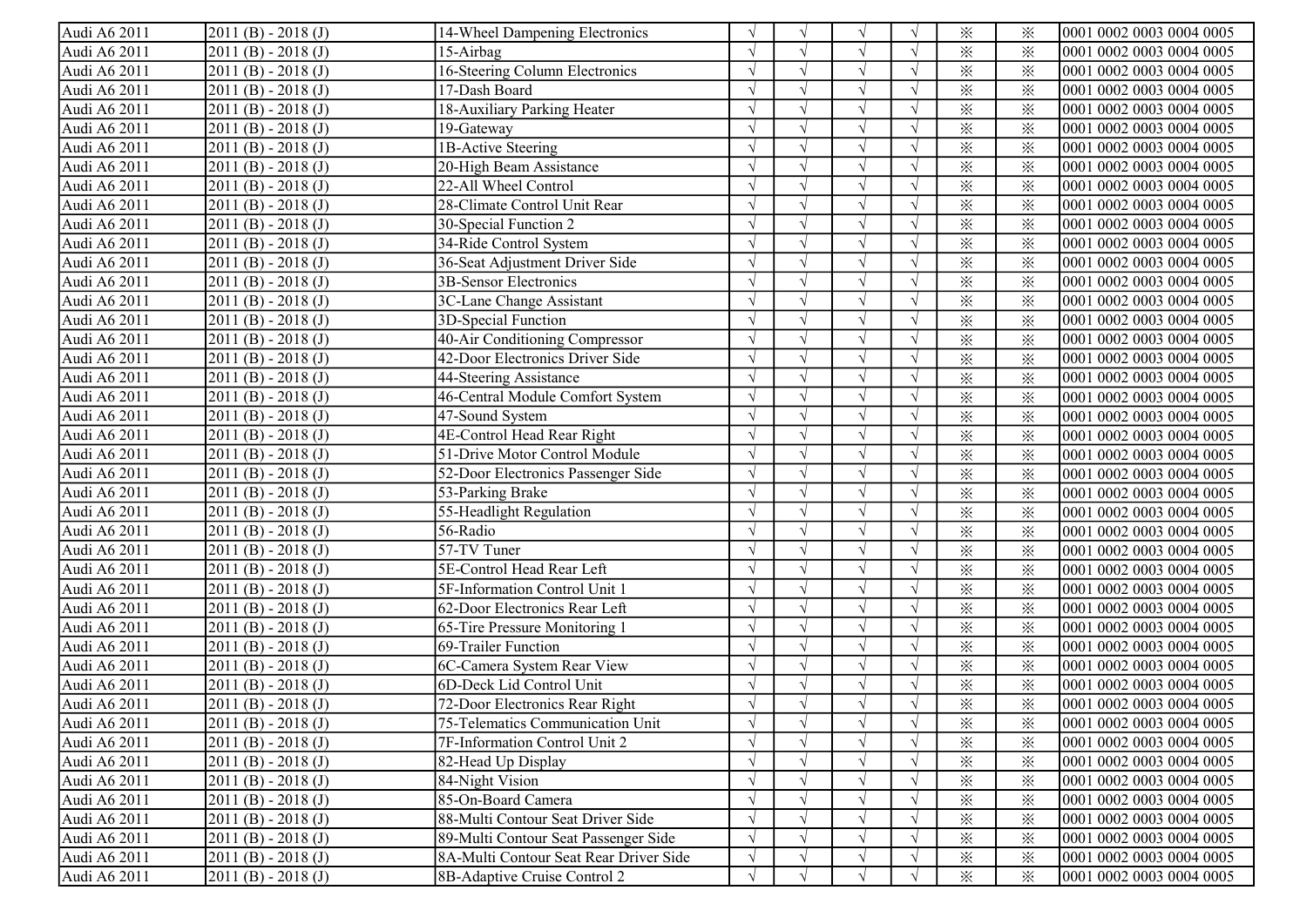| | | | | | | | | | |
|---|---|---|---|---|---|---|---|---|---|
| Audi A6 2011 | 2011 (B) - 2018 (J) | 14-Wheel Dampening Electronics | √ | √ | √ | √ | ※ | ※ | 0001 0002 0003 0004 0005 |
| Audi A6 2011 | 2011 (B) - 2018 (J) | 15-Airbag | √ | √ | √ | √ | ※ | ※ | 0001 0002 0003 0004 0005 |
| Audi A6 2011 | 2011 (B) - 2018 (J) | 16-Steering Column Electronics | √ | √ | √ | √ | ※ | ※ | 0001 0002 0003 0004 0005 |
| Audi A6 2011 | 2011 (B) - 2018 (J) | 17-Dash Board | √ | √ | √ | √ | ※ | ※ | 0001 0002 0003 0004 0005 |
| Audi A6 2011 | 2011 (B) - 2018 (J) | 18-Auxiliary Parking Heater | √ | √ | √ | √ | ※ | ※ | 0001 0002 0003 0004 0005 |
| Audi A6 2011 | 2011 (B) - 2018 (J) | 19-Gateway | √ | √ | √ | √ | ※ | ※ | 0001 0002 0003 0004 0005 |
| Audi A6 2011 | 2011 (B) - 2018 (J) | 1B-Active Steering | √ | √ | √ | √ | ※ | ※ | 0001 0002 0003 0004 0005 |
| Audi A6 2011 | 2011 (B) - 2018 (J) | 20-High Beam Assistance | √ | √ | √ | √ | ※ | ※ | 0001 0002 0003 0004 0005 |
| Audi A6 2011 | 2011 (B) - 2018 (J) | 22-All Wheel Control | √ | √ | √ | √ | ※ | ※ | 0001 0002 0003 0004 0005 |
| Audi A6 2011 | 2011 (B) - 2018 (J) | 28-Climate Control Unit Rear | √ | √ | √ | √ | ※ | ※ | 0001 0002 0003 0004 0005 |
| Audi A6 2011 | 2011 (B) - 2018 (J) | 30-Special Function 2 | √ | √ | √ | √ | ※ | ※ | 0001 0002 0003 0004 0005 |
| Audi A6 2011 | 2011 (B) - 2018 (J) | 34-Ride Control System | √ | √ | √ | √ | ※ | ※ | 0001 0002 0003 0004 0005 |
| Audi A6 2011 | 2011 (B) - 2018 (J) | 36-Seat Adjustment Driver Side | √ | √ | √ | √ | ※ | ※ | 0001 0002 0003 0004 0005 |
| Audi A6 2011 | 2011 (B) - 2018 (J) | 3B-Sensor Electronics | √ | √ | √ | √ | ※ | ※ | 0001 0002 0003 0004 0005 |
| Audi A6 2011 | 2011 (B) - 2018 (J) | 3C-Lane Change Assistant | √ | √ | √ | √ | ※ | ※ | 0001 0002 0003 0004 0005 |
| Audi A6 2011 | 2011 (B) - 2018 (J) | 3D-Special Function | √ | √ | √ | √ | ※ | ※ | 0001 0002 0003 0004 0005 |
| Audi A6 2011 | 2011 (B) - 2018 (J) | 40-Air Conditioning Compressor | √ | √ | √ | √ | ※ | ※ | 0001 0002 0003 0004 0005 |
| Audi A6 2011 | 2011 (B) - 2018 (J) | 42-Door Electronics Driver Side | √ | √ | √ | √ | ※ | ※ | 0001 0002 0003 0004 0005 |
| Audi A6 2011 | 2011 (B) - 2018 (J) | 44-Steering Assistance | √ | √ | √ | √ | ※ | ※ | 0001 0002 0003 0004 0005 |
| Audi A6 2011 | 2011 (B) - 2018 (J) | 46-Central Module Comfort System | √ | √ | √ | √ | ※ | ※ | 0001 0002 0003 0004 0005 |
| Audi A6 2011 | 2011 (B) - 2018 (J) | 47-Sound System | √ | √ | √ | √ | ※ | ※ | 0001 0002 0003 0004 0005 |
| Audi A6 2011 | 2011 (B) - 2018 (J) | 4E-Control Head Rear Right | √ | √ | √ | √ | ※ | ※ | 0001 0002 0003 0004 0005 |
| Audi A6 2011 | 2011 (B) - 2018 (J) | 51-Drive Motor Control Module | √ | √ | √ | √ | ※ | ※ | 0001 0002 0003 0004 0005 |
| Audi A6 2011 | 2011 (B) - 2018 (J) | 52-Door Electronics Passenger Side | √ | √ | √ | √ | ※ | ※ | 0001 0002 0003 0004 0005 |
| Audi A6 2011 | 2011 (B) - 2018 (J) | 53-Parking Brake | √ | √ | √ | √ | ※ | ※ | 0001 0002 0003 0004 0005 |
| Audi A6 2011 | 2011 (B) - 2018 (J) | 55-Headlight Regulation | √ | √ | √ | √ | ※ | ※ | 0001 0002 0003 0004 0005 |
| Audi A6 2011 | 2011 (B) - 2018 (J) | 56-Radio | √ | √ | √ | √ | ※ | ※ | 0001 0002 0003 0004 0005 |
| Audi A6 2011 | 2011 (B) - 2018 (J) | 57-TV Tuner | √ | √ | √ | √ | ※ | ※ | 0001 0002 0003 0004 0005 |
| Audi A6 2011 | 2011 (B) - 2018 (J) | 5E-Control Head Rear Left | √ | √ | √ | √ | ※ | ※ | 0001 0002 0003 0004 0005 |
| Audi A6 2011 | 2011 (B) - 2018 (J) | 5F-Information Control Unit 1 | √ | √ | √ | √ | ※ | ※ | 0001 0002 0003 0004 0005 |
| Audi A6 2011 | 2011 (B) - 2018 (J) | 62-Door Electronics Rear Left | √ | √ | √ | √ | ※ | ※ | 0001 0002 0003 0004 0005 |
| Audi A6 2011 | 2011 (B) - 2018 (J) | 65-Tire Pressure Monitoring 1 | √ | √ | √ | √ | ※ | ※ | 0001 0002 0003 0004 0005 |
| Audi A6 2011 | 2011 (B) - 2018 (J) | 69-Trailer Function | √ | √ | √ | √ | ※ | ※ | 0001 0002 0003 0004 0005 |
| Audi A6 2011 | 2011 (B) - 2018 (J) | 6C-Camera System Rear View | √ | √ | √ | √ | ※ | ※ | 0001 0002 0003 0004 0005 |
| Audi A6 2011 | 2011 (B) - 2018 (J) | 6D-Deck Lid Control Unit | √ | √ | √ | √ | ※ | ※ | 0001 0002 0003 0004 0005 |
| Audi A6 2011 | 2011 (B) - 2018 (J) | 72-Door Electronics Rear Right | √ | √ | √ | √ | ※ | ※ | 0001 0002 0003 0004 0005 |
| Audi A6 2011 | 2011 (B) - 2018 (J) | 75-Telematics Communication Unit | √ | √ | √ | √ | ※ | ※ | 0001 0002 0003 0004 0005 |
| Audi A6 2011 | 2011 (B) - 2018 (J) | 7F-Information Control Unit 2 | √ | √ | √ | √ | ※ | ※ | 0001 0002 0003 0004 0005 |
| Audi A6 2011 | 2011 (B) - 2018 (J) | 82-Head Up Display | √ | √ | √ | √ | ※ | ※ | 0001 0002 0003 0004 0005 |
| Audi A6 2011 | 2011 (B) - 2018 (J) | 84-Night Vision | √ | √ | √ | √ | ※ | ※ | 0001 0002 0003 0004 0005 |
| Audi A6 2011 | 2011 (B) - 2018 (J) | 85-On-Board Camera | √ | √ | √ | √ | ※ | ※ | 0001 0002 0003 0004 0005 |
| Audi A6 2011 | 2011 (B) - 2018 (J) | 88-Multi Contour Seat Driver Side | √ | √ | √ | √ | ※ | ※ | 0001 0002 0003 0004 0005 |
| Audi A6 2011 | 2011 (B) - 2018 (J) | 89-Multi Contour Seat Passenger Side | √ | √ | √ | √ | ※ | ※ | 0001 0002 0003 0004 0005 |
| Audi A6 2011 | 2011 (B) - 2018 (J) | 8A-Multi Contour Seat Rear Driver Side | √ | √ | √ | √ | ※ | ※ | 0001 0002 0003 0004 0005 |
| Audi A6 2011 | 2011 (B) - 2018 (J) | 8B-Adaptive Cruise Control 2 | √ | √ | √ | √ | ※ | ※ | 0001 0002 0003 0004 0005 |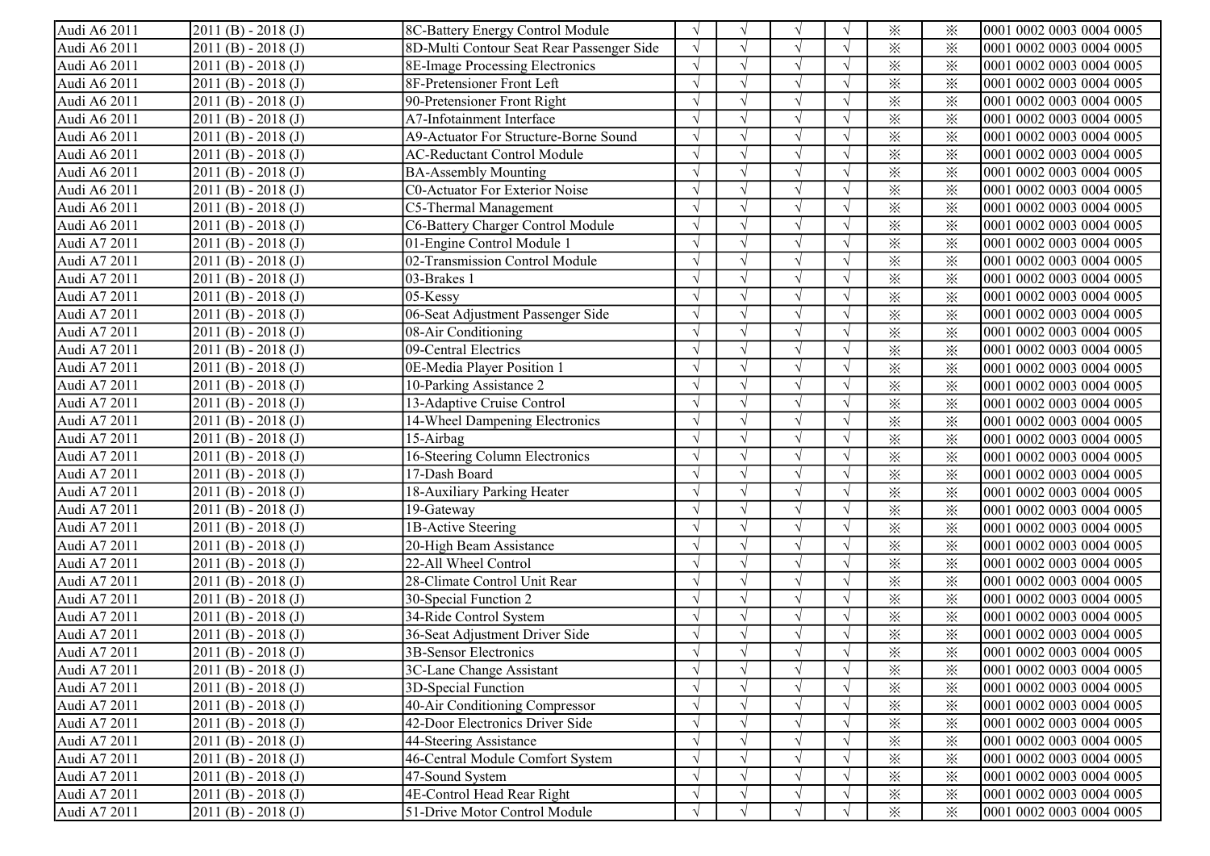| | | | | | | | | | |
|---|---|---|---|---|---|---|---|---|---|
| Audi A6 2011 | 2011 (B) - 2018 (J) | 8C-Battery Energy Control Module | √ | √ | √ | √ | ※ | ※ | 0001 0002 0003 0004 0005 |
| Audi A6 2011 | 2011 (B) - 2018 (J) | 8D-Multi Contour Seat Rear Passenger Side | √ | √ | √ | √ | ※ | ※ | 0001 0002 0003 0004 0005 |
| Audi A6 2011 | 2011 (B) - 2018 (J) | 8E-Image Processing Electronics | √ | √ | √ | √ | ※ | ※ | 0001 0002 0003 0004 0005 |
| Audi A6 2011 | 2011 (B) - 2018 (J) | 8F-Pretensioner Front Left | √ | √ | √ | √ | ※ | ※ | 0001 0002 0003 0004 0005 |
| Audi A6 2011 | 2011 (B) - 2018 (J) | 90-Pretensioner Front Right | √ | √ | √ | √ | ※ | ※ | 0001 0002 0003 0004 0005 |
| Audi A6 2011 | 2011 (B) - 2018 (J) | A7-Infotainment Interface | √ | √ | √ | √ | ※ | ※ | 0001 0002 0003 0004 0005 |
| Audi A6 2011 | 2011 (B) - 2018 (J) | A9-Actuator For Structure-Borne Sound | √ | √ | √ | √ | ※ | ※ | 0001 0002 0003 0004 0005 |
| Audi A6 2011 | 2011 (B) - 2018 (J) | AC-Reductant Control Module | √ | √ | √ | √ | ※ | ※ | 0001 0002 0003 0004 0005 |
| Audi A6 2011 | 2011 (B) - 2018 (J) | BA-Assembly Mounting | √ | √ | √ | √ | ※ | ※ | 0001 0002 0003 0004 0005 |
| Audi A6 2011 | 2011 (B) - 2018 (J) | C0-Actuator For Exterior Noise | √ | √ | √ | √ | ※ | ※ | 0001 0002 0003 0004 0005 |
| Audi A6 2011 | 2011 (B) - 2018 (J) | C5-Thermal Management | √ | √ | √ | √ | ※ | ※ | 0001 0002 0003 0004 0005 |
| Audi A6 2011 | 2011 (B) - 2018 (J) | C6-Battery Charger Control Module | √ | √ | √ | √ | ※ | ※ | 0001 0002 0003 0004 0005 |
| Audi A7 2011 | 2011 (B) - 2018 (J) | 01-Engine Control Module 1 | √ | √ | √ | √ | ※ | ※ | 0001 0002 0003 0004 0005 |
| Audi A7 2011 | 2011 (B) - 2018 (J) | 02-Transmission Control Module | √ | √ | √ | √ | ※ | ※ | 0001 0002 0003 0004 0005 |
| Audi A7 2011 | 2011 (B) - 2018 (J) | 03-Brakes 1 | √ | √ | √ | √ | ※ | ※ | 0001 0002 0003 0004 0005 |
| Audi A7 2011 | 2011 (B) - 2018 (J) | 05-Kessy | √ | √ | √ | √ | ※ | ※ | 0001 0002 0003 0004 0005 |
| Audi A7 2011 | 2011 (B) - 2018 (J) | 06-Seat Adjustment Passenger Side | √ | √ | √ | √ | ※ | ※ | 0001 0002 0003 0004 0005 |
| Audi A7 2011 | 2011 (B) - 2018 (J) | 08-Air Conditioning | √ | √ | √ | √ | ※ | ※ | 0001 0002 0003 0004 0005 |
| Audi A7 2011 | 2011 (B) - 2018 (J) | 09-Central Electrics | √ | √ | √ | √ | ※ | ※ | 0001 0002 0003 0004 0005 |
| Audi A7 2011 | 2011 (B) - 2018 (J) | 0E-Media Player Position 1 | √ | √ | √ | √ | ※ | ※ | 0001 0002 0003 0004 0005 |
| Audi A7 2011 | 2011 (B) - 2018 (J) | 10-Parking Assistance 2 | √ | √ | √ | √ | ※ | ※ | 0001 0002 0003 0004 0005 |
| Audi A7 2011 | 2011 (B) - 2018 (J) | 13-Adaptive Cruise Control | √ | √ | √ | √ | ※ | ※ | 0001 0002 0003 0004 0005 |
| Audi A7 2011 | 2011 (B) - 2018 (J) | 14-Wheel Dampening Electronics | √ | √ | √ | √ | ※ | ※ | 0001 0002 0003 0004 0005 |
| Audi A7 2011 | 2011 (B) - 2018 (J) | 15-Airbag | √ | √ | √ | √ | ※ | ※ | 0001 0002 0003 0004 0005 |
| Audi A7 2011 | 2011 (B) - 2018 (J) | 16-Steering Column Electronics | √ | √ | √ | √ | ※ | ※ | 0001 0002 0003 0004 0005 |
| Audi A7 2011 | 2011 (B) - 2018 (J) | 17-Dash Board | √ | √ | √ | √ | ※ | ※ | 0001 0002 0003 0004 0005 |
| Audi A7 2011 | 2011 (B) - 2018 (J) | 18-Auxiliary Parking Heater | √ | √ | √ | √ | ※ | ※ | 0001 0002 0003 0004 0005 |
| Audi A7 2011 | 2011 (B) - 2018 (J) | 19-Gateway | √ | √ | √ | √ | ※ | ※ | 0001 0002 0003 0004 0005 |
| Audi A7 2011 | 2011 (B) - 2018 (J) | 1B-Active Steering | √ | √ | √ | √ | ※ | ※ | 0001 0002 0003 0004 0005 |
| Audi A7 2011 | 2011 (B) - 2018 (J) | 20-High Beam Assistance | √ | √ | √ | √ | ※ | ※ | 0001 0002 0003 0004 0005 |
| Audi A7 2011 | 2011 (B) - 2018 (J) | 22-All Wheel Control | √ | √ | √ | √ | ※ | ※ | 0001 0002 0003 0004 0005 |
| Audi A7 2011 | 2011 (B) - 2018 (J) | 28-Climate Control Unit Rear | √ | √ | √ | √ | ※ | ※ | 0001 0002 0003 0004 0005 |
| Audi A7 2011 | 2011 (B) - 2018 (J) | 30-Special Function 2 | √ | √ | √ | √ | ※ | ※ | 0001 0002 0003 0004 0005 |
| Audi A7 2011 | 2011 (B) - 2018 (J) | 34-Ride Control System | √ | √ | √ | √ | ※ | ※ | 0001 0002 0003 0004 0005 |
| Audi A7 2011 | 2011 (B) - 2018 (J) | 36-Seat Adjustment Driver Side | √ | √ | √ | √ | ※ | ※ | 0001 0002 0003 0004 0005 |
| Audi A7 2011 | 2011 (B) - 2018 (J) | 3B-Sensor Electronics | √ | √ | √ | √ | ※ | ※ | 0001 0002 0003 0004 0005 |
| Audi A7 2011 | 2011 (B) - 2018 (J) | 3C-Lane Change Assistant | √ | √ | √ | √ | ※ | ※ | 0001 0002 0003 0004 0005 |
| Audi A7 2011 | 2011 (B) - 2018 (J) | 3D-Special Function | √ | √ | √ | √ | ※ | ※ | 0001 0002 0003 0004 0005 |
| Audi A7 2011 | 2011 (B) - 2018 (J) | 40-Air Conditioning Compressor | √ | √ | √ | √ | ※ | ※ | 0001 0002 0003 0004 0005 |
| Audi A7 2011 | 2011 (B) - 2018 (J) | 42-Door Electronics Driver Side | √ | √ | √ | √ | ※ | ※ | 0001 0002 0003 0004 0005 |
| Audi A7 2011 | 2011 (B) - 2018 (J) | 44-Steering Assistance | √ | √ | √ | √ | ※ | ※ | 0001 0002 0003 0004 0005 |
| Audi A7 2011 | 2011 (B) - 2018 (J) | 46-Central Module Comfort System | √ | √ | √ | √ | ※ | ※ | 0001 0002 0003 0004 0005 |
| Audi A7 2011 | 2011 (B) - 2018 (J) | 47-Sound System | √ | √ | √ | √ | ※ | ※ | 0001 0002 0003 0004 0005 |
| Audi A7 2011 | 2011 (B) - 2018 (J) | 4E-Control Head Rear Right | √ | √ | √ | √ | ※ | ※ | 0001 0002 0003 0004 0005 |
| Audi A7 2011 | 2011 (B) - 2018 (J) | 51-Drive Motor Control Module | √ | √ | √ | √ | ※ | ※ | 0001 0002 0003 0004 0005 |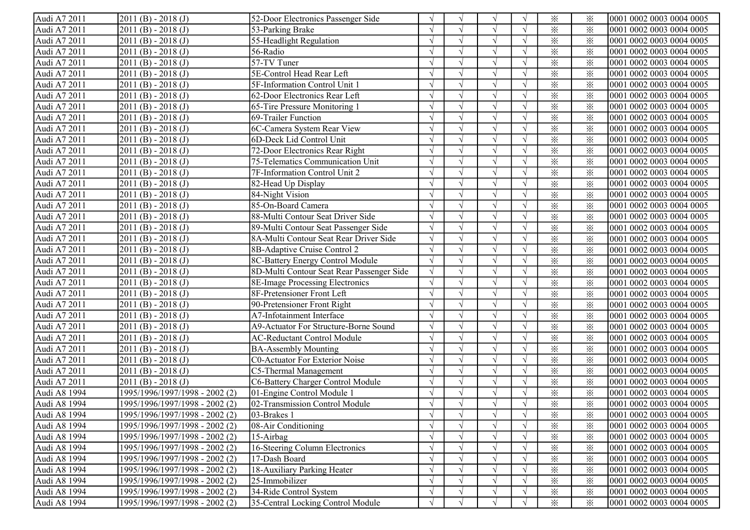| | | | | | | | | | |
|---|---|---|---|---|---|---|---|---|---|
| Audi A7 2011 | 2011 (B) - 2018 (J) | 52-Door Electronics Passenger Side | √ | √ | √ | √ | ※ | ※ | 0001 0002 0003 0004 0005 |
| Audi A7 2011 | 2011 (B) - 2018 (J) | 53-Parking Brake | √ | √ | √ | √ | ※ | ※ | 0001 0002 0003 0004 0005 |
| Audi A7 2011 | 2011 (B) - 2018 (J) | 55-Headlight Regulation | √ | √ | √ | √ | ※ | ※ | 0001 0002 0003 0004 0005 |
| Audi A7 2011 | 2011 (B) - 2018 (J) | 56-Radio | √ | √ | √ | √ | ※ | ※ | 0001 0002 0003 0004 0005 |
| Audi A7 2011 | 2011 (B) - 2018 (J) | 57-TV Tuner | √ | √ | √ | √ | ※ | ※ | 0001 0002 0003 0004 0005 |
| Audi A7 2011 | 2011 (B) - 2018 (J) | 5E-Control Head Rear Left | √ | √ | √ | √ | ※ | ※ | 0001 0002 0003 0004 0005 |
| Audi A7 2011 | 2011 (B) - 2018 (J) | 5F-Information Control Unit 1 | √ | √ | √ | √ | ※ | ※ | 0001 0002 0003 0004 0005 |
| Audi A7 2011 | 2011 (B) - 2018 (J) | 62-Door Electronics Rear Left | √ | √ | √ | √ | ※ | ※ | 0001 0002 0003 0004 0005 |
| Audi A7 2011 | 2011 (B) - 2018 (J) | 65-Tire Pressure Monitoring 1 | √ | √ | √ | √ | ※ | ※ | 0001 0002 0003 0004 0005 |
| Audi A7 2011 | 2011 (B) - 2018 (J) | 69-Trailer Function | √ | √ | √ | √ | ※ | ※ | 0001 0002 0003 0004 0005 |
| Audi A7 2011 | 2011 (B) - 2018 (J) | 6C-Camera System Rear View | √ | √ | √ | √ | ※ | ※ | 0001 0002 0003 0004 0005 |
| Audi A7 2011 | 2011 (B) - 2018 (J) | 6D-Deck Lid Control Unit | √ | √ | √ | √ | ※ | ※ | 0001 0002 0003 0004 0005 |
| Audi A7 2011 | 2011 (B) - 2018 (J) | 72-Door Electronics Rear Right | √ | √ | √ | √ | ※ | ※ | 0001 0002 0003 0004 0005 |
| Audi A7 2011 | 2011 (B) - 2018 (J) | 75-Telematics Communication Unit | √ | √ | √ | √ | ※ | ※ | 0001 0002 0003 0004 0005 |
| Audi A7 2011 | 2011 (B) - 2018 (J) | 7F-Information Control Unit 2 | √ | √ | √ | √ | ※ | ※ | 0001 0002 0003 0004 0005 |
| Audi A7 2011 | 2011 (B) - 2018 (J) | 82-Head Up Display | √ | √ | √ | √ | ※ | ※ | 0001 0002 0003 0004 0005 |
| Audi A7 2011 | 2011 (B) - 2018 (J) | 84-Night Vision | √ | √ | √ | √ | ※ | ※ | 0001 0002 0003 0004 0005 |
| Audi A7 2011 | 2011 (B) - 2018 (J) | 85-On-Board Camera | √ | √ | √ | √ | ※ | ※ | 0001 0002 0003 0004 0005 |
| Audi A7 2011 | 2011 (B) - 2018 (J) | 88-Multi Contour Seat Driver Side | √ | √ | √ | √ | ※ | ※ | 0001 0002 0003 0004 0005 |
| Audi A7 2011 | 2011 (B) - 2018 (J) | 89-Multi Contour Seat Passenger Side | √ | √ | √ | √ | ※ | ※ | 0001 0002 0003 0004 0005 |
| Audi A7 2011 | 2011 (B) - 2018 (J) | 8A-Multi Contour Seat Rear Driver Side | √ | √ | √ | √ | ※ | ※ | 0001 0002 0003 0004 0005 |
| Audi A7 2011 | 2011 (B) - 2018 (J) | 8B-Adaptive Cruise Control 2 | √ | √ | √ | √ | ※ | ※ | 0001 0002 0003 0004 0005 |
| Audi A7 2011 | 2011 (B) - 2018 (J) | 8C-Battery Energy Control Module | √ | √ | √ | √ | ※ | ※ | 0001 0002 0003 0004 0005 |
| Audi A7 2011 | 2011 (B) - 2018 (J) | 8D-Multi Contour Seat Rear Passenger Side | √ | √ | √ | √ | ※ | ※ | 0001 0002 0003 0004 0005 |
| Audi A7 2011 | 2011 (B) - 2018 (J) | 8E-Image Processing Electronics | √ | √ | √ | √ | ※ | ※ | 0001 0002 0003 0004 0005 |
| Audi A7 2011 | 2011 (B) - 2018 (J) | 8F-Pretensioner Front Left | √ | √ | √ | √ | ※ | ※ | 0001 0002 0003 0004 0005 |
| Audi A7 2011 | 2011 (B) - 2018 (J) | 90-Pretensioner Front Right | √ | √ | √ | √ | ※ | ※ | 0001 0002 0003 0004 0005 |
| Audi A7 2011 | 2011 (B) - 2018 (J) | A7-Infotainment Interface | √ | √ | √ | √ | ※ | ※ | 0001 0002 0003 0004 0005 |
| Audi A7 2011 | 2011 (B) - 2018 (J) | A9-Actuator For Structure-Borne Sound | √ | √ | √ | √ | ※ | ※ | 0001 0002 0003 0004 0005 |
| Audi A7 2011 | 2011 (B) - 2018 (J) | AC-Reductant Control Module | √ | √ | √ | √ | ※ | ※ | 0001 0002 0003 0004 0005 |
| Audi A7 2011 | 2011 (B) - 2018 (J) | BA-Assembly Mounting | √ | √ | √ | √ | ※ | ※ | 0001 0002 0003 0004 0005 |
| Audi A7 2011 | 2011 (B) - 2018 (J) | C0-Actuator For Exterior Noise | √ | √ | √ | √ | ※ | ※ | 0001 0002 0003 0004 0005 |
| Audi A7 2011 | 2011 (B) - 2018 (J) | C5-Thermal Management | √ | √ | √ | √ | ※ | ※ | 0001 0002 0003 0004 0005 |
| Audi A7 2011 | 2011 (B) - 2018 (J) | C6-Battery Charger Control Module | √ | √ | √ | √ | ※ | ※ | 0001 0002 0003 0004 0005 |
| Audi A8 1994 | 1995/1996/1997/1998 - 2002 (2) | 01-Engine Control Module 1 | √ | √ | √ | √ | ※ | ※ | 0001 0002 0003 0004 0005 |
| Audi A8 1994 | 1995/1996/1997/1998 - 2002 (2) | 02-Transmission Control Module | √ | √ | √ | √ | ※ | ※ | 0001 0002 0003 0004 0005 |
| Audi A8 1994 | 1995/1996/1997/1998 - 2002 (2) | 03-Brakes 1 | √ | √ | √ | √ | ※ | ※ | 0001 0002 0003 0004 0005 |
| Audi A8 1994 | 1995/1996/1997/1998 - 2002 (2) | 08-Air Conditioning | √ | √ | √ | √ | ※ | ※ | 0001 0002 0003 0004 0005 |
| Audi A8 1994 | 1995/1996/1997/1998 - 2002 (2) | 15-Airbag | √ | √ | √ | √ | ※ | ※ | 0001 0002 0003 0004 0005 |
| Audi A8 1994 | 1995/1996/1997/1998 - 2002 (2) | 16-Steering Column Electronics | √ | √ | √ | √ | ※ | ※ | 0001 0002 0003 0004 0005 |
| Audi A8 1994 | 1995/1996/1997/1998 - 2002 (2) | 17-Dash Board | √ | √ | √ | √ | ※ | ※ | 0001 0002 0003 0004 0005 |
| Audi A8 1994 | 1995/1996/1997/1998 - 2002 (2) | 18-Auxiliary Parking Heater | √ | √ | √ | √ | ※ | ※ | 0001 0002 0003 0004 0005 |
| Audi A8 1994 | 1995/1996/1997/1998 - 2002 (2) | 25-Immobilizer | √ | √ | √ | √ | ※ | ※ | 0001 0002 0003 0004 0005 |
| Audi A8 1994 | 1995/1996/1997/1998 - 2002 (2) | 34-Ride Control System | √ | √ | √ | √ | ※ | ※ | 0001 0002 0003 0004 0005 |
| Audi A8 1994 | 1995/1996/1997/1998 - 2002 (2) | 35-Central Locking Control Module | √ | √ | √ | √ | ※ | ※ | 0001 0002 0003 0004 0005 |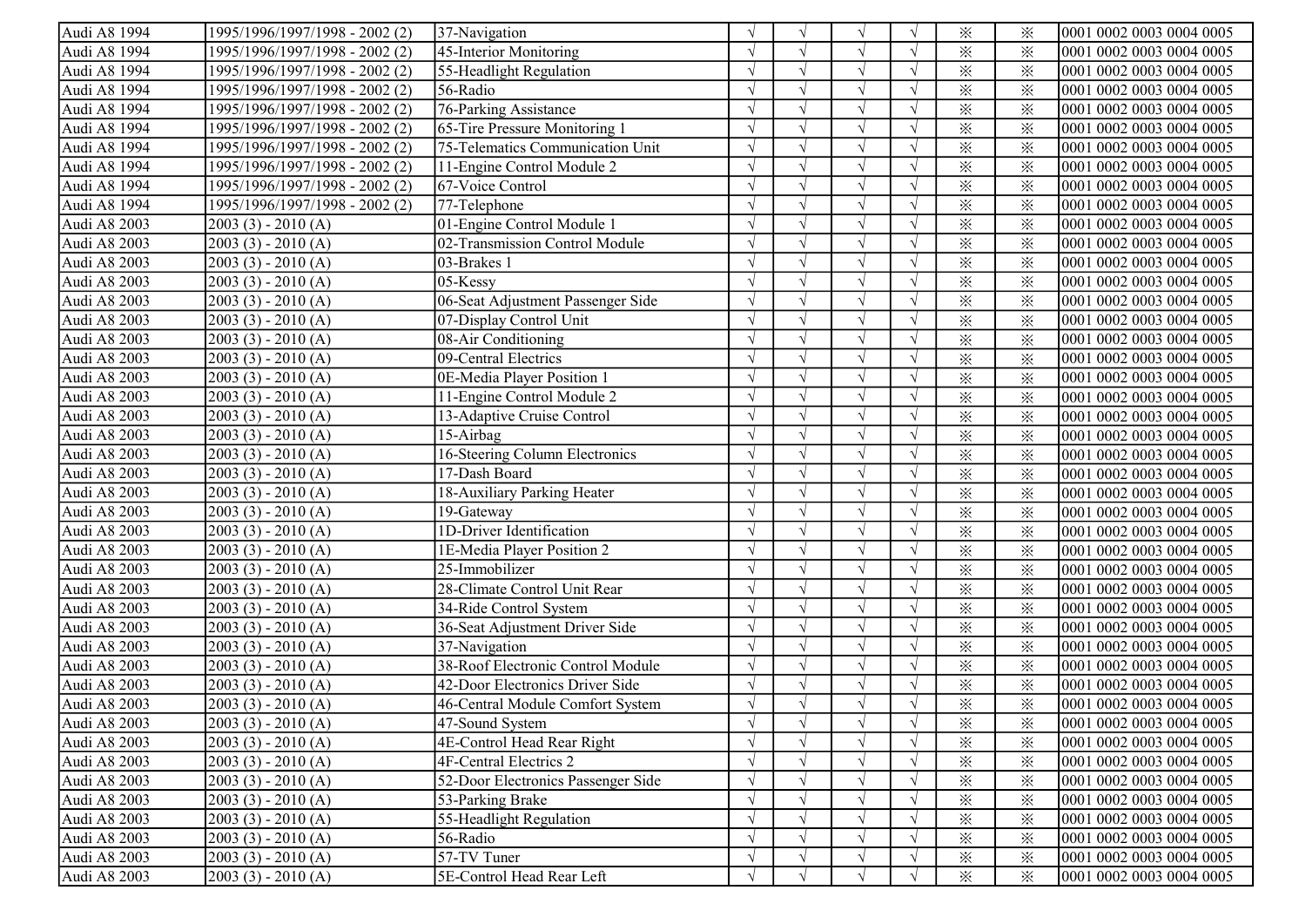| | | | | | | | | | |
|---|---|---|---|---|---|---|---|---|---|
| Audi A8 1994 | 1995/1996/1997/1998 - 2002 (2) | 37-Navigation | √ | √ | √ | √ | ※ | ※ | 0001 0002 0003 0004 0005 |
| Audi A8 1994 | 1995/1996/1997/1998 - 2002 (2) | 45-Interior Monitoring | √ | √ | √ | √ | ※ | ※ | 0001 0002 0003 0004 0005 |
| Audi A8 1994 | 1995/1996/1997/1998 - 2002 (2) | 55-Headlight Regulation | √ | √ | √ | √ | ※ | ※ | 0001 0002 0003 0004 0005 |
| Audi A8 1994 | 1995/1996/1997/1998 - 2002 (2) | 56-Radio | √ | √ | √ | √ | ※ | ※ | 0001 0002 0003 0004 0005 |
| Audi A8 1994 | 1995/1996/1997/1998 - 2002 (2) | 76-Parking Assistance | √ | √ | √ | √ | ※ | ※ | 0001 0002 0003 0004 0005 |
| Audi A8 1994 | 1995/1996/1997/1998 - 2002 (2) | 65-Tire Pressure Monitoring 1 | √ | √ | √ | √ | ※ | ※ | 0001 0002 0003 0004 0005 |
| Audi A8 1994 | 1995/1996/1997/1998 - 2002 (2) | 75-Telematics Communication Unit | √ | √ | √ | √ | ※ | ※ | 0001 0002 0003 0004 0005 |
| Audi A8 1994 | 1995/1996/1997/1998 - 2002 (2) | 11-Engine Control Module 2 | √ | √ | √ | √ | ※ | ※ | 0001 0002 0003 0004 0005 |
| Audi A8 1994 | 1995/1996/1997/1998 - 2002 (2) | 67-Voice Control | √ | √ | √ | √ | ※ | ※ | 0001 0002 0003 0004 0005 |
| Audi A8 1994 | 1995/1996/1997/1998 - 2002 (2) | 77-Telephone | √ | √ | √ | √ | ※ | ※ | 0001 0002 0003 0004 0005 |
| Audi A8 2003 | 2003 (3) - 2010 (A) | 01-Engine Control Module 1 | √ | √ | √ | √ | ※ | ※ | 0001 0002 0003 0004 0005 |
| Audi A8 2003 | 2003 (3) - 2010 (A) | 02-Transmission Control Module | √ | √ | √ | √ | ※ | ※ | 0001 0002 0003 0004 0005 |
| Audi A8 2003 | 2003 (3) - 2010 (A) | 03-Brakes 1 | √ | √ | √ | √ | ※ | ※ | 0001 0002 0003 0004 0005 |
| Audi A8 2003 | 2003 (3) - 2010 (A) | 05-Kessy | √ | √ | √ | √ | ※ | ※ | 0001 0002 0003 0004 0005 |
| Audi A8 2003 | 2003 (3) - 2010 (A) | 06-Seat Adjustment Passenger Side | √ | √ | √ | √ | ※ | ※ | 0001 0002 0003 0004 0005 |
| Audi A8 2003 | 2003 (3) - 2010 (A) | 07-Display Control Unit | √ | √ | √ | √ | ※ | ※ | 0001 0002 0003 0004 0005 |
| Audi A8 2003 | 2003 (3) - 2010 (A) | 08-Air Conditioning | √ | √ | √ | √ | ※ | ※ | 0001 0002 0003 0004 0005 |
| Audi A8 2003 | 2003 (3) - 2010 (A) | 09-Central Electrics | √ | √ | √ | √ | ※ | ※ | 0001 0002 0003 0004 0005 |
| Audi A8 2003 | 2003 (3) - 2010 (A) | 0E-Media Player Position 1 | √ | √ | √ | √ | ※ | ※ | 0001 0002 0003 0004 0005 |
| Audi A8 2003 | 2003 (3) - 2010 (A) | 11-Engine Control Module 2 | √ | √ | √ | √ | ※ | ※ | 0001 0002 0003 0004 0005 |
| Audi A8 2003 | 2003 (3) - 2010 (A) | 13-Adaptive Cruise Control | √ | √ | √ | √ | ※ | ※ | 0001 0002 0003 0004 0005 |
| Audi A8 2003 | 2003 (3) - 2010 (A) | 15-Airbag | √ | √ | √ | √ | ※ | ※ | 0001 0002 0003 0004 0005 |
| Audi A8 2003 | 2003 (3) - 2010 (A) | 16-Steering Column Electronics | √ | √ | √ | √ | ※ | ※ | 0001 0002 0003 0004 0005 |
| Audi A8 2003 | 2003 (3) - 2010 (A) | 17-Dash Board | √ | √ | √ | √ | ※ | ※ | 0001 0002 0003 0004 0005 |
| Audi A8 2003 | 2003 (3) - 2010 (A) | 18-Auxiliary Parking Heater | √ | √ | √ | √ | ※ | ※ | 0001 0002 0003 0004 0005 |
| Audi A8 2003 | 2003 (3) - 2010 (A) | 19-Gateway | √ | √ | √ | √ | ※ | ※ | 0001 0002 0003 0004 0005 |
| Audi A8 2003 | 2003 (3) - 2010 (A) | 1D-Driver Identification | √ | √ | √ | √ | ※ | ※ | 0001 0002 0003 0004 0005 |
| Audi A8 2003 | 2003 (3) - 2010 (A) | 1E-Media Player Position 2 | √ | √ | √ | √ | ※ | ※ | 0001 0002 0003 0004 0005 |
| Audi A8 2003 | 2003 (3) - 2010 (A) | 25-Immobilizer | √ | √ | √ | √ | ※ | ※ | 0001 0002 0003 0004 0005 |
| Audi A8 2003 | 2003 (3) - 2010 (A) | 28-Climate Control Unit Rear | √ | √ | √ | √ | ※ | ※ | 0001 0002 0003 0004 0005 |
| Audi A8 2003 | 2003 (3) - 2010 (A) | 34-Ride Control System | √ | √ | √ | √ | ※ | ※ | 0001 0002 0003 0004 0005 |
| Audi A8 2003 | 2003 (3) - 2010 (A) | 36-Seat Adjustment Driver Side | √ | √ | √ | √ | ※ | ※ | 0001 0002 0003 0004 0005 |
| Audi A8 2003 | 2003 (3) - 2010 (A) | 37-Navigation | √ | √ | √ | √ | ※ | ※ | 0001 0002 0003 0004 0005 |
| Audi A8 2003 | 2003 (3) - 2010 (A) | 38-Roof Electronic Control Module | √ | √ | √ | √ | ※ | ※ | 0001 0002 0003 0004 0005 |
| Audi A8 2003 | 2003 (3) - 2010 (A) | 42-Door Electronics Driver Side | √ | √ | √ | √ | ※ | ※ | 0001 0002 0003 0004 0005 |
| Audi A8 2003 | 2003 (3) - 2010 (A) | 46-Central Module Comfort System | √ | √ | √ | √ | ※ | ※ | 0001 0002 0003 0004 0005 |
| Audi A8 2003 | 2003 (3) - 2010 (A) | 47-Sound System | √ | √ | √ | √ | ※ | ※ | 0001 0002 0003 0004 0005 |
| Audi A8 2003 | 2003 (3) - 2010 (A) | 4E-Control Head Rear Right | √ | √ | √ | √ | ※ | ※ | 0001 0002 0003 0004 0005 |
| Audi A8 2003 | 2003 (3) - 2010 (A) | 4F-Central Electrics 2 | √ | √ | √ | √ | ※ | ※ | 0001 0002 0003 0004 0005 |
| Audi A8 2003 | 2003 (3) - 2010 (A) | 52-Door Electronics Passenger Side | √ | √ | √ | √ | ※ | ※ | 0001 0002 0003 0004 0005 |
| Audi A8 2003 | 2003 (3) - 2010 (A) | 53-Parking Brake | √ | √ | √ | √ | ※ | ※ | 0001 0002 0003 0004 0005 |
| Audi A8 2003 | 2003 (3) - 2010 (A) | 55-Headlight Regulation | √ | √ | √ | √ | ※ | ※ | 0001 0002 0003 0004 0005 |
| Audi A8 2003 | 2003 (3) - 2010 (A) | 56-Radio | √ | √ | √ | √ | ※ | ※ | 0001 0002 0003 0004 0005 |
| Audi A8 2003 | 2003 (3) - 2010 (A) | 57-TV Tuner | √ | √ | √ | √ | ※ | ※ | 0001 0002 0003 0004 0005 |
| Audi A8 2003 | 2003 (3) - 2010 (A) | 5E-Control Head Rear Left | √ | √ | √ | √ | ※ | ※ | 0001 0002 0003 0004 0005 |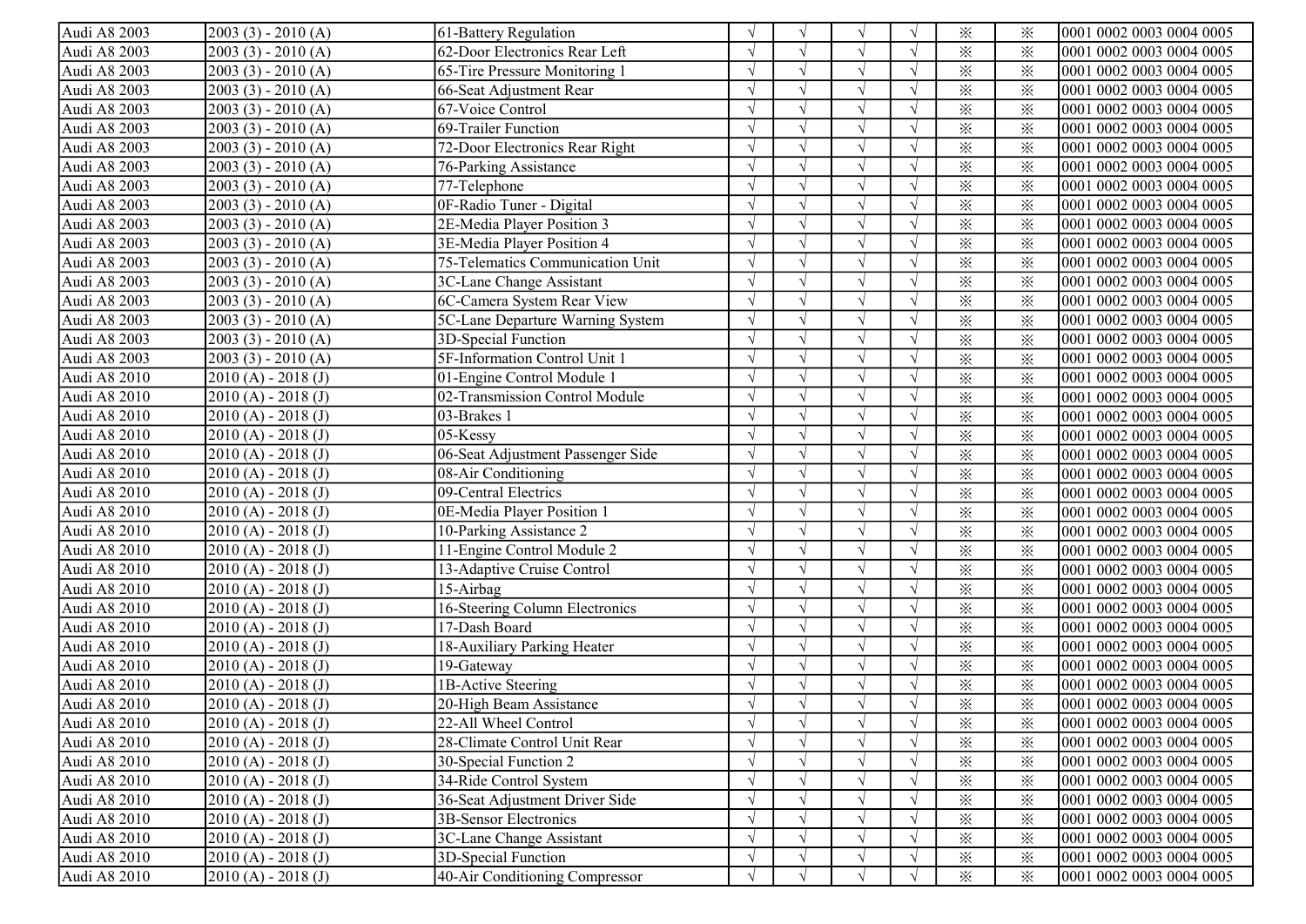| Audi A8 2003 | 2003 (3) - 2010 (A) | 61-Battery Regulation | √ | √ | √ | √ | ※ | ※ | 0001 0002 0003 0004 0005 |
|---|---|---|---|---|---|---|---|---|---|
| Audi A8 2003 | 2003 (3) - 2010 (A) | 62-Door Electronics Rear Left | √ | √ | √ | √ | ※ | ※ | 0001 0002 0003 0004 0005 |
| Audi A8 2003 | 2003 (3) - 2010 (A) | 65-Tire Pressure Monitoring 1 | √ | √ | √ | √ | ※ | ※ | 0001 0002 0003 0004 0005 |
| Audi A8 2003 | 2003 (3) - 2010 (A) | 66-Seat Adjustment Rear | √ | √ | √ | √ | ※ | ※ | 0001 0002 0003 0004 0005 |
| Audi A8 2003 | 2003 (3) - 2010 (A) | 67-Voice Control | √ | √ | √ | √ | ※ | ※ | 0001 0002 0003 0004 0005 |
| Audi A8 2003 | 2003 (3) - 2010 (A) | 69-Trailer Function | √ | √ | √ | √ | ※ | ※ | 0001 0002 0003 0004 0005 |
| Audi A8 2003 | 2003 (3) - 2010 (A) | 72-Door Electronics Rear Right | √ | √ | √ | √ | ※ | ※ | 0001 0002 0003 0004 0005 |
| Audi A8 2003 | 2003 (3) - 2010 (A) | 76-Parking Assistance | √ | √ | √ | √ | ※ | ※ | 0001 0002 0003 0004 0005 |
| Audi A8 2003 | 2003 (3) - 2010 (A) | 77-Telephone | √ | √ | √ | √ | ※ | ※ | 0001 0002 0003 0004 0005 |
| Audi A8 2003 | 2003 (3) - 2010 (A) | 0F-Radio Tuner - Digital | √ | √ | √ | √ | ※ | ※ | 0001 0002 0003 0004 0005 |
| Audi A8 2003 | 2003 (3) - 2010 (A) | 2E-Media Player Position 3 | √ | √ | √ | √ | ※ | ※ | 0001 0002 0003 0004 0005 |
| Audi A8 2003 | 2003 (3) - 2010 (A) | 3E-Media Player Position 4 | √ | √ | √ | √ | ※ | ※ | 0001 0002 0003 0004 0005 |
| Audi A8 2003 | 2003 (3) - 2010 (A) | 75-Telematics Communication Unit | √ | √ | √ | √ | ※ | ※ | 0001 0002 0003 0004 0005 |
| Audi A8 2003 | 2003 (3) - 2010 (A) | 3C-Lane Change Assistant | √ | √ | √ | √ | ※ | ※ | 0001 0002 0003 0004 0005 |
| Audi A8 2003 | 2003 (3) - 2010 (A) | 6C-Camera System Rear View | √ | √ | √ | √ | ※ | ※ | 0001 0002 0003 0004 0005 |
| Audi A8 2003 | 2003 (3) - 2010 (A) | 5C-Lane Departure Warning System | √ | √ | √ | √ | ※ | ※ | 0001 0002 0003 0004 0005 |
| Audi A8 2003 | 2003 (3) - 2010 (A) | 3D-Special Function | √ | √ | √ | √ | ※ | ※ | 0001 0002 0003 0004 0005 |
| Audi A8 2003 | 2003 (3) - 2010 (A) | 5F-Information Control Unit 1 | √ | √ | √ | √ | ※ | ※ | 0001 0002 0003 0004 0005 |
| Audi A8 2010 | 2010 (A) - 2018 (J) | 01-Engine Control Module 1 | √ | √ | √ | √ | ※ | ※ | 0001 0002 0003 0004 0005 |
| Audi A8 2010 | 2010 (A) - 2018 (J) | 02-Transmission Control Module | √ | √ | √ | √ | ※ | ※ | 0001 0002 0003 0004 0005 |
| Audi A8 2010 | 2010 (A) - 2018 (J) | 03-Brakes 1 | √ | √ | √ | √ | ※ | ※ | 0001 0002 0003 0004 0005 |
| Audi A8 2010 | 2010 (A) - 2018 (J) | 05-Kessy | √ | √ | √ | √ | ※ | ※ | 0001 0002 0003 0004 0005 |
| Audi A8 2010 | 2010 (A) - 2018 (J) | 06-Seat Adjustment Passenger Side | √ | √ | √ | √ | ※ | ※ | 0001 0002 0003 0004 0005 |
| Audi A8 2010 | 2010 (A) - 2018 (J) | 08-Air Conditioning | √ | √ | √ | √ | ※ | ※ | 0001 0002 0003 0004 0005 |
| Audi A8 2010 | 2010 (A) - 2018 (J) | 09-Central Electrics | √ | √ | √ | √ | ※ | ※ | 0001 0002 0003 0004 0005 |
| Audi A8 2010 | 2010 (A) - 2018 (J) | 0E-Media Player Position 1 | √ | √ | √ | √ | ※ | ※ | 0001 0002 0003 0004 0005 |
| Audi A8 2010 | 2010 (A) - 2018 (J) | 10-Parking Assistance 2 | √ | √ | √ | √ | ※ | ※ | 0001 0002 0003 0004 0005 |
| Audi A8 2010 | 2010 (A) - 2018 (J) | 11-Engine Control Module 2 | √ | √ | √ | √ | ※ | ※ | 0001 0002 0003 0004 0005 |
| Audi A8 2010 | 2010 (A) - 2018 (J) | 13-Adaptive Cruise Control | √ | √ | √ | √ | ※ | ※ | 0001 0002 0003 0004 0005 |
| Audi A8 2010 | 2010 (A) - 2018 (J) | 15-Airbag | √ | √ | √ | √ | ※ | ※ | 0001 0002 0003 0004 0005 |
| Audi A8 2010 | 2010 (A) - 2018 (J) | 16-Steering Column Electronics | √ | √ | √ | √ | ※ | ※ | 0001 0002 0003 0004 0005 |
| Audi A8 2010 | 2010 (A) - 2018 (J) | 17-Dash Board | √ | √ | √ | √ | ※ | ※ | 0001 0002 0003 0004 0005 |
| Audi A8 2010 | 2010 (A) - 2018 (J) | 18-Auxiliary Parking Heater | √ | √ | √ | √ | ※ | ※ | 0001 0002 0003 0004 0005 |
| Audi A8 2010 | 2010 (A) - 2018 (J) | 19-Gateway | √ | √ | √ | √ | ※ | ※ | 0001 0002 0003 0004 0005 |
| Audi A8 2010 | 2010 (A) - 2018 (J) | 1B-Active Steering | √ | √ | √ | √ | ※ | ※ | 0001 0002 0003 0004 0005 |
| Audi A8 2010 | 2010 (A) - 2018 (J) | 20-High Beam Assistance | √ | √ | √ | √ | ※ | ※ | 0001 0002 0003 0004 0005 |
| Audi A8 2010 | 2010 (A) - 2018 (J) | 22-All Wheel Control | √ | √ | √ | √ | ※ | ※ | 0001 0002 0003 0004 0005 |
| Audi A8 2010 | 2010 (A) - 2018 (J) | 28-Climate Control Unit Rear | √ | √ | √ | √ | ※ | ※ | 0001 0002 0003 0004 0005 |
| Audi A8 2010 | 2010 (A) - 2018 (J) | 30-Special Function 2 | √ | √ | √ | √ | ※ | ※ | 0001 0002 0003 0004 0005 |
| Audi A8 2010 | 2010 (A) - 2018 (J) | 34-Ride Control System | √ | √ | √ | √ | ※ | ※ | 0001 0002 0003 0004 0005 |
| Audi A8 2010 | 2010 (A) - 2018 (J) | 36-Seat Adjustment Driver Side | √ | √ | √ | √ | ※ | ※ | 0001 0002 0003 0004 0005 |
| Audi A8 2010 | 2010 (A) - 2018 (J) | 3B-Sensor Electronics | √ | √ | √ | √ | ※ | ※ | 0001 0002 0003 0004 0005 |
| Audi A8 2010 | 2010 (A) - 2018 (J) | 3C-Lane Change Assistant | √ | √ | √ | √ | ※ | ※ | 0001 0002 0003 0004 0005 |
| Audi A8 2010 | 2010 (A) - 2018 (J) | 3D-Special Function | √ | √ | √ | √ | ※ | ※ | 0001 0002 0003 0004 0005 |
| Audi A8 2010 | 2010 (A) - 2018 (J) | 40-Air Conditioning Compressor | √ | √ | √ | √ | ※ | ※ | 0001 0002 0003 0004 0005 |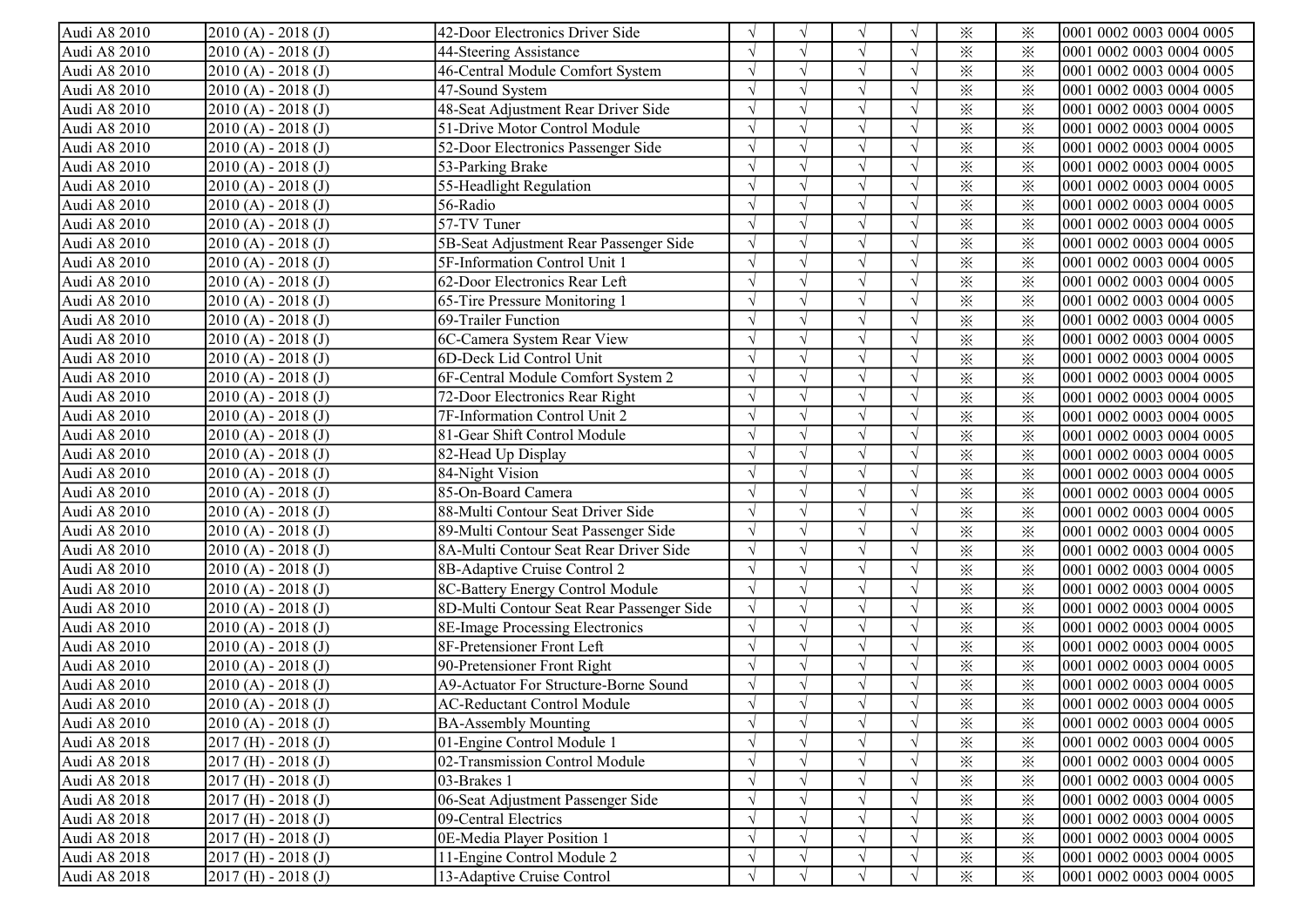| | | | | | | | | | |
|---|---|---|---|---|---|---|---|---|---|
| Audi A8 2010 | 2010 (A) - 2018 (J) | 42-Door Electronics Driver Side | √ | √ | √ | √ | ※ | ※ | 0001 0002 0003 0004 0005 |
| Audi A8 2010 | 2010 (A) - 2018 (J) | 44-Steering Assistance | √ | √ | √ | √ | ※ | ※ | 0001 0002 0003 0004 0005 |
| Audi A8 2010 | 2010 (A) - 2018 (J) | 46-Central Module Comfort System | √ | √ | √ | √ | ※ | ※ | 0001 0002 0003 0004 0005 |
| Audi A8 2010 | 2010 (A) - 2018 (J) | 47-Sound System | √ | √ | √ | √ | ※ | ※ | 0001 0002 0003 0004 0005 |
| Audi A8 2010 | 2010 (A) - 2018 (J) | 48-Seat Adjustment Rear Driver Side | √ | √ | √ | √ | ※ | ※ | 0001 0002 0003 0004 0005 |
| Audi A8 2010 | 2010 (A) - 2018 (J) | 51-Drive Motor Control Module | √ | √ | √ | √ | ※ | ※ | 0001 0002 0003 0004 0005 |
| Audi A8 2010 | 2010 (A) - 2018 (J) | 52-Door Electronics Passenger Side | √ | √ | √ | √ | ※ | ※ | 0001 0002 0003 0004 0005 |
| Audi A8 2010 | 2010 (A) - 2018 (J) | 53-Parking Brake | √ | √ | √ | √ | ※ | ※ | 0001 0002 0003 0004 0005 |
| Audi A8 2010 | 2010 (A) - 2018 (J) | 55-Headlight Regulation | √ | √ | √ | √ | ※ | ※ | 0001 0002 0003 0004 0005 |
| Audi A8 2010 | 2010 (A) - 2018 (J) | 56-Radio | √ | √ | √ | √ | ※ | ※ | 0001 0002 0003 0004 0005 |
| Audi A8 2010 | 2010 (A) - 2018 (J) | 57-TV Tuner | √ | √ | √ | √ | ※ | ※ | 0001 0002 0003 0004 0005 |
| Audi A8 2010 | 2010 (A) - 2018 (J) | 5B-Seat Adjustment Rear Passenger Side | √ | √ | √ | √ | ※ | ※ | 0001 0002 0003 0004 0005 |
| Audi A8 2010 | 2010 (A) - 2018 (J) | 5F-Information Control Unit 1 | √ | √ | √ | √ | ※ | ※ | 0001 0002 0003 0004 0005 |
| Audi A8 2010 | 2010 (A) - 2018 (J) | 62-Door Electronics Rear Left | √ | √ | √ | √ | ※ | ※ | 0001 0002 0003 0004 0005 |
| Audi A8 2010 | 2010 (A) - 2018 (J) | 65-Tire Pressure Monitoring 1 | √ | √ | √ | √ | ※ | ※ | 0001 0002 0003 0004 0005 |
| Audi A8 2010 | 2010 (A) - 2018 (J) | 69-Trailer Function | √ | √ | √ | √ | ※ | ※ | 0001 0002 0003 0004 0005 |
| Audi A8 2010 | 2010 (A) - 2018 (J) | 6C-Camera System Rear View | √ | √ | √ | √ | ※ | ※ | 0001 0002 0003 0004 0005 |
| Audi A8 2010 | 2010 (A) - 2018 (J) | 6D-Deck Lid Control Unit | √ | √ | √ | √ | ※ | ※ | 0001 0002 0003 0004 0005 |
| Audi A8 2010 | 2010 (A) - 2018 (J) | 6F-Central Module Comfort System 2 | √ | √ | √ | √ | ※ | ※ | 0001 0002 0003 0004 0005 |
| Audi A8 2010 | 2010 (A) - 2018 (J) | 72-Door Electronics Rear Right | √ | √ | √ | √ | ※ | ※ | 0001 0002 0003 0004 0005 |
| Audi A8 2010 | 2010 (A) - 2018 (J) | 7F-Information Control Unit 2 | √ | √ | √ | √ | ※ | ※ | 0001 0002 0003 0004 0005 |
| Audi A8 2010 | 2010 (A) - 2018 (J) | 81-Gear Shift Control Module | √ | √ | √ | √ | ※ | ※ | 0001 0002 0003 0004 0005 |
| Audi A8 2010 | 2010 (A) - 2018 (J) | 82-Head Up Display | √ | √ | √ | √ | ※ | ※ | 0001 0002 0003 0004 0005 |
| Audi A8 2010 | 2010 (A) - 2018 (J) | 84-Night Vision | √ | √ | √ | √ | ※ | ※ | 0001 0002 0003 0004 0005 |
| Audi A8 2010 | 2010 (A) - 2018 (J) | 85-On-Board Camera | √ | √ | √ | √ | ※ | ※ | 0001 0002 0003 0004 0005 |
| Audi A8 2010 | 2010 (A) - 2018 (J) | 88-Multi Contour Seat Driver Side | √ | √ | √ | √ | ※ | ※ | 0001 0002 0003 0004 0005 |
| Audi A8 2010 | 2010 (A) - 2018 (J) | 89-Multi Contour Seat Passenger Side | √ | √ | √ | √ | ※ | ※ | 0001 0002 0003 0004 0005 |
| Audi A8 2010 | 2010 (A) - 2018 (J) | 8A-Multi Contour Seat Rear Driver Side | √ | √ | √ | √ | ※ | ※ | 0001 0002 0003 0004 0005 |
| Audi A8 2010 | 2010 (A) - 2018 (J) | 8B-Adaptive Cruise Control 2 | √ | √ | √ | √ | ※ | ※ | 0001 0002 0003 0004 0005 |
| Audi A8 2010 | 2010 (A) - 2018 (J) | 8C-Battery Energy Control Module | √ | √ | √ | √ | ※ | ※ | 0001 0002 0003 0004 0005 |
| Audi A8 2010 | 2010 (A) - 2018 (J) | 8D-Multi Contour Seat Rear Passenger Side | √ | √ | √ | √ | ※ | ※ | 0001 0002 0003 0004 0005 |
| Audi A8 2010 | 2010 (A) - 2018 (J) | 8E-Image Processing Electronics | √ | √ | √ | √ | ※ | ※ | 0001 0002 0003 0004 0005 |
| Audi A8 2010 | 2010 (A) - 2018 (J) | 8F-Pretensioner Front Left | √ | √ | √ | √ | ※ | ※ | 0001 0002 0003 0004 0005 |
| Audi A8 2010 | 2010 (A) - 2018 (J) | 90-Pretensioner Front Right | √ | √ | √ | √ | ※ | ※ | 0001 0002 0003 0004 0005 |
| Audi A8 2010 | 2010 (A) - 2018 (J) | A9-Actuator For Structure-Borne Sound | √ | √ | √ | √ | ※ | ※ | 0001 0002 0003 0004 0005 |
| Audi A8 2010 | 2010 (A) - 2018 (J) | AC-Reductant Control Module | √ | √ | √ | √ | ※ | ※ | 0001 0002 0003 0004 0005 |
| Audi A8 2010 | 2010 (A) - 2018 (J) | BA-Assembly Mounting | √ | √ | √ | √ | ※ | ※ | 0001 0002 0003 0004 0005 |
| Audi A8 2018 | 2017 (H) - 2018 (J) | 01-Engine Control Module 1 | √ | √ | √ | √ | ※ | ※ | 0001 0002 0003 0004 0005 |
| Audi A8 2018 | 2017 (H) - 2018 (J) | 02-Transmission Control Module | √ | √ | √ | √ | ※ | ※ | 0001 0002 0003 0004 0005 |
| Audi A8 2018 | 2017 (H) - 2018 (J) | 03-Brakes 1 | √ | √ | √ | √ | ※ | ※ | 0001 0002 0003 0004 0005 |
| Audi A8 2018 | 2017 (H) - 2018 (J) | 06-Seat Adjustment Passenger Side | √ | √ | √ | √ | ※ | ※ | 0001 0002 0003 0004 0005 |
| Audi A8 2018 | 2017 (H) - 2018 (J) | 09-Central Electrics | √ | √ | √ | √ | ※ | ※ | 0001 0002 0003 0004 0005 |
| Audi A8 2018 | 2017 (H) - 2018 (J) | 0E-Media Player Position 1 | √ | √ | √ | √ | ※ | ※ | 0001 0002 0003 0004 0005 |
| Audi A8 2018 | 2017 (H) - 2018 (J) | 11-Engine Control Module 2 | √ | √ | √ | √ | ※ | ※ | 0001 0002 0003 0004 0005 |
| Audi A8 2018 | 2017 (H) - 2018 (J) | 13-Adaptive Cruise Control | √ | √ | √ | √ | ※ | ※ | 0001 0002 0003 0004 0005 |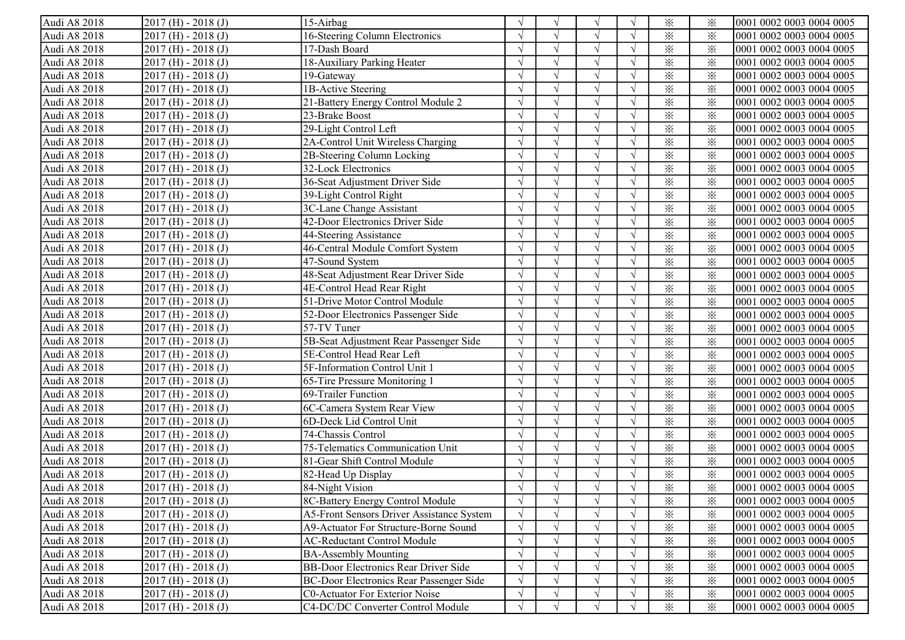| Audi A8 2018 | 2017 (H) - 2018 (J) | 15-Airbag | √ | √ | √ | √ | ※ | ※ | 0001 0002 0003 0004 0005 |
|---|---|---|---|---|---|---|---|---|---|
| Audi A8 2018 | 2017 (H) - 2018 (J) | 16-Steering Column Electronics | √ | √ | √ | √ | ※ | ※ | 0001 0002 0003 0004 0005 |
| Audi A8 2018 | 2017 (H) - 2018 (J) | 17-Dash Board | √ | √ | √ | √ | ※ | ※ | 0001 0002 0003 0004 0005 |
| Audi A8 2018 | 2017 (H) - 2018 (J) | 18-Auxiliary Parking Heater | √ | √ | √ | √ | ※ | ※ | 0001 0002 0003 0004 0005 |
| Audi A8 2018 | 2017 (H) - 2018 (J) | 19-Gateway | √ | √ | √ | √ | ※ | ※ | 0001 0002 0003 0004 0005 |
| Audi A8 2018 | 2017 (H) - 2018 (J) | 1B-Active Steering | √ | √ | √ | √ | ※ | ※ | 0001 0002 0003 0004 0005 |
| Audi A8 2018 | 2017 (H) - 2018 (J) | 21-Battery Energy Control Module 2 | √ | √ | √ | √ | ※ | ※ | 0001 0002 0003 0004 0005 |
| Audi A8 2018 | 2017 (H) - 2018 (J) | 23-Brake Boost | √ | √ | √ | √ | ※ | ※ | 0001 0002 0003 0004 0005 |
| Audi A8 2018 | 2017 (H) - 2018 (J) | 29-Light Control Left | √ | √ | √ | √ | ※ | ※ | 0001 0002 0003 0004 0005 |
| Audi A8 2018 | 2017 (H) - 2018 (J) | 2A-Control Unit Wireless Charging | √ | √ | √ | √ | ※ | ※ | 0001 0002 0003 0004 0005 |
| Audi A8 2018 | 2017 (H) - 2018 (J) | 2B-Steering Column Locking | √ | √ | √ | √ | ※ | ※ | 0001 0002 0003 0004 0005 |
| Audi A8 2018 | 2017 (H) - 2018 (J) | 32-Lock Electronics | √ | √ | √ | √ | ※ | ※ | 0001 0002 0003 0004 0005 |
| Audi A8 2018 | 2017 (H) - 2018 (J) | 36-Seat Adjustment Driver Side | √ | √ | √ | √ | ※ | ※ | 0001 0002 0003 0004 0005 |
| Audi A8 2018 | 2017 (H) - 2018 (J) | 39-Light Control Right | √ | √ | √ | √ | ※ | ※ | 0001 0002 0003 0004 0005 |
| Audi A8 2018 | 2017 (H) - 2018 (J) | 3C-Lane Change Assistant | √ | √ | √ | √ | ※ | ※ | 0001 0002 0003 0004 0005 |
| Audi A8 2018 | 2017 (H) - 2018 (J) | 42-Door Electronics Driver Side | √ | √ | √ | √ | ※ | ※ | 0001 0002 0003 0004 0005 |
| Audi A8 2018 | 2017 (H) - 2018 (J) | 44-Steering Assistance | √ | √ | √ | √ | ※ | ※ | 0001 0002 0003 0004 0005 |
| Audi A8 2018 | 2017 (H) - 2018 (J) | 46-Central Module Comfort System | √ | √ | √ | √ | ※ | ※ | 0001 0002 0003 0004 0005 |
| Audi A8 2018 | 2017 (H) - 2018 (J) | 47-Sound System | √ | √ | √ | √ | ※ | ※ | 0001 0002 0003 0004 0005 |
| Audi A8 2018 | 2017 (H) - 2018 (J) | 48-Seat Adjustment Rear Driver Side | √ | √ | √ | √ | ※ | ※ | 0001 0002 0003 0004 0005 |
| Audi A8 2018 | 2017 (H) - 2018 (J) | 4E-Control Head Rear Right | √ | √ | √ | √ | ※ | ※ | 0001 0002 0003 0004 0005 |
| Audi A8 2018 | 2017 (H) - 2018 (J) | 51-Drive Motor Control Module | √ | √ | √ | √ | ※ | ※ | 0001 0002 0003 0004 0005 |
| Audi A8 2018 | 2017 (H) - 2018 (J) | 52-Door Electronics Passenger Side | √ | √ | √ | √ | ※ | ※ | 0001 0002 0003 0004 0005 |
| Audi A8 2018 | 2017 (H) - 2018 (J) | 57-TV Tuner | √ | √ | √ | √ | ※ | ※ | 0001 0002 0003 0004 0005 |
| Audi A8 2018 | 2017 (H) - 2018 (J) | 5B-Seat Adjustment Rear Passenger Side | √ | √ | √ | √ | ※ | ※ | 0001 0002 0003 0004 0005 |
| Audi A8 2018 | 2017 (H) - 2018 (J) | 5E-Control Head Rear Left | √ | √ | √ | √ | ※ | ※ | 0001 0002 0003 0004 0005 |
| Audi A8 2018 | 2017 (H) - 2018 (J) | 5F-Information Control Unit 1 | √ | √ | √ | √ | ※ | ※ | 0001 0002 0003 0004 0005 |
| Audi A8 2018 | 2017 (H) - 2018 (J) | 65-Tire Pressure Monitoring 1 | √ | √ | √ | √ | ※ | ※ | 0001 0002 0003 0004 0005 |
| Audi A8 2018 | 2017 (H) - 2018 (J) | 69-Trailer Function | √ | √ | √ | √ | ※ | ※ | 0001 0002 0003 0004 0005 |
| Audi A8 2018 | 2017 (H) - 2018 (J) | 6C-Camera System Rear View | √ | √ | √ | √ | ※ | ※ | 0001 0002 0003 0004 0005 |
| Audi A8 2018 | 2017 (H) - 2018 (J) | 6D-Deck Lid Control Unit | √ | √ | √ | √ | ※ | ※ | 0001 0002 0003 0004 0005 |
| Audi A8 2018 | 2017 (H) - 2018 (J) | 74-Chassis Control | √ | √ | √ | √ | ※ | ※ | 0001 0002 0003 0004 0005 |
| Audi A8 2018 | 2017 (H) - 2018 (J) | 75-Telematics Communication Unit | √ | √ | √ | √ | ※ | ※ | 0001 0002 0003 0004 0005 |
| Audi A8 2018 | 2017 (H) - 2018 (J) | 81-Gear Shift Control Module | √ | √ | √ | √ | ※ | ※ | 0001 0002 0003 0004 0005 |
| Audi A8 2018 | 2017 (H) - 2018 (J) | 82-Head Up Display | √ | √ | √ | √ | ※ | ※ | 0001 0002 0003 0004 0005 |
| Audi A8 2018 | 2017 (H) - 2018 (J) | 84-Night Vision | √ | √ | √ | √ | ※ | ※ | 0001 0002 0003 0004 0005 |
| Audi A8 2018 | 2017 (H) - 2018 (J) | 8C-Battery Energy Control Module | √ | √ | √ | √ | ※ | ※ | 0001 0002 0003 0004 0005 |
| Audi A8 2018 | 2017 (H) - 2018 (J) | A5-Front Sensors Driver Assistance System | √ | √ | √ | √ | ※ | ※ | 0001 0002 0003 0004 0005 |
| Audi A8 2018 | 2017 (H) - 2018 (J) | A9-Actuator For Structure-Borne Sound | √ | √ | √ | √ | ※ | ※ | 0001 0002 0003 0004 0005 |
| Audi A8 2018 | 2017 (H) - 2018 (J) | AC-Reductant Control Module | √ | √ | √ | √ | ※ | ※ | 0001 0002 0003 0004 0005 |
| Audi A8 2018 | 2017 (H) - 2018 (J) | BA-Assembly Mounting | √ | √ | √ | √ | ※ | ※ | 0001 0002 0003 0004 0005 |
| Audi A8 2018 | 2017 (H) - 2018 (J) | BB-Door Electronics Rear Driver Side | √ | √ | √ | √ | ※ | ※ | 0001 0002 0003 0004 0005 |
| Audi A8 2018 | 2017 (H) - 2018 (J) | BC-Door Electronics Rear Passenger Side | √ | √ | √ | √ | ※ | ※ | 0001 0002 0003 0004 0005 |
| Audi A8 2018 | 2017 (H) - 2018 (J) | C0-Actuator For Exterior Noise | √ | √ | √ | √ | ※ | ※ | 0001 0002 0003 0004 0005 |
| Audi A8 2018 | 2017 (H) - 2018 (J) | C4-DC/DC Converter Control Module | √ | √ | √ | √ | ※ | ※ | 0001 0002 0003 0004 0005 |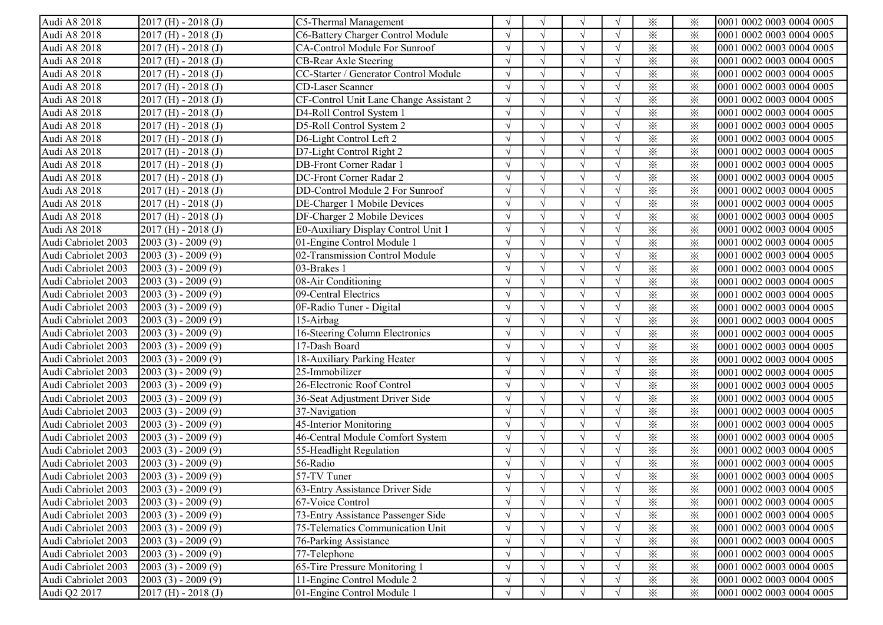| | | | | | | | | | |
|---|---|---|---|---|---|---|---|---|---|
| Audi A8 2018 | 2017 (H) - 2018 (J) | C5-Thermal Management | √ | √ | √ | √ | ※ | ※ | 0001 0002 0003 0004 0005 |
| Audi A8 2018 | 2017 (H) - 2018 (J) | C6-Battery Charger Control Module | √ | √ | √ | √ | ※ | ※ | 0001 0002 0003 0004 0005 |
| Audi A8 2018 | 2017 (H) - 2018 (J) | CA-Control Module For Sunroof | √ | √ | √ | √ | ※ | ※ | 0001 0002 0003 0004 0005 |
| Audi A8 2018 | 2017 (H) - 2018 (J) | CB-Rear Axle Steering | √ | √ | √ | √ | ※ | ※ | 0001 0002 0003 0004 0005 |
| Audi A8 2018 | 2017 (H) - 2018 (J) | CC-Starter / Generator Control Module | √ | √ | √ | √ | ※ | ※ | 0001 0002 0003 0004 0005 |
| Audi A8 2018 | 2017 (H) - 2018 (J) | CD-Laser Scanner | √ | √ | √ | √ | ※ | ※ | 0001 0002 0003 0004 0005 |
| Audi A8 2018 | 2017 (H) - 2018 (J) | CF-Control Unit Lane Change Assistant 2 | √ | √ | √ | √ | ※ | ※ | 0001 0002 0003 0004 0005 |
| Audi A8 2018 | 2017 (H) - 2018 (J) | D4-Roll Control System 1 | √ | √ | √ | √ | ※ | ※ | 0001 0002 0003 0004 0005 |
| Audi A8 2018 | 2017 (H) - 2018 (J) | D5-Roll Control System 2 | √ | √ | √ | √ | ※ | ※ | 0001 0002 0003 0004 0005 |
| Audi A8 2018 | 2017 (H) - 2018 (J) | D6-Light Control Left 2 | √ | √ | √ | √ | ※ | ※ | 0001 0002 0003 0004 0005 |
| Audi A8 2018 | 2017 (H) - 2018 (J) | D7-Light Control Right 2 | √ | √ | √ | √ | ※ | ※ | 0001 0002 0003 0004 0005 |
| Audi A8 2018 | 2017 (H) - 2018 (J) | DB-Front Corner Radar 1 | √ | √ | √ | √ | ※ | ※ | 0001 0002 0003 0004 0005 |
| Audi A8 2018 | 2017 (H) - 2018 (J) | DC-Front Corner Radar 2 | √ | √ | √ | √ | ※ | ※ | 0001 0002 0003 0004 0005 |
| Audi A8 2018 | 2017 (H) - 2018 (J) | DD-Control Module 2 For Sunroof | √ | √ | √ | √ | ※ | ※ | 0001 0002 0003 0004 0005 |
| Audi A8 2018 | 2017 (H) - 2018 (J) | DE-Charger 1 Mobile Devices | √ | √ | √ | √ | ※ | ※ | 0001 0002 0003 0004 0005 |
| Audi A8 2018 | 2017 (H) - 2018 (J) | DF-Charger 2 Mobile Devices | √ | √ | √ | √ | ※ | ※ | 0001 0002 0003 0004 0005 |
| Audi A8 2018 | 2017 (H) - 2018 (J) | E0-Auxiliary Display Control Unit 1 | √ | √ | √ | √ | ※ | ※ | 0001 0002 0003 0004 0005 |
| Audi Cabriolet 2003 | 2003 (3) - 2009 (9) | 01-Engine Control Module 1 | √ | √ | √ | √ | ※ | ※ | 0001 0002 0003 0004 0005 |
| Audi Cabriolet 2003 | 2003 (3) - 2009 (9) | 02-Transmission Control Module | √ | √ | √ | √ | ※ | ※ | 0001 0002 0003 0004 0005 |
| Audi Cabriolet 2003 | 2003 (3) - 2009 (9) | 03-Brakes 1 | √ | √ | √ | √ | ※ | ※ | 0001 0002 0003 0004 0005 |
| Audi Cabriolet 2003 | 2003 (3) - 2009 (9) | 08-Air Conditioning | √ | √ | √ | √ | ※ | ※ | 0001 0002 0003 0004 0005 |
| Audi Cabriolet 2003 | 2003 (3) - 2009 (9) | 09-Central Electrics | √ | √ | √ | √ | ※ | ※ | 0001 0002 0003 0004 0005 |
| Audi Cabriolet 2003 | 2003 (3) - 2009 (9) | 0F-Radio Tuner - Digital | √ | √ | √ | √ | ※ | ※ | 0001 0002 0003 0004 0005 |
| Audi Cabriolet 2003 | 2003 (3) - 2009 (9) | 15-Airbag | √ | √ | √ | √ | ※ | ※ | 0001 0002 0003 0004 0005 |
| Audi Cabriolet 2003 | 2003 (3) - 2009 (9) | 16-Steering Column Electronics | √ | √ | √ | √ | ※ | ※ | 0001 0002 0003 0004 0005 |
| Audi Cabriolet 2003 | 2003 (3) - 2009 (9) | 17-Dash Board | √ | √ | √ | √ | ※ | ※ | 0001 0002 0003 0004 0005 |
| Audi Cabriolet 2003 | 2003 (3) - 2009 (9) | 18-Auxiliary Parking Heater | √ | √ | √ | √ | ※ | ※ | 0001 0002 0003 0004 0005 |
| Audi Cabriolet 2003 | 2003 (3) - 2009 (9) | 25-Immobilizer | √ | √ | √ | √ | ※ | ※ | 0001 0002 0003 0004 0005 |
| Audi Cabriolet 2003 | 2003 (3) - 2009 (9) | 26-Electronic Roof Control | √ | √ | √ | √ | ※ | ※ | 0001 0002 0003 0004 0005 |
| Audi Cabriolet 2003 | 2003 (3) - 2009 (9) | 36-Seat Adjustment Driver Side | √ | √ | √ | √ | ※ | ※ | 0001 0002 0003 0004 0005 |
| Audi Cabriolet 2003 | 2003 (3) - 2009 (9) | 37-Navigation | √ | √ | √ | √ | ※ | ※ | 0001 0002 0003 0004 0005 |
| Audi Cabriolet 2003 | 2003 (3) - 2009 (9) | 45-Interior Monitoring | √ | √ | √ | √ | ※ | ※ | 0001 0002 0003 0004 0005 |
| Audi Cabriolet 2003 | 2003 (3) - 2009 (9) | 46-Central Module Comfort System | √ | √ | √ | √ | ※ | ※ | 0001 0002 0003 0004 0005 |
| Audi Cabriolet 2003 | 2003 (3) - 2009 (9) | 55-Headlight Regulation | √ | √ | √ | √ | ※ | ※ | 0001 0002 0003 0004 0005 |
| Audi Cabriolet 2003 | 2003 (3) - 2009 (9) | 56-Radio | √ | √ | √ | √ | ※ | ※ | 0001 0002 0003 0004 0005 |
| Audi Cabriolet 2003 | 2003 (3) - 2009 (9) | 57-TV Tuner | √ | √ | √ | √ | ※ | ※ | 0001 0002 0003 0004 0005 |
| Audi Cabriolet 2003 | 2003 (3) - 2009 (9) | 63-Entry Assistance Driver Side | √ | √ | √ | √ | ※ | ※ | 0001 0002 0003 0004 0005 |
| Audi Cabriolet 2003 | 2003 (3) - 2009 (9) | 67-Voice Control | √ | √ | √ | √ | ※ | ※ | 0001 0002 0003 0004 0005 |
| Audi Cabriolet 2003 | 2003 (3) - 2009 (9) | 73-Entry Assistance Passenger Side | √ | √ | √ | √ | ※ | ※ | 0001 0002 0003 0004 0005 |
| Audi Cabriolet 2003 | 2003 (3) - 2009 (9) | 75-Telematics Communication Unit | √ | √ | √ | √ | ※ | ※ | 0001 0002 0003 0004 0005 |
| Audi Cabriolet 2003 | 2003 (3) - 2009 (9) | 76-Parking Assistance | √ | √ | √ | √ | ※ | ※ | 0001 0002 0003 0004 0005 |
| Audi Cabriolet 2003 | 2003 (3) - 2009 (9) | 77-Telephone | √ | √ | √ | √ | ※ | ※ | 0001 0002 0003 0004 0005 |
| Audi Cabriolet 2003 | 2003 (3) - 2009 (9) | 65-Tire Pressure Monitoring 1 | √ | √ | √ | √ | ※ | ※ | 0001 0002 0003 0004 0005 |
| Audi Cabriolet 2003 | 2003 (3) - 2009 (9) | 11-Engine Control Module 2 | √ | √ | √ | √ | ※ | ※ | 0001 0002 0003 0004 0005 |
| Audi Q2 2017 | 2017 (H) - 2018 (J) | 01-Engine Control Module 1 | √ | √ | √ | √ | ※ | ※ | 0001 0002 0003 0004 0005 |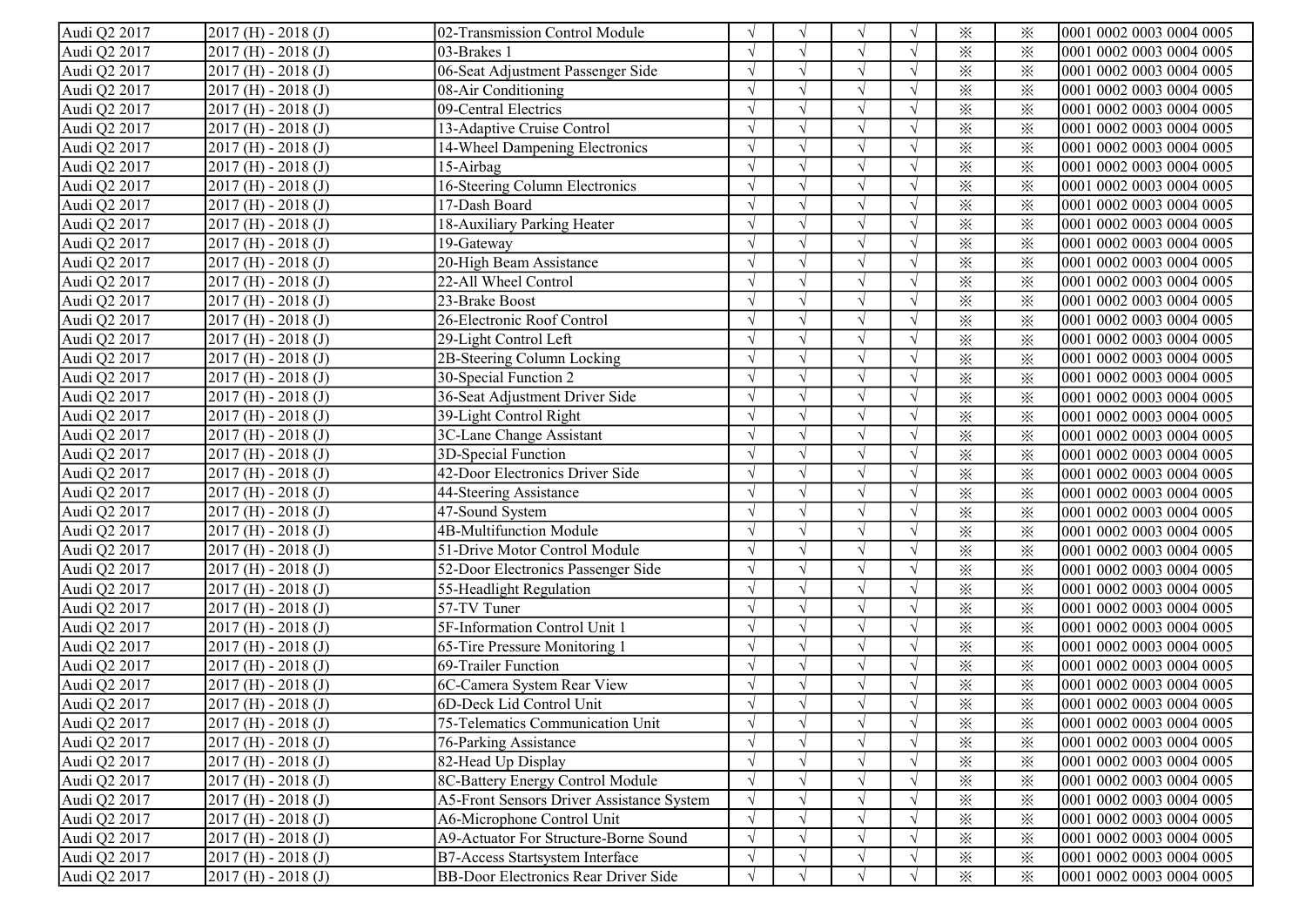| | | | | | | | | | |
|---|---|---|---|---|---|---|---|---|---|
| Audi Q2 2017 | 2017 (H) - 2018 (J) | 02-Transmission Control Module | √ | √ | √ | √ | ※ | ※ | 0001 0002 0003 0004 0005 |
| Audi Q2 2017 | 2017 (H) - 2018 (J) | 03-Brakes 1 | √ | √ | √ | √ | ※ | ※ | 0001 0002 0003 0004 0005 |
| Audi Q2 2017 | 2017 (H) - 2018 (J) | 06-Seat Adjustment Passenger Side | √ | √ | √ | √ | ※ | ※ | 0001 0002 0003 0004 0005 |
| Audi Q2 2017 | 2017 (H) - 2018 (J) | 08-Air Conditioning | √ | √ | √ | √ | ※ | ※ | 0001 0002 0003 0004 0005 |
| Audi Q2 2017 | 2017 (H) - 2018 (J) | 09-Central Electrics | √ | √ | √ | √ | ※ | ※ | 0001 0002 0003 0004 0005 |
| Audi Q2 2017 | 2017 (H) - 2018 (J) | 13-Adaptive Cruise Control | √ | √ | √ | √ | ※ | ※ | 0001 0002 0003 0004 0005 |
| Audi Q2 2017 | 2017 (H) - 2018 (J) | 14-Wheel Dampening Electronics | √ | √ | √ | √ | ※ | ※ | 0001 0002 0003 0004 0005 |
| Audi Q2 2017 | 2017 (H) - 2018 (J) | 15-Airbag | √ | √ | √ | √ | ※ | ※ | 0001 0002 0003 0004 0005 |
| Audi Q2 2017 | 2017 (H) - 2018 (J) | 16-Steering Column Electronics | √ | √ | √ | √ | ※ | ※ | 0001 0002 0003 0004 0005 |
| Audi Q2 2017 | 2017 (H) - 2018 (J) | 17-Dash Board | √ | √ | √ | √ | ※ | ※ | 0001 0002 0003 0004 0005 |
| Audi Q2 2017 | 2017 (H) - 2018 (J) | 18-Auxiliary Parking Heater | √ | √ | √ | √ | ※ | ※ | 0001 0002 0003 0004 0005 |
| Audi Q2 2017 | 2017 (H) - 2018 (J) | 19-Gateway | √ | √ | √ | √ | ※ | ※ | 0001 0002 0003 0004 0005 |
| Audi Q2 2017 | 2017 (H) - 2018 (J) | 20-High Beam Assistance | √ | √ | √ | √ | ※ | ※ | 0001 0002 0003 0004 0005 |
| Audi Q2 2017 | 2017 (H) - 2018 (J) | 22-All Wheel Control | √ | √ | √ | √ | ※ | ※ | 0001 0002 0003 0004 0005 |
| Audi Q2 2017 | 2017 (H) - 2018 (J) | 23-Brake Boost | √ | √ | √ | √ | ※ | ※ | 0001 0002 0003 0004 0005 |
| Audi Q2 2017 | 2017 (H) - 2018 (J) | 26-Electronic Roof Control | √ | √ | √ | √ | ※ | ※ | 0001 0002 0003 0004 0005 |
| Audi Q2 2017 | 2017 (H) - 2018 (J) | 29-Light Control Left | √ | √ | √ | √ | ※ | ※ | 0001 0002 0003 0004 0005 |
| Audi Q2 2017 | 2017 (H) - 2018 (J) | 2B-Steering Column Locking | √ | √ | √ | √ | ※ | ※ | 0001 0002 0003 0004 0005 |
| Audi Q2 2017 | 2017 (H) - 2018 (J) | 30-Special Function 2 | √ | √ | √ | √ | ※ | ※ | 0001 0002 0003 0004 0005 |
| Audi Q2 2017 | 2017 (H) - 2018 (J) | 36-Seat Adjustment Driver Side | √ | √ | √ | √ | ※ | ※ | 0001 0002 0003 0004 0005 |
| Audi Q2 2017 | 2017 (H) - 2018 (J) | 39-Light Control Right | √ | √ | √ | √ | ※ | ※ | 0001 0002 0003 0004 0005 |
| Audi Q2 2017 | 2017 (H) - 2018 (J) | 3C-Lane Change Assistant | √ | √ | √ | √ | ※ | ※ | 0001 0002 0003 0004 0005 |
| Audi Q2 2017 | 2017 (H) - 2018 (J) | 3D-Special Function | √ | √ | √ | √ | ※ | ※ | 0001 0002 0003 0004 0005 |
| Audi Q2 2017 | 2017 (H) - 2018 (J) | 42-Door Electronics Driver Side | √ | √ | √ | √ | ※ | ※ | 0001 0002 0003 0004 0005 |
| Audi Q2 2017 | 2017 (H) - 2018 (J) | 44-Steering Assistance | √ | √ | √ | √ | ※ | ※ | 0001 0002 0003 0004 0005 |
| Audi Q2 2017 | 2017 (H) - 2018 (J) | 47-Sound System | √ | √ | √ | √ | ※ | ※ | 0001 0002 0003 0004 0005 |
| Audi Q2 2017 | 2017 (H) - 2018 (J) | 4B-Multifunction Module | √ | √ | √ | √ | ※ | ※ | 0001 0002 0003 0004 0005 |
| Audi Q2 2017 | 2017 (H) - 2018 (J) | 51-Drive Motor Control Module | √ | √ | √ | √ | ※ | ※ | 0001 0002 0003 0004 0005 |
| Audi Q2 2017 | 2017 (H) - 2018 (J) | 52-Door Electronics Passenger Side | √ | √ | √ | √ | ※ | ※ | 0001 0002 0003 0004 0005 |
| Audi Q2 2017 | 2017 (H) - 2018 (J) | 55-Headlight Regulation | √ | √ | √ | √ | ※ | ※ | 0001 0002 0003 0004 0005 |
| Audi Q2 2017 | 2017 (H) - 2018 (J) | 57-TV Tuner | √ | √ | √ | √ | ※ | ※ | 0001 0002 0003 0004 0005 |
| Audi Q2 2017 | 2017 (H) - 2018 (J) | 5F-Information Control Unit 1 | √ | √ | √ | √ | ※ | ※ | 0001 0002 0003 0004 0005 |
| Audi Q2 2017 | 2017 (H) - 2018 (J) | 65-Tire Pressure Monitoring 1 | √ | √ | √ | √ | ※ | ※ | 0001 0002 0003 0004 0005 |
| Audi Q2 2017 | 2017 (H) - 2018 (J) | 69-Trailer Function | √ | √ | √ | √ | ※ | ※ | 0001 0002 0003 0004 0005 |
| Audi Q2 2017 | 2017 (H) - 2018 (J) | 6C-Camera System Rear View | √ | √ | √ | √ | ※ | ※ | 0001 0002 0003 0004 0005 |
| Audi Q2 2017 | 2017 (H) - 2018 (J) | 6D-Deck Lid Control Unit | √ | √ | √ | √ | ※ | ※ | 0001 0002 0003 0004 0005 |
| Audi Q2 2017 | 2017 (H) - 2018 (J) | 75-Telematics Communication Unit | √ | √ | √ | √ | ※ | ※ | 0001 0002 0003 0004 0005 |
| Audi Q2 2017 | 2017 (H) - 2018 (J) | 76-Parking Assistance | √ | √ | √ | √ | ※ | ※ | 0001 0002 0003 0004 0005 |
| Audi Q2 2017 | 2017 (H) - 2018 (J) | 82-Head Up Display | √ | √ | √ | √ | ※ | ※ | 0001 0002 0003 0004 0005 |
| Audi Q2 2017 | 2017 (H) - 2018 (J) | 8C-Battery Energy Control Module | √ | √ | √ | √ | ※ | ※ | 0001 0002 0003 0004 0005 |
| Audi Q2 2017 | 2017 (H) - 2018 (J) | A5-Front Sensors Driver Assistance System | √ | √ | √ | √ | ※ | ※ | 0001 0002 0003 0004 0005 |
| Audi Q2 2017 | 2017 (H) - 2018 (J) | A6-Microphone Control Unit | √ | √ | √ | √ | ※ | ※ | 0001 0002 0003 0004 0005 |
| Audi Q2 2017 | 2017 (H) - 2018 (J) | A9-Actuator For Structure-Borne Sound | √ | √ | √ | √ | ※ | ※ | 0001 0002 0003 0004 0005 |
| Audi Q2 2017 | 2017 (H) - 2018 (J) | B7-Access Startsystem Interface | √ | √ | √ | √ | ※ | ※ | 0001 0002 0003 0004 0005 |
| Audi Q2 2017 | 2017 (H) - 2018 (J) | BB-Door Electronics Rear Driver Side | √ | √ | √ | √ | ※ | ※ | 0001 0002 0003 0004 0005 |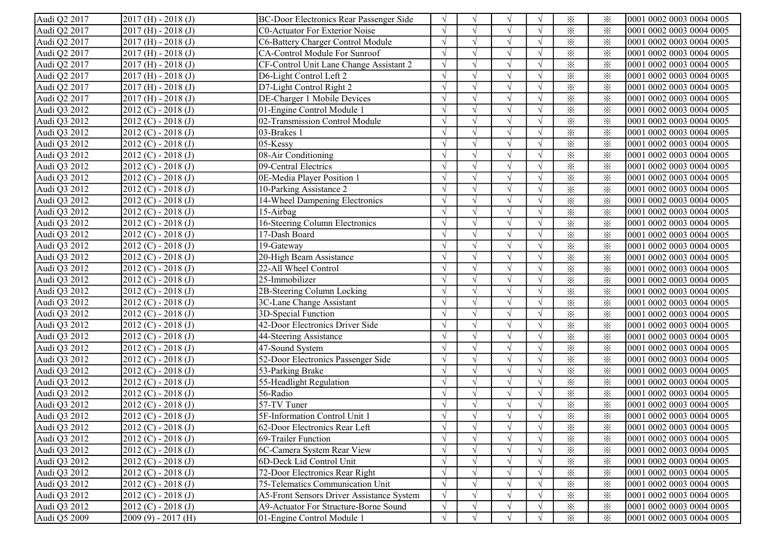| | | | | | | | | | |
|---|---|---|---|---|---|---|---|---|---|
| Audi Q2 2017 | 2017 (H) - 2018 (J) | BC-Door Electronics Rear Passenger Side | √ | √ | √ | √ | ※ | ※ | 0001 0002 0003 0004 0005 |
| Audi Q2 2017 | 2017 (H) - 2018 (J) | C0-Actuator For Exterior Noise | √ | √ | √ | √ | ※ | ※ | 0001 0002 0003 0004 0005 |
| Audi Q2 2017 | 2017 (H) - 2018 (J) | C6-Battery Charger Control Module | √ | √ | √ | √ | ※ | ※ | 0001 0002 0003 0004 0005 |
| Audi Q2 2017 | 2017 (H) - 2018 (J) | CA-Control Module For Sunroof | √ | √ | √ | √ | ※ | ※ | 0001 0002 0003 0004 0005 |
| Audi Q2 2017 | 2017 (H) - 2018 (J) | CF-Control Unit Lane Change Assistant 2 | √ | √ | √ | √ | ※ | ※ | 0001 0002 0003 0004 0005 |
| Audi Q2 2017 | 2017 (H) - 2018 (J) | D6-Light Control Left 2 | √ | √ | √ | √ | ※ | ※ | 0001 0002 0003 0004 0005 |
| Audi Q2 2017 | 2017 (H) - 2018 (J) | D7-Light Control Right 2 | √ | √ | √ | √ | ※ | ※ | 0001 0002 0003 0004 0005 |
| Audi Q2 2017 | 2017 (H) - 2018 (J) | DE-Charger 1 Mobile Devices | √ | √ | √ | √ | ※ | ※ | 0001 0002 0003 0004 0005 |
| Audi Q3 2012 | 2012 (C) - 2018 (J) | 01-Engine Control Module 1 | √ | √ | √ | √ | ※ | ※ | 0001 0002 0003 0004 0005 |
| Audi Q3 2012 | 2012 (C) - 2018 (J) | 02-Transmission Control Module | √ | √ | √ | √ | ※ | ※ | 0001 0002 0003 0004 0005 |
| Audi Q3 2012 | 2012 (C) - 2018 (J) | 03-Brakes 1 | √ | √ | √ | √ | ※ | ※ | 0001 0002 0003 0004 0005 |
| Audi Q3 2012 | 2012 (C) - 2018 (J) | 05-Kessy | √ | √ | √ | √ | ※ | ※ | 0001 0002 0003 0004 0005 |
| Audi Q3 2012 | 2012 (C) - 2018 (J) | 08-Air Conditioning | √ | √ | √ | √ | ※ | ※ | 0001 0002 0003 0004 0005 |
| Audi Q3 2012 | 2012 (C) - 2018 (J) | 09-Central Electrics | √ | √ | √ | √ | ※ | ※ | 0001 0002 0003 0004 0005 |
| Audi Q3 2012 | 2012 (C) - 2018 (J) | 0E-Media Player Position 1 | √ | √ | √ | √ | ※ | ※ | 0001 0002 0003 0004 0005 |
| Audi Q3 2012 | 2012 (C) - 2018 (J) | 10-Parking Assistance 2 | √ | √ | √ | √ | ※ | ※ | 0001 0002 0003 0004 0005 |
| Audi Q3 2012 | 2012 (C) - 2018 (J) | 14-Wheel Dampening Electronics | √ | √ | √ | √ | ※ | ※ | 0001 0002 0003 0004 0005 |
| Audi Q3 2012 | 2012 (C) - 2018 (J) | 15-Airbag | √ | √ | √ | √ | ※ | ※ | 0001 0002 0003 0004 0005 |
| Audi Q3 2012 | 2012 (C) - 2018 (J) | 16-Steering Column Electronics | √ | √ | √ | √ | ※ | ※ | 0001 0002 0003 0004 0005 |
| Audi Q3 2012 | 2012 (C) - 2018 (J) | 17-Dash Board | √ | √ | √ | √ | ※ | ※ | 0001 0002 0003 0004 0005 |
| Audi Q3 2012 | 2012 (C) - 2018 (J) | 19-Gateway | √ | √ | √ | √ | ※ | ※ | 0001 0002 0003 0004 0005 |
| Audi Q3 2012 | 2012 (C) - 2018 (J) | 20-High Beam Assistance | √ | √ | √ | √ | ※ | ※ | 0001 0002 0003 0004 0005 |
| Audi Q3 2012 | 2012 (C) - 2018 (J) | 22-All Wheel Control | √ | √ | √ | √ | ※ | ※ | 0001 0002 0003 0004 0005 |
| Audi Q3 2012 | 2012 (C) - 2018 (J) | 25-Immobilizer | √ | √ | √ | √ | ※ | ※ | 0001 0002 0003 0004 0005 |
| Audi Q3 2012 | 2012 (C) - 2018 (J) | 2B-Steering Column Locking | √ | √ | √ | √ | ※ | ※ | 0001 0002 0003 0004 0005 |
| Audi Q3 2012 | 2012 (C) - 2018 (J) | 3C-Lane Change Assistant | √ | √ | √ | √ | ※ | ※ | 0001 0002 0003 0004 0005 |
| Audi Q3 2012 | 2012 (C) - 2018 (J) | 3D-Special Function | √ | √ | √ | √ | ※ | ※ | 0001 0002 0003 0004 0005 |
| Audi Q3 2012 | 2012 (C) - 2018 (J) | 42-Door Electronics Driver Side | √ | √ | √ | √ | ※ | ※ | 0001 0002 0003 0004 0005 |
| Audi Q3 2012 | 2012 (C) - 2018 (J) | 44-Steering Assistance | √ | √ | √ | √ | ※ | ※ | 0001 0002 0003 0004 0005 |
| Audi Q3 2012 | 2012 (C) - 2018 (J) | 47-Sound System | √ | √ | √ | √ | ※ | ※ | 0001 0002 0003 0004 0005 |
| Audi Q3 2012 | 2012 (C) - 2018 (J) | 52-Door Electronics Passenger Side | √ | √ | √ | √ | ※ | ※ | 0001 0002 0003 0004 0005 |
| Audi Q3 2012 | 2012 (C) - 2018 (J) | 53-Parking Brake | √ | √ | √ | √ | ※ | ※ | 0001 0002 0003 0004 0005 |
| Audi Q3 2012 | 2012 (C) - 2018 (J) | 55-Headlight Regulation | √ | √ | √ | √ | ※ | ※ | 0001 0002 0003 0004 0005 |
| Audi Q3 2012 | 2012 (C) - 2018 (J) | 56-Radio | √ | √ | √ | √ | ※ | ※ | 0001 0002 0003 0004 0005 |
| Audi Q3 2012 | 2012 (C) - 2018 (J) | 57-TV Tuner | √ | √ | √ | √ | ※ | ※ | 0001 0002 0003 0004 0005 |
| Audi Q3 2012 | 2012 (C) - 2018 (J) | 5F-Information Control Unit 1 | √ | √ | √ | √ | ※ | ※ | 0001 0002 0003 0004 0005 |
| Audi Q3 2012 | 2012 (C) - 2018 (J) | 62-Door Electronics Rear Left | √ | √ | √ | √ | ※ | ※ | 0001 0002 0003 0004 0005 |
| Audi Q3 2012 | 2012 (C) - 2018 (J) | 69-Trailer Function | √ | √ | √ | √ | ※ | ※ | 0001 0002 0003 0004 0005 |
| Audi Q3 2012 | 2012 (C) - 2018 (J) | 6C-Camera System Rear View | √ | √ | √ | √ | ※ | ※ | 0001 0002 0003 0004 0005 |
| Audi Q3 2012 | 2012 (C) - 2018 (J) | 6D-Deck Lid Control Unit | √ | √ | √ | √ | ※ | ※ | 0001 0002 0003 0004 0005 |
| Audi Q3 2012 | 2012 (C) - 2018 (J) | 72-Door Electronics Rear Right | √ | √ | √ | √ | ※ | ※ | 0001 0002 0003 0004 0005 |
| Audi Q3 2012 | 2012 (C) - 2018 (J) | 75-Telematics Communication Unit | √ | √ | √ | √ | ※ | ※ | 0001 0002 0003 0004 0005 |
| Audi Q3 2012 | 2012 (C) - 2018 (J) | A5-Front Sensors Driver Assistance System | √ | √ | √ | √ | ※ | ※ | 0001 0002 0003 0004 0005 |
| Audi Q3 2012 | 2012 (C) - 2018 (J) | A9-Actuator For Structure-Borne Sound | √ | √ | √ | √ | ※ | ※ | 0001 0002 0003 0004 0005 |
| Audi Q5 2009 | 2009 (9) - 2017 (H) | 01-Engine Control Module 1 | √ | √ | √ | √ | ※ | ※ | 0001 0002 0003 0004 0005 |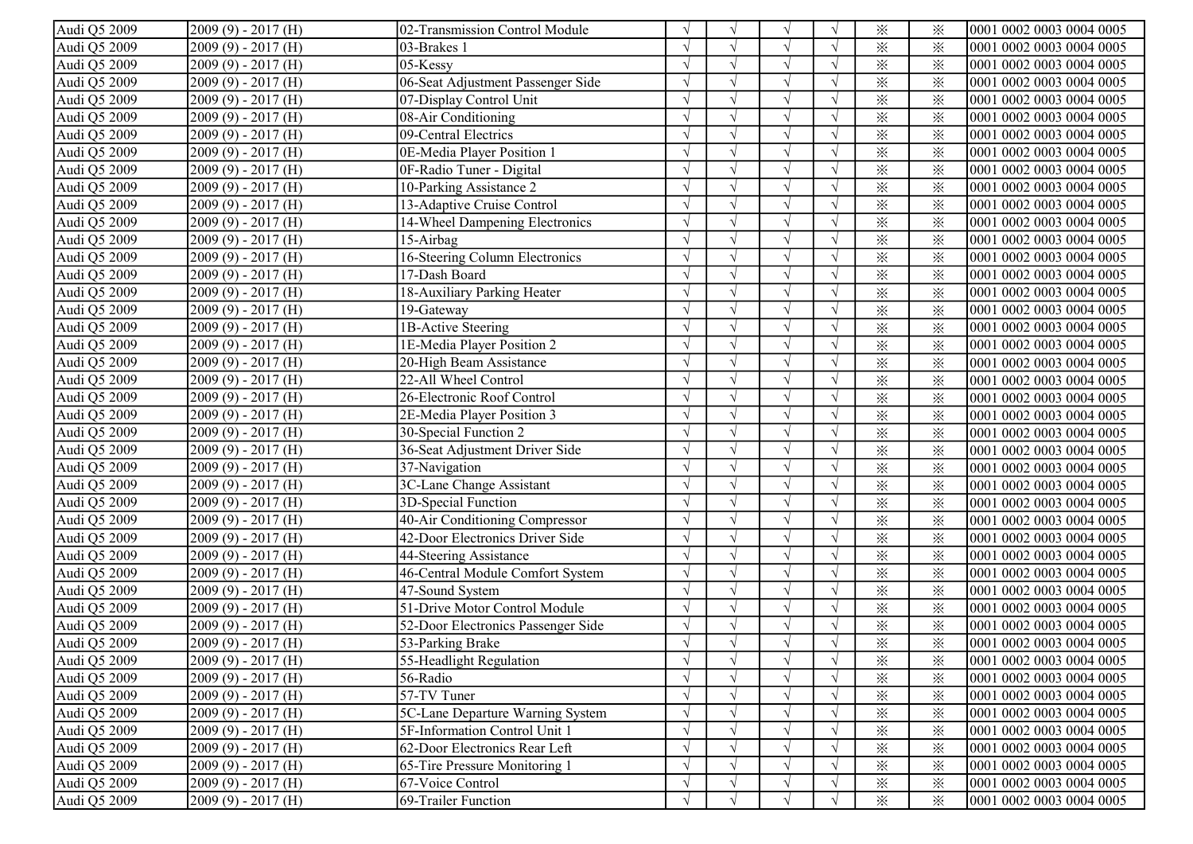| Audi Q5 2009 | 2009 (9) - 2017 (H) | 02-Transmission Control Module | √ | √ | √ | √ | ※ | ※ | 0001 0002 0003 0004 0005 |
|---|---|---|---|---|---|---|---|---|---|
| Audi Q5 2009 | 2009 (9) - 2017 (H) | 03-Brakes 1 | √ | √ | √ | √ | ※ | ※ | 0001 0002 0003 0004 0005 |
| Audi Q5 2009 | 2009 (9) - 2017 (H) | 05-Kessy | √ | √ | √ | √ | ※ | ※ | 0001 0002 0003 0004 0005 |
| Audi Q5 2009 | 2009 (9) - 2017 (H) | 06-Seat Adjustment Passenger Side | √ | √ | √ | √ | ※ | ※ | 0001 0002 0003 0004 0005 |
| Audi Q5 2009 | 2009 (9) - 2017 (H) | 07-Display Control Unit | √ | √ | √ | √ | ※ | ※ | 0001 0002 0003 0004 0005 |
| Audi Q5 2009 | 2009 (9) - 2017 (H) | 08-Air Conditioning | √ | √ | √ | √ | ※ | ※ | 0001 0002 0003 0004 0005 |
| Audi Q5 2009 | 2009 (9) - 2017 (H) | 09-Central Electrics | √ | √ | √ | √ | ※ | ※ | 0001 0002 0003 0004 0005 |
| Audi Q5 2009 | 2009 (9) - 2017 (H) | 0E-Media Player Position 1 | √ | √ | √ | √ | ※ | ※ | 0001 0002 0003 0004 0005 |
| Audi Q5 2009 | 2009 (9) - 2017 (H) | 0F-Radio Tuner - Digital | √ | √ | √ | √ | ※ | ※ | 0001 0002 0003 0004 0005 |
| Audi Q5 2009 | 2009 (9) - 2017 (H) | 10-Parking Assistance 2 | √ | √ | √ | √ | ※ | ※ | 0001 0002 0003 0004 0005 |
| Audi Q5 2009 | 2009 (9) - 2017 (H) | 13-Adaptive Cruise Control | √ | √ | √ | √ | ※ | ※ | 0001 0002 0003 0004 0005 |
| Audi Q5 2009 | 2009 (9) - 2017 (H) | 14-Wheel Dampening Electronics | √ | √ | √ | √ | ※ | ※ | 0001 0002 0003 0004 0005 |
| Audi Q5 2009 | 2009 (9) - 2017 (H) | 15-Airbag | √ | √ | √ | √ | ※ | ※ | 0001 0002 0003 0004 0005 |
| Audi Q5 2009 | 2009 (9) - 2017 (H) | 16-Steering Column Electronics | √ | √ | √ | √ | ※ | ※ | 0001 0002 0003 0004 0005 |
| Audi Q5 2009 | 2009 (9) - 2017 (H) | 17-Dash Board | √ | √ | √ | √ | ※ | ※ | 0001 0002 0003 0004 0005 |
| Audi Q5 2009 | 2009 (9) - 2017 (H) | 18-Auxiliary Parking Heater | √ | √ | √ | √ | ※ | ※ | 0001 0002 0003 0004 0005 |
| Audi Q5 2009 | 2009 (9) - 2017 (H) | 19-Gateway | √ | √ | √ | √ | ※ | ※ | 0001 0002 0003 0004 0005 |
| Audi Q5 2009 | 2009 (9) - 2017 (H) | 1B-Active Steering | √ | √ | √ | √ | ※ | ※ | 0001 0002 0003 0004 0005 |
| Audi Q5 2009 | 2009 (9) - 2017 (H) | 1E-Media Player Position 2 | √ | √ | √ | √ | ※ | ※ | 0001 0002 0003 0004 0005 |
| Audi Q5 2009 | 2009 (9) - 2017 (H) | 20-High Beam Assistance | √ | √ | √ | √ | ※ | ※ | 0001 0002 0003 0004 0005 |
| Audi Q5 2009 | 2009 (9) - 2017 (H) | 22-All Wheel Control | √ | √ | √ | √ | ※ | ※ | 0001 0002 0003 0004 0005 |
| Audi Q5 2009 | 2009 (9) - 2017 (H) | 26-Electronic Roof Control | √ | √ | √ | √ | ※ | ※ | 0001 0002 0003 0004 0005 |
| Audi Q5 2009 | 2009 (9) - 2017 (H) | 2E-Media Player Position 3 | √ | √ | √ | √ | ※ | ※ | 0001 0002 0003 0004 0005 |
| Audi Q5 2009 | 2009 (9) - 2017 (H) | 30-Special Function 2 | √ | √ | √ | √ | ※ | ※ | 0001 0002 0003 0004 0005 |
| Audi Q5 2009 | 2009 (9) - 2017 (H) | 36-Seat Adjustment Driver Side | √ | √ | √ | √ | ※ | ※ | 0001 0002 0003 0004 0005 |
| Audi Q5 2009 | 2009 (9) - 2017 (H) | 37-Navigation | √ | √ | √ | √ | ※ | ※ | 0001 0002 0003 0004 0005 |
| Audi Q5 2009 | 2009 (9) - 2017 (H) | 3C-Lane Change Assistant | √ | √ | √ | √ | ※ | ※ | 0001 0002 0003 0004 0005 |
| Audi Q5 2009 | 2009 (9) - 2017 (H) | 3D-Special Function | √ | √ | √ | √ | ※ | ※ | 0001 0002 0003 0004 0005 |
| Audi Q5 2009 | 2009 (9) - 2017 (H) | 40-Air Conditioning Compressor | √ | √ | √ | √ | ※ | ※ | 0001 0002 0003 0004 0005 |
| Audi Q5 2009 | 2009 (9) - 2017 (H) | 42-Door Electronics Driver Side | √ | √ | √ | √ | ※ | ※ | 0001 0002 0003 0004 0005 |
| Audi Q5 2009 | 2009 (9) - 2017 (H) | 44-Steering Assistance | √ | √ | √ | √ | ※ | ※ | 0001 0002 0003 0004 0005 |
| Audi Q5 2009 | 2009 (9) - 2017 (H) | 46-Central Module Comfort System | √ | √ | √ | √ | ※ | ※ | 0001 0002 0003 0004 0005 |
| Audi Q5 2009 | 2009 (9) - 2017 (H) | 47-Sound System | √ | √ | √ | √ | ※ | ※ | 0001 0002 0003 0004 0005 |
| Audi Q5 2009 | 2009 (9) - 2017 (H) | 51-Drive Motor Control Module | √ | √ | √ | √ | ※ | ※ | 0001 0002 0003 0004 0005 |
| Audi Q5 2009 | 2009 (9) - 2017 (H) | 52-Door Electronics Passenger Side | √ | √ | √ | √ | ※ | ※ | 0001 0002 0003 0004 0005 |
| Audi Q5 2009 | 2009 (9) - 2017 (H) | 53-Parking Brake | √ | √ | √ | √ | ※ | ※ | 0001 0002 0003 0004 0005 |
| Audi Q5 2009 | 2009 (9) - 2017 (H) | 55-Headlight Regulation | √ | √ | √ | √ | ※ | ※ | 0001 0002 0003 0004 0005 |
| Audi Q5 2009 | 2009 (9) - 2017 (H) | 56-Radio | √ | √ | √ | √ | ※ | ※ | 0001 0002 0003 0004 0005 |
| Audi Q5 2009 | 2009 (9) - 2017 (H) | 57-TV Tuner | √ | √ | √ | √ | ※ | ※ | 0001 0002 0003 0004 0005 |
| Audi Q5 2009 | 2009 (9) - 2017 (H) | 5C-Lane Departure Warning System | √ | √ | √ | √ | ※ | ※ | 0001 0002 0003 0004 0005 |
| Audi Q5 2009 | 2009 (9) - 2017 (H) | 5F-Information Control Unit 1 | √ | √ | √ | √ | ※ | ※ | 0001 0002 0003 0004 0005 |
| Audi Q5 2009 | 2009 (9) - 2017 (H) | 62-Door Electronics Rear Left | √ | √ | √ | √ | ※ | ※ | 0001 0002 0003 0004 0005 |
| Audi Q5 2009 | 2009 (9) - 2017 (H) | 65-Tire Pressure Monitoring 1 | √ | √ | √ | √ | ※ | ※ | 0001 0002 0003 0004 0005 |
| Audi Q5 2009 | 2009 (9) - 2017 (H) | 67-Voice Control | √ | √ | √ | √ | ※ | ※ | 0001 0002 0003 0004 0005 |
| Audi Q5 2009 | 2009 (9) - 2017 (H) | 69-Trailer Function | √ | √ | √ | √ | ※ | ※ | 0001 0002 0003 0004 0005 |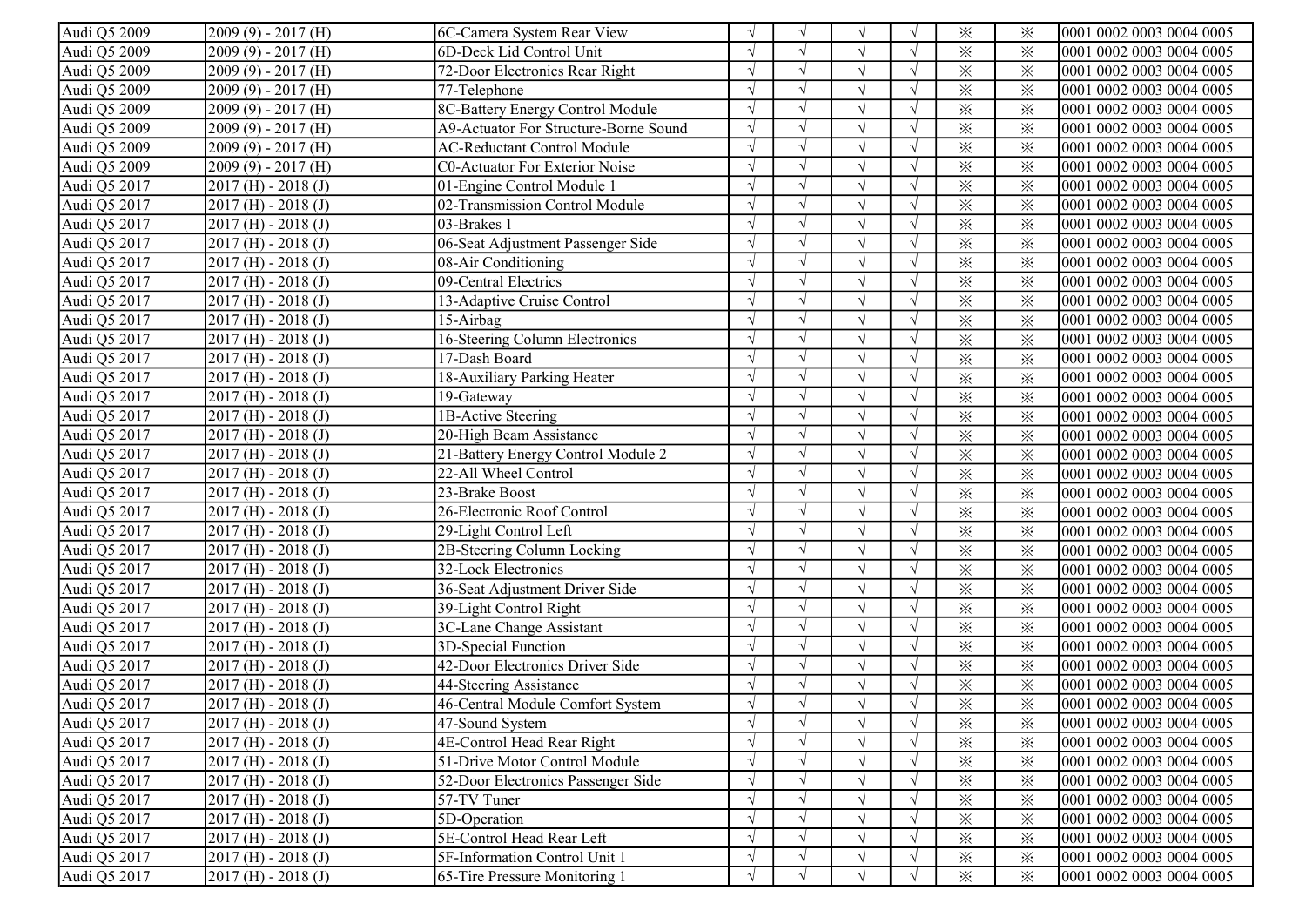| Audi Q5 2009 | 2009 (9) - 2017 (H) | 6C-Camera System Rear View | √ | √ | √ | √ | ※ | ※ | 0001 0002 0003 0004 0005 |
|---|---|---|---|---|---|---|---|---|---|
| Audi Q5 2009 | 2009 (9) - 2017 (H) | 6D-Deck Lid Control Unit | √ | √ | √ | √ | ※ | ※ | 0001 0002 0003 0004 0005 |
| Audi Q5 2009 | 2009 (9) - 2017 (H) | 72-Door Electronics Rear Right | √ | √ | √ | √ | ※ | ※ | 0001 0002 0003 0004 0005 |
| Audi Q5 2009 | 2009 (9) - 2017 (H) | 77-Telephone | √ | √ | √ | √ | ※ | ※ | 0001 0002 0003 0004 0005 |
| Audi Q5 2009 | 2009 (9) - 2017 (H) | 8C-Battery Energy Control Module | √ | √ | √ | √ | ※ | ※ | 0001 0002 0003 0004 0005 |
| Audi Q5 2009 | 2009 (9) - 2017 (H) | A9-Actuator For Structure-Borne Sound | √ | √ | √ | √ | ※ | ※ | 0001 0002 0003 0004 0005 |
| Audi Q5 2009 | 2009 (9) - 2017 (H) | AC-Reductant Control Module | √ | √ | √ | √ | ※ | ※ | 0001 0002 0003 0004 0005 |
| Audi Q5 2009 | 2009 (9) - 2017 (H) | C0-Actuator For Exterior Noise | √ | √ | √ | √ | ※ | ※ | 0001 0002 0003 0004 0005 |
| Audi Q5 2017 | 2017 (H) - 2018 (J) | 01-Engine Control Module 1 | √ | √ | √ | √ | ※ | ※ | 0001 0002 0003 0004 0005 |
| Audi Q5 2017 | 2017 (H) - 2018 (J) | 02-Transmission Control Module | √ | √ | √ | √ | ※ | ※ | 0001 0002 0003 0004 0005 |
| Audi Q5 2017 | 2017 (H) - 2018 (J) | 03-Brakes 1 | √ | √ | √ | √ | ※ | ※ | 0001 0002 0003 0004 0005 |
| Audi Q5 2017 | 2017 (H) - 2018 (J) | 06-Seat Adjustment Passenger Side | √ | √ | √ | √ | ※ | ※ | 0001 0002 0003 0004 0005 |
| Audi Q5 2017 | 2017 (H) - 2018 (J) | 08-Air Conditioning | √ | √ | √ | √ | ※ | ※ | 0001 0002 0003 0004 0005 |
| Audi Q5 2017 | 2017 (H) - 2018 (J) | 09-Central Electrics | √ | √ | √ | √ | ※ | ※ | 0001 0002 0003 0004 0005 |
| Audi Q5 2017 | 2017 (H) - 2018 (J) | 13-Adaptive Cruise Control | √ | √ | √ | √ | ※ | ※ | 0001 0002 0003 0004 0005 |
| Audi Q5 2017 | 2017 (H) - 2018 (J) | 15-Airbag | √ | √ | √ | √ | ※ | ※ | 0001 0002 0003 0004 0005 |
| Audi Q5 2017 | 2017 (H) - 2018 (J) | 16-Steering Column Electronics | √ | √ | √ | √ | ※ | ※ | 0001 0002 0003 0004 0005 |
| Audi Q5 2017 | 2017 (H) - 2018 (J) | 17-Dash Board | √ | √ | √ | √ | ※ | ※ | 0001 0002 0003 0004 0005 |
| Audi Q5 2017 | 2017 (H) - 2018 (J) | 18-Auxiliary Parking Heater | √ | √ | √ | √ | ※ | ※ | 0001 0002 0003 0004 0005 |
| Audi Q5 2017 | 2017 (H) - 2018 (J) | 19-Gateway | √ | √ | √ | √ | ※ | ※ | 0001 0002 0003 0004 0005 |
| Audi Q5 2017 | 2017 (H) - 2018 (J) | 1B-Active Steering | √ | √ | √ | √ | ※ | ※ | 0001 0002 0003 0004 0005 |
| Audi Q5 2017 | 2017 (H) - 2018 (J) | 20-High Beam Assistance | √ | √ | √ | √ | ※ | ※ | 0001 0002 0003 0004 0005 |
| Audi Q5 2017 | 2017 (H) - 2018 (J) | 21-Battery Energy Control Module 2 | √ | √ | √ | √ | ※ | ※ | 0001 0002 0003 0004 0005 |
| Audi Q5 2017 | 2017 (H) - 2018 (J) | 22-All Wheel Control | √ | √ | √ | √ | ※ | ※ | 0001 0002 0003 0004 0005 |
| Audi Q5 2017 | 2017 (H) - 2018 (J) | 23-Brake Boost | √ | √ | √ | √ | ※ | ※ | 0001 0002 0003 0004 0005 |
| Audi Q5 2017 | 2017 (H) - 2018 (J) | 26-Electronic Roof Control | √ | √ | √ | √ | ※ | ※ | 0001 0002 0003 0004 0005 |
| Audi Q5 2017 | 2017 (H) - 2018 (J) | 29-Light Control Left | √ | √ | √ | √ | ※ | ※ | 0001 0002 0003 0004 0005 |
| Audi Q5 2017 | 2017 (H) - 2018 (J) | 2B-Steering Column Locking | √ | √ | √ | √ | ※ | ※ | 0001 0002 0003 0004 0005 |
| Audi Q5 2017 | 2017 (H) - 2018 (J) | 32-Lock Electronics | √ | √ | √ | √ | ※ | ※ | 0001 0002 0003 0004 0005 |
| Audi Q5 2017 | 2017 (H) - 2018 (J) | 36-Seat Adjustment Driver Side | √ | √ | √ | √ | ※ | ※ | 0001 0002 0003 0004 0005 |
| Audi Q5 2017 | 2017 (H) - 2018 (J) | 39-Light Control Right | √ | √ | √ | √ | ※ | ※ | 0001 0002 0003 0004 0005 |
| Audi Q5 2017 | 2017 (H) - 2018 (J) | 3C-Lane Change Assistant | √ | √ | √ | √ | ※ | ※ | 0001 0002 0003 0004 0005 |
| Audi Q5 2017 | 2017 (H) - 2018 (J) | 3D-Special Function | √ | √ | √ | √ | ※ | ※ | 0001 0002 0003 0004 0005 |
| Audi Q5 2017 | 2017 (H) - 2018 (J) | 42-Door Electronics Driver Side | √ | √ | √ | √ | ※ | ※ | 0001 0002 0003 0004 0005 |
| Audi Q5 2017 | 2017 (H) - 2018 (J) | 44-Steering Assistance | √ | √ | √ | √ | ※ | ※ | 0001 0002 0003 0004 0005 |
| Audi Q5 2017 | 2017 (H) - 2018 (J) | 46-Central Module Comfort System | √ | √ | √ | √ | ※ | ※ | 0001 0002 0003 0004 0005 |
| Audi Q5 2017 | 2017 (H) - 2018 (J) | 47-Sound System | √ | √ | √ | √ | ※ | ※ | 0001 0002 0003 0004 0005 |
| Audi Q5 2017 | 2017 (H) - 2018 (J) | 4E-Control Head Rear Right | √ | √ | √ | √ | ※ | ※ | 0001 0002 0003 0004 0005 |
| Audi Q5 2017 | 2017 (H) - 2018 (J) | 51-Drive Motor Control Module | √ | √ | √ | √ | ※ | ※ | 0001 0002 0003 0004 0005 |
| Audi Q5 2017 | 2017 (H) - 2018 (J) | 52-Door Electronics Passenger Side | √ | √ | √ | √ | ※ | ※ | 0001 0002 0003 0004 0005 |
| Audi Q5 2017 | 2017 (H) - 2018 (J) | 57-TV Tuner | √ | √ | √ | √ | ※ | ※ | 0001 0002 0003 0004 0005 |
| Audi Q5 2017 | 2017 (H) - 2018 (J) | 5D-Operation | √ | √ | √ | √ | ※ | ※ | 0001 0002 0003 0004 0005 |
| Audi Q5 2017 | 2017 (H) - 2018 (J) | 5E-Control Head Rear Left | √ | √ | √ | √ | ※ | ※ | 0001 0002 0003 0004 0005 |
| Audi Q5 2017 | 2017 (H) - 2018 (J) | 5F-Information Control Unit 1 | √ | √ | √ | √ | ※ | ※ | 0001 0002 0003 0004 0005 |
| Audi Q5 2017 | 2017 (H) - 2018 (J) | 65-Tire Pressure Monitoring 1 | √ | √ | √ | √ | ※ | ※ | 0001 0002 0003 0004 0005 |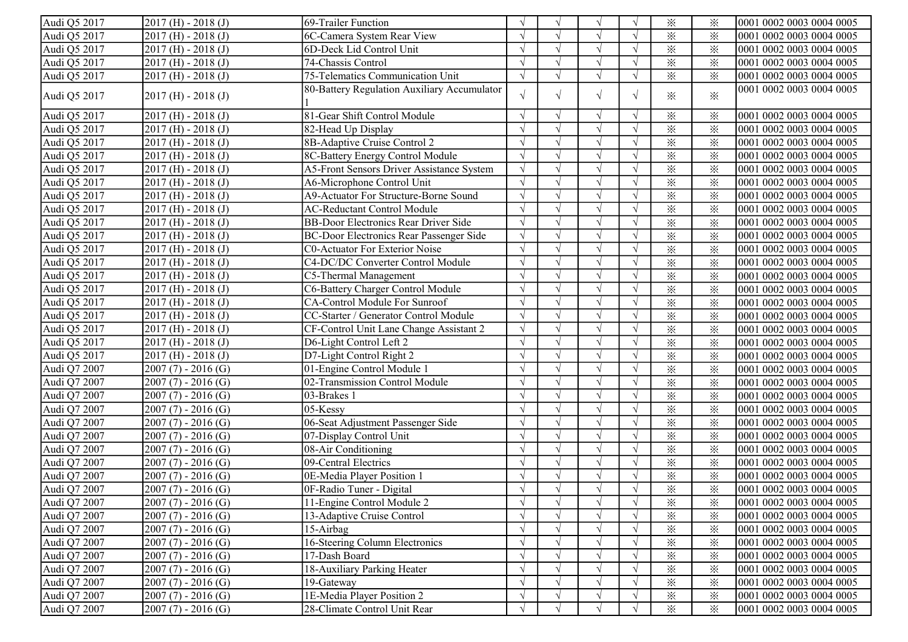| Audi Q5 2017 | 2017 (H) - 2018 (J) | 69-Trailer Function | √ | √ | √ | √ | ※ | ※ | 0001 0002 0003 0004 0005 |
|---|---|---|---|---|---|---|---|---|---|
| Audi Q5 2017 | 2017 (H) - 2018 (J) | 6C-Camera System Rear View | √ | √ | √ | √ | ※ | ※ | 0001 0002 0003 0004 0005 |
| Audi Q5 2017 | 2017 (H) - 2018 (J) | 6D-Deck Lid Control Unit | √ | √ | √ | √ | ※ | ※ | 0001 0002 0003 0004 0005 |
| Audi Q5 2017 | 2017 (H) - 2018 (J) | 74-Chassis Control | √ | √ | √ | √ | ※ | ※ | 0001 0002 0003 0004 0005 |
| Audi Q5 2017 | 2017 (H) - 2018 (J) | 75-Telematics Communication Unit | √ | √ | √ | √ | ※ | ※ | 0001 0002 0003 0004 0005 |
| Audi Q5 2017 | 2017 (H) - 2018 (J) | 80-Battery Regulation Auxiliary Accumulator 1 | √ | √ | √ | √ | ※ | ※ | 0001 0002 0003 0004 0005 |
| Audi Q5 2017 | 2017 (H) - 2018 (J) | 81-Gear Shift Control Module | √ | √ | √ | √ | ※ | ※ | 0001 0002 0003 0004 0005 |
| Audi Q5 2017 | 2017 (H) - 2018 (J) | 82-Head Up Display | √ | √ | √ | √ | ※ | ※ | 0001 0002 0003 0004 0005 |
| Audi Q5 2017 | 2017 (H) - 2018 (J) | 8B-Adaptive Cruise Control 2 | √ | √ | √ | √ | ※ | ※ | 0001 0002 0003 0004 0005 |
| Audi Q5 2017 | 2017 (H) - 2018 (J) | 8C-Battery Energy Control Module | √ | √ | √ | √ | ※ | ※ | 0001 0002 0003 0004 0005 |
| Audi Q5 2017 | 2017 (H) - 2018 (J) | A5-Front Sensors Driver Assistance System | √ | √ | √ | √ | ※ | ※ | 0001 0002 0003 0004 0005 |
| Audi Q5 2017 | 2017 (H) - 2018 (J) | A6-Microphone Control Unit | √ | √ | √ | √ | ※ | ※ | 0001 0002 0003 0004 0005 |
| Audi Q5 2017 | 2017 (H) - 2018 (J) | A9-Actuator For Structure-Borne Sound | √ | √ | √ | √ | ※ | ※ | 0001 0002 0003 0004 0005 |
| Audi Q5 2017 | 2017 (H) - 2018 (J) | AC-Reductant Control Module | √ | √ | √ | √ | ※ | ※ | 0001 0002 0003 0004 0005 |
| Audi Q5 2017 | 2017 (H) - 2018 (J) | BB-Door Electronics Rear Driver Side | √ | √ | √ | √ | ※ | ※ | 0001 0002 0003 0004 0005 |
| Audi Q5 2017 | 2017 (H) - 2018 (J) | BC-Door Electronics Rear Passenger Side | √ | √ | √ | √ | ※ | ※ | 0001 0002 0003 0004 0005 |
| Audi Q5 2017 | 2017 (H) - 2018 (J) | C0-Actuator For Exterior Noise | √ | √ | √ | √ | ※ | ※ | 0001 0002 0003 0004 0005 |
| Audi Q5 2017 | 2017 (H) - 2018 (J) | C4-DC/DC Converter Control Module | √ | √ | √ | √ | ※ | ※ | 0001 0002 0003 0004 0005 |
| Audi Q5 2017 | 2017 (H) - 2018 (J) | C5-Thermal Management | √ | √ | √ | √ | ※ | ※ | 0001 0002 0003 0004 0005 |
| Audi Q5 2017 | 2017 (H) - 2018 (J) | C6-Battery Charger Control Module | √ | √ | √ | √ | ※ | ※ | 0001 0002 0003 0004 0005 |
| Audi Q5 2017 | 2017 (H) - 2018 (J) | CA-Control Module For Sunroof | √ | √ | √ | √ | ※ | ※ | 0001 0002 0003 0004 0005 |
| Audi Q5 2017 | 2017 (H) - 2018 (J) | CC-Starter / Generator Control Module | √ | √ | √ | √ | ※ | ※ | 0001 0002 0003 0004 0005 |
| Audi Q5 2017 | 2017 (H) - 2018 (J) | CF-Control Unit Lane Change Assistant 2 | √ | √ | √ | √ | ※ | ※ | 0001 0002 0003 0004 0005 |
| Audi Q5 2017 | 2017 (H) - 2018 (J) | D6-Light Control Left 2 | √ | √ | √ | √ | ※ | ※ | 0001 0002 0003 0004 0005 |
| Audi Q5 2017 | 2017 (H) - 2018 (J) | D7-Light Control Right 2 | √ | √ | √ | √ | ※ | ※ | 0001 0002 0003 0004 0005 |
| Audi Q7 2007 | 2007 (7) - 2016 (G) | 01-Engine Control Module 1 | √ | √ | √ | √ | ※ | ※ | 0001 0002 0003 0004 0005 |
| Audi Q7 2007 | 2007 (7) - 2016 (G) | 02-Transmission Control Module | √ | √ | √ | √ | ※ | ※ | 0001 0002 0003 0004 0005 |
| Audi Q7 2007 | 2007 (7) - 2016 (G) | 03-Brakes 1 | √ | √ | √ | √ | ※ | ※ | 0001 0002 0003 0004 0005 |
| Audi Q7 2007 | 2007 (7) - 2016 (G) | 05-Kessy | √ | √ | √ | √ | ※ | ※ | 0001 0002 0003 0004 0005 |
| Audi Q7 2007 | 2007 (7) - 2016 (G) | 06-Seat Adjustment Passenger Side | √ | √ | √ | √ | ※ | ※ | 0001 0002 0003 0004 0005 |
| Audi Q7 2007 | 2007 (7) - 2016 (G) | 07-Display Control Unit | √ | √ | √ | √ | ※ | ※ | 0001 0002 0003 0004 0005 |
| Audi Q7 2007 | 2007 (7) - 2016 (G) | 08-Air Conditioning | √ | √ | √ | √ | ※ | ※ | 0001 0002 0003 0004 0005 |
| Audi Q7 2007 | 2007 (7) - 2016 (G) | 09-Central Electrics | √ | √ | √ | √ | ※ | ※ | 0001 0002 0003 0004 0005 |
| Audi Q7 2007 | 2007 (7) - 2016 (G) | 0E-Media Player Position 1 | √ | √ | √ | √ | ※ | ※ | 0001 0002 0003 0004 0005 |
| Audi Q7 2007 | 2007 (7) - 2016 (G) | 0F-Radio Tuner - Digital | √ | √ | √ | √ | ※ | ※ | 0001 0002 0003 0004 0005 |
| Audi Q7 2007 | 2007 (7) - 2016 (G) | 11-Engine Control Module 2 | √ | √ | √ | √ | ※ | ※ | 0001 0002 0003 0004 0005 |
| Audi Q7 2007 | 2007 (7) - 2016 (G) | 13-Adaptive Cruise Control | √ | √ | √ | √ | ※ | ※ | 0001 0002 0003 0004 0005 |
| Audi Q7 2007 | 2007 (7) - 2016 (G) | 15-Airbag | √ | √ | √ | √ | ※ | ※ | 0001 0002 0003 0004 0005 |
| Audi Q7 2007 | 2007 (7) - 2016 (G) | 16-Steering Column Electronics | √ | √ | √ | √ | ※ | ※ | 0001 0002 0003 0004 0005 |
| Audi Q7 2007 | 2007 (7) - 2016 (G) | 17-Dash Board | √ | √ | √ | √ | ※ | ※ | 0001 0002 0003 0004 0005 |
| Audi Q7 2007 | 2007 (7) - 2016 (G) | 18-Auxiliary Parking Heater | √ | √ | √ | √ | ※ | ※ | 0001 0002 0003 0004 0005 |
| Audi Q7 2007 | 2007 (7) - 2016 (G) | 19-Gateway | √ | √ | √ | √ | ※ | ※ | 0001 0002 0003 0004 0005 |
| Audi Q7 2007 | 2007 (7) - 2016 (G) | 1E-Media Player Position 2 | √ | √ | √ | √ | ※ | ※ | 0001 0002 0003 0004 0005 |
| Audi Q7 2007 | 2007 (7) - 2016 (G) | 28-Climate Control Unit Rear | √ | √ | √ | √ | ※ | ※ | 0001 0002 0003 0004 0005 |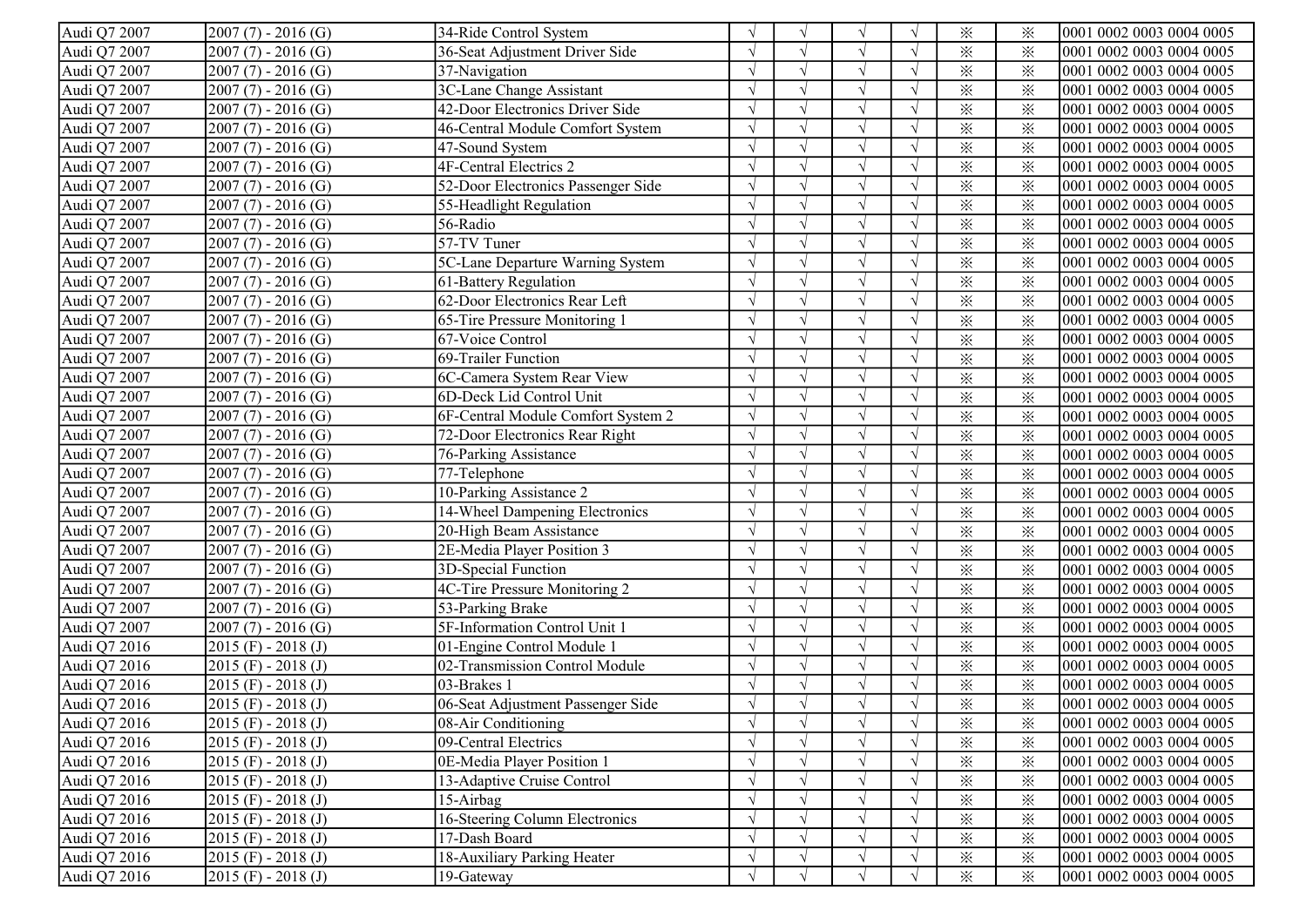| | | | | | | | | | |
|---|---|---|---|---|---|---|---|---|---|
| Audi Q7 2007 | 2007 (7) - 2016 (G) | 34-Ride Control System | √ | √ | √ | √ | ※ | ※ | 0001 0002 0003 0004 0005 |
| Audi Q7 2007 | 2007 (7) - 2016 (G) | 36-Seat Adjustment Driver Side | √ | √ | √ | √ | ※ | ※ | 0001 0002 0003 0004 0005 |
| Audi Q7 2007 | 2007 (7) - 2016 (G) | 37-Navigation | √ | √ | √ | √ | ※ | ※ | 0001 0002 0003 0004 0005 |
| Audi Q7 2007 | 2007 (7) - 2016 (G) | 3C-Lane Change Assistant | √ | √ | √ | √ | ※ | ※ | 0001 0002 0003 0004 0005 |
| Audi Q7 2007 | 2007 (7) - 2016 (G) | 42-Door Electronics Driver Side | √ | √ | √ | √ | ※ | ※ | 0001 0002 0003 0004 0005 |
| Audi Q7 2007 | 2007 (7) - 2016 (G) | 46-Central Module Comfort System | √ | √ | √ | √ | ※ | ※ | 0001 0002 0003 0004 0005 |
| Audi Q7 2007 | 2007 (7) - 2016 (G) | 47-Sound System | √ | √ | √ | √ | ※ | ※ | 0001 0002 0003 0004 0005 |
| Audi Q7 2007 | 2007 (7) - 2016 (G) | 4F-Central Electrics 2 | √ | √ | √ | √ | ※ | ※ | 0001 0002 0003 0004 0005 |
| Audi Q7 2007 | 2007 (7) - 2016 (G) | 52-Door Electronics Passenger Side | √ | √ | √ | √ | ※ | ※ | 0001 0002 0003 0004 0005 |
| Audi Q7 2007 | 2007 (7) - 2016 (G) | 55-Headlight Regulation | √ | √ | √ | √ | ※ | ※ | 0001 0002 0003 0004 0005 |
| Audi Q7 2007 | 2007 (7) - 2016 (G) | 56-Radio | √ | √ | √ | √ | ※ | ※ | 0001 0002 0003 0004 0005 |
| Audi Q7 2007 | 2007 (7) - 2016 (G) | 57-TV Tuner | √ | √ | √ | √ | ※ | ※ | 0001 0002 0003 0004 0005 |
| Audi Q7 2007 | 2007 (7) - 2016 (G) | 5C-Lane Departure Warning System | √ | √ | √ | √ | ※ | ※ | 0001 0002 0003 0004 0005 |
| Audi Q7 2007 | 2007 (7) - 2016 (G) | 61-Battery Regulation | √ | √ | √ | √ | ※ | ※ | 0001 0002 0003 0004 0005 |
| Audi Q7 2007 | 2007 (7) - 2016 (G) | 62-Door Electronics Rear Left | √ | √ | √ | √ | ※ | ※ | 0001 0002 0003 0004 0005 |
| Audi Q7 2007 | 2007 (7) - 2016 (G) | 65-Tire Pressure Monitoring 1 | √ | √ | √ | √ | ※ | ※ | 0001 0002 0003 0004 0005 |
| Audi Q7 2007 | 2007 (7) - 2016 (G) | 67-Voice Control | √ | √ | √ | √ | ※ | ※ | 0001 0002 0003 0004 0005 |
| Audi Q7 2007 | 2007 (7) - 2016 (G) | 69-Trailer Function | √ | √ | √ | √ | ※ | ※ | 0001 0002 0003 0004 0005 |
| Audi Q7 2007 | 2007 (7) - 2016 (G) | 6C-Camera System Rear View | √ | √ | √ | √ | ※ | ※ | 0001 0002 0003 0004 0005 |
| Audi Q7 2007 | 2007 (7) - 2016 (G) | 6D-Deck Lid Control Unit | √ | √ | √ | √ | ※ | ※ | 0001 0002 0003 0004 0005 |
| Audi Q7 2007 | 2007 (7) - 2016 (G) | 6F-Central Module Comfort System 2 | √ | √ | √ | √ | ※ | ※ | 0001 0002 0003 0004 0005 |
| Audi Q7 2007 | 2007 (7) - 2016 (G) | 72-Door Electronics Rear Right | √ | √ | √ | √ | ※ | ※ | 0001 0002 0003 0004 0005 |
| Audi Q7 2007 | 2007 (7) - 2016 (G) | 76-Parking Assistance | √ | √ | √ | √ | ※ | ※ | 0001 0002 0003 0004 0005 |
| Audi Q7 2007 | 2007 (7) - 2016 (G) | 77-Telephone | √ | √ | √ | √ | ※ | ※ | 0001 0002 0003 0004 0005 |
| Audi Q7 2007 | 2007 (7) - 2016 (G) | 10-Parking Assistance 2 | √ | √ | √ | √ | ※ | ※ | 0001 0002 0003 0004 0005 |
| Audi Q7 2007 | 2007 (7) - 2016 (G) | 14-Wheel Dampening Electronics | √ | √ | √ | √ | ※ | ※ | 0001 0002 0003 0004 0005 |
| Audi Q7 2007 | 2007 (7) - 2016 (G) | 20-High Beam Assistance | √ | √ | √ | √ | ※ | ※ | 0001 0002 0003 0004 0005 |
| Audi Q7 2007 | 2007 (7) - 2016 (G) | 2E-Media Player Position 3 | √ | √ | √ | √ | ※ | ※ | 0001 0002 0003 0004 0005 |
| Audi Q7 2007 | 2007 (7) - 2016 (G) | 3D-Special Function | √ | √ | √ | √ | ※ | ※ | 0001 0002 0003 0004 0005 |
| Audi Q7 2007 | 2007 (7) - 2016 (G) | 4C-Tire Pressure Monitoring 2 | √ | √ | √ | √ | ※ | ※ | 0001 0002 0003 0004 0005 |
| Audi Q7 2007 | 2007 (7) - 2016 (G) | 53-Parking Brake | √ | √ | √ | √ | ※ | ※ | 0001 0002 0003 0004 0005 |
| Audi Q7 2007 | 2007 (7) - 2016 (G) | 5F-Information Control Unit 1 | √ | √ | √ | √ | ※ | ※ | 0001 0002 0003 0004 0005 |
| Audi Q7 2016 | 2015 (F) - 2018 (J) | 01-Engine Control Module 1 | √ | √ | √ | √ | ※ | ※ | 0001 0002 0003 0004 0005 |
| Audi Q7 2016 | 2015 (F) - 2018 (J) | 02-Transmission Control Module | √ | √ | √ | √ | ※ | ※ | 0001 0002 0003 0004 0005 |
| Audi Q7 2016 | 2015 (F) - 2018 (J) | 03-Brakes 1 | √ | √ | √ | √ | ※ | ※ | 0001 0002 0003 0004 0005 |
| Audi Q7 2016 | 2015 (F) - 2018 (J) | 06-Seat Adjustment Passenger Side | √ | √ | √ | √ | ※ | ※ | 0001 0002 0003 0004 0005 |
| Audi Q7 2016 | 2015 (F) - 2018 (J) | 08-Air Conditioning | √ | √ | √ | √ | ※ | ※ | 0001 0002 0003 0004 0005 |
| Audi Q7 2016 | 2015 (F) - 2018 (J) | 09-Central Electrics | √ | √ | √ | √ | ※ | ※ | 0001 0002 0003 0004 0005 |
| Audi Q7 2016 | 2015 (F) - 2018 (J) | 0E-Media Player Position 1 | √ | √ | √ | √ | ※ | ※ | 0001 0002 0003 0004 0005 |
| Audi Q7 2016 | 2015 (F) - 2018 (J) | 13-Adaptive Cruise Control | √ | √ | √ | √ | ※ | ※ | 0001 0002 0003 0004 0005 |
| Audi Q7 2016 | 2015 (F) - 2018 (J) | 15-Airbag | √ | √ | √ | √ | ※ | ※ | 0001 0002 0003 0004 0005 |
| Audi Q7 2016 | 2015 (F) - 2018 (J) | 16-Steering Column Electronics | √ | √ | √ | √ | ※ | ※ | 0001 0002 0003 0004 0005 |
| Audi Q7 2016 | 2015 (F) - 2018 (J) | 17-Dash Board | √ | √ | √ | √ | ※ | ※ | 0001 0002 0003 0004 0005 |
| Audi Q7 2016 | 2015 (F) - 2018 (J) | 18-Auxiliary Parking Heater | √ | √ | √ | √ | ※ | ※ | 0001 0002 0003 0004 0005 |
| Audi Q7 2016 | 2015 (F) - 2018 (J) | 19-Gateway | √ | √ | √ | √ | ※ | ※ | 0001 0002 0003 0004 0005 |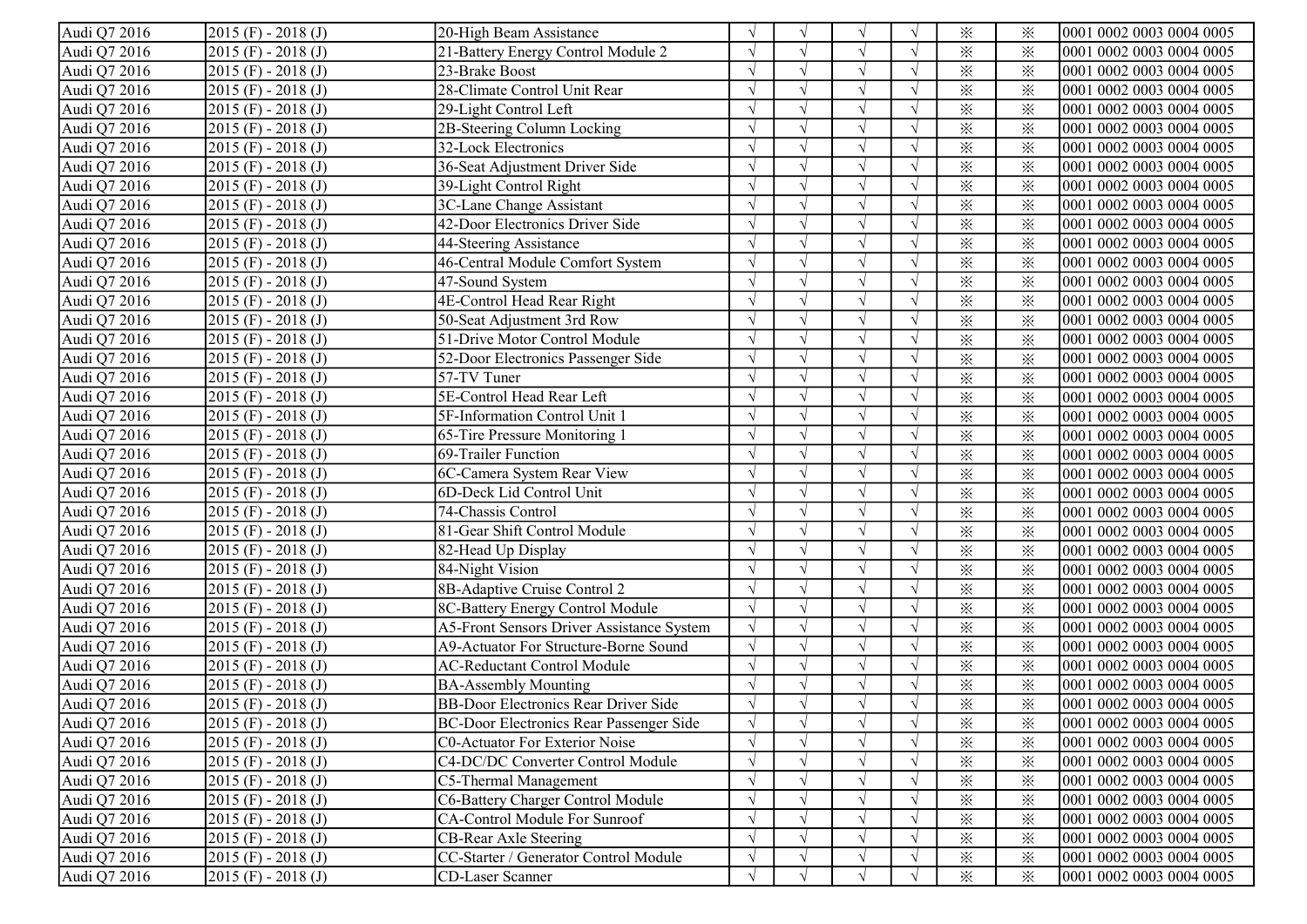| Audi Q7 2016 | 2015 (F) - 2018 (J) | 20-High Beam Assistance | √ | √ | √ | √ | ※ | ※ | 0001 0002 0003 0004 0005 |
|---|---|---|---|---|---|---|---|---|---|
| Audi Q7 2016 | 2015 (F) - 2018 (J) | 21-Battery Energy Control Module 2 | √ | √ | √ | √ | ※ | ※ | 0001 0002 0003 0004 0005 |
| Audi Q7 2016 | 2015 (F) - 2018 (J) | 23-Brake Boost | √ | √ | √ | √ | ※ | ※ | 0001 0002 0003 0004 0005 |
| Audi Q7 2016 | 2015 (F) - 2018 (J) | 28-Climate Control Unit Rear | √ | √ | √ | √ | ※ | ※ | 0001 0002 0003 0004 0005 |
| Audi Q7 2016 | 2015 (F) - 2018 (J) | 29-Light Control Left | √ | √ | √ | √ | ※ | ※ | 0001 0002 0003 0004 0005 |
| Audi Q7 2016 | 2015 (F) - 2018 (J) | 2B-Steering Column Locking | √ | √ | √ | √ | ※ | ※ | 0001 0002 0003 0004 0005 |
| Audi Q7 2016 | 2015 (F) - 2018 (J) | 32-Lock Electronics | √ | √ | √ | √ | ※ | ※ | 0001 0002 0003 0004 0005 |
| Audi Q7 2016 | 2015 (F) - 2018 (J) | 36-Seat Adjustment Driver Side | √ | √ | √ | √ | ※ | ※ | 0001 0002 0003 0004 0005 |
| Audi Q7 2016 | 2015 (F) - 2018 (J) | 39-Light Control Right | √ | √ | √ | √ | ※ | ※ | 0001 0002 0003 0004 0005 |
| Audi Q7 2016 | 2015 (F) - 2018 (J) | 3C-Lane Change Assistant | √ | √ | √ | √ | ※ | ※ | 0001 0002 0003 0004 0005 |
| Audi Q7 2016 | 2015 (F) - 2018 (J) | 42-Door Electronics Driver Side | √ | √ | √ | √ | ※ | ※ | 0001 0002 0003 0004 0005 |
| Audi Q7 2016 | 2015 (F) - 2018 (J) | 44-Steering Assistance | √ | √ | √ | √ | ※ | ※ | 0001 0002 0003 0004 0005 |
| Audi Q7 2016 | 2015 (F) - 2018 (J) | 46-Central Module Comfort System | √ | √ | √ | √ | ※ | ※ | 0001 0002 0003 0004 0005 |
| Audi Q7 2016 | 2015 (F) - 2018 (J) | 47-Sound System | √ | √ | √ | √ | ※ | ※ | 0001 0002 0003 0004 0005 |
| Audi Q7 2016 | 2015 (F) - 2018 (J) | 4E-Control Head Rear Right | √ | √ | √ | √ | ※ | ※ | 0001 0002 0003 0004 0005 |
| Audi Q7 2016 | 2015 (F) - 2018 (J) | 50-Seat Adjustment 3rd Row | √ | √ | √ | √ | ※ | ※ | 0001 0002 0003 0004 0005 |
| Audi Q7 2016 | 2015 (F) - 2018 (J) | 51-Drive Motor Control Module | √ | √ | √ | √ | ※ | ※ | 0001 0002 0003 0004 0005 |
| Audi Q7 2016 | 2015 (F) - 2018 (J) | 52-Door Electronics Passenger Side | √ | √ | √ | √ | ※ | ※ | 0001 0002 0003 0004 0005 |
| Audi Q7 2016 | 2015 (F) - 2018 (J) | 57-TV Tuner | √ | √ | √ | √ | ※ | ※ | 0001 0002 0003 0004 0005 |
| Audi Q7 2016 | 2015 (F) - 2018 (J) | 5E-Control Head Rear Left | √ | √ | √ | √ | ※ | ※ | 0001 0002 0003 0004 0005 |
| Audi Q7 2016 | 2015 (F) - 2018 (J) | 5F-Information Control Unit 1 | √ | √ | √ | √ | ※ | ※ | 0001 0002 0003 0004 0005 |
| Audi Q7 2016 | 2015 (F) - 2018 (J) | 65-Tire Pressure Monitoring 1 | √ | √ | √ | √ | ※ | ※ | 0001 0002 0003 0004 0005 |
| Audi Q7 2016 | 2015 (F) - 2018 (J) | 69-Trailer Function | √ | √ | √ | √ | ※ | ※ | 0001 0002 0003 0004 0005 |
| Audi Q7 2016 | 2015 (F) - 2018 (J) | 6C-Camera System Rear View | √ | √ | √ | √ | ※ | ※ | 0001 0002 0003 0004 0005 |
| Audi Q7 2016 | 2015 (F) - 2018 (J) | 6D-Deck Lid Control Unit | √ | √ | √ | √ | ※ | ※ | 0001 0002 0003 0004 0005 |
| Audi Q7 2016 | 2015 (F) - 2018 (J) | 74-Chassis Control | √ | √ | √ | √ | ※ | ※ | 0001 0002 0003 0004 0005 |
| Audi Q7 2016 | 2015 (F) - 2018 (J) | 81-Gear Shift Control Module | √ | √ | √ | √ | ※ | ※ | 0001 0002 0003 0004 0005 |
| Audi Q7 2016 | 2015 (F) - 2018 (J) | 82-Head Up Display | √ | √ | √ | √ | ※ | ※ | 0001 0002 0003 0004 0005 |
| Audi Q7 2016 | 2015 (F) - 2018 (J) | 84-Night Vision | √ | √ | √ | √ | ※ | ※ | 0001 0002 0003 0004 0005 |
| Audi Q7 2016 | 2015 (F) - 2018 (J) | 8B-Adaptive Cruise Control 2 | √ | √ | √ | √ | ※ | ※ | 0001 0002 0003 0004 0005 |
| Audi Q7 2016 | 2015 (F) - 2018 (J) | 8C-Battery Energy Control Module | √ | √ | √ | √ | ※ | ※ | 0001 0002 0003 0004 0005 |
| Audi Q7 2016 | 2015 (F) - 2018 (J) | A5-Front Sensors Driver Assistance System | √ | √ | √ | √ | ※ | ※ | 0001 0002 0003 0004 0005 |
| Audi Q7 2016 | 2015 (F) - 2018 (J) | A9-Actuator For Structure-Borne Sound | √ | √ | √ | √ | ※ | ※ | 0001 0002 0003 0004 0005 |
| Audi Q7 2016 | 2015 (F) - 2018 (J) | AC-Reductant Control Module | √ | √ | √ | √ | ※ | ※ | 0001 0002 0003 0004 0005 |
| Audi Q7 2016 | 2015 (F) - 2018 (J) | BA-Assembly Mounting | √ | √ | √ | √ | ※ | ※ | 0001 0002 0003 0004 0005 |
| Audi Q7 2016 | 2015 (F) - 2018 (J) | BB-Door Electronics Rear Driver Side | √ | √ | √ | √ | ※ | ※ | 0001 0002 0003 0004 0005 |
| Audi Q7 2016 | 2015 (F) - 2018 (J) | BC-Door Electronics Rear Passenger Side | √ | √ | √ | √ | ※ | ※ | 0001 0002 0003 0004 0005 |
| Audi Q7 2016 | 2015 (F) - 2018 (J) | C0-Actuator For Exterior Noise | √ | √ | √ | √ | ※ | ※ | 0001 0002 0003 0004 0005 |
| Audi Q7 2016 | 2015 (F) - 2018 (J) | C4-DC/DC Converter Control Module | √ | √ | √ | √ | ※ | ※ | 0001 0002 0003 0004 0005 |
| Audi Q7 2016 | 2015 (F) - 2018 (J) | C5-Thermal Management | √ | √ | √ | √ | ※ | ※ | 0001 0002 0003 0004 0005 |
| Audi Q7 2016 | 2015 (F) - 2018 (J) | C6-Battery Charger Control Module | √ | √ | √ | √ | ※ | ※ | 0001 0002 0003 0004 0005 |
| Audi Q7 2016 | 2015 (F) - 2018 (J) | CA-Control Module For Sunroof | √ | √ | √ | √ | ※ | ※ | 0001 0002 0003 0004 0005 |
| Audi Q7 2016 | 2015 (F) - 2018 (J) | CB-Rear Axle Steering | √ | √ | √ | √ | ※ | ※ | 0001 0002 0003 0004 0005 |
| Audi Q7 2016 | 2015 (F) - 2018 (J) | CC-Starter / Generator Control Module | √ | √ | √ | √ | ※ | ※ | 0001 0002 0003 0004 0005 |
| Audi Q7 2016 | 2015 (F) - 2018 (J) | CD-Laser Scanner | √ | √ | √ | √ | ※ | ※ | 0001 0002 0003 0004 0005 |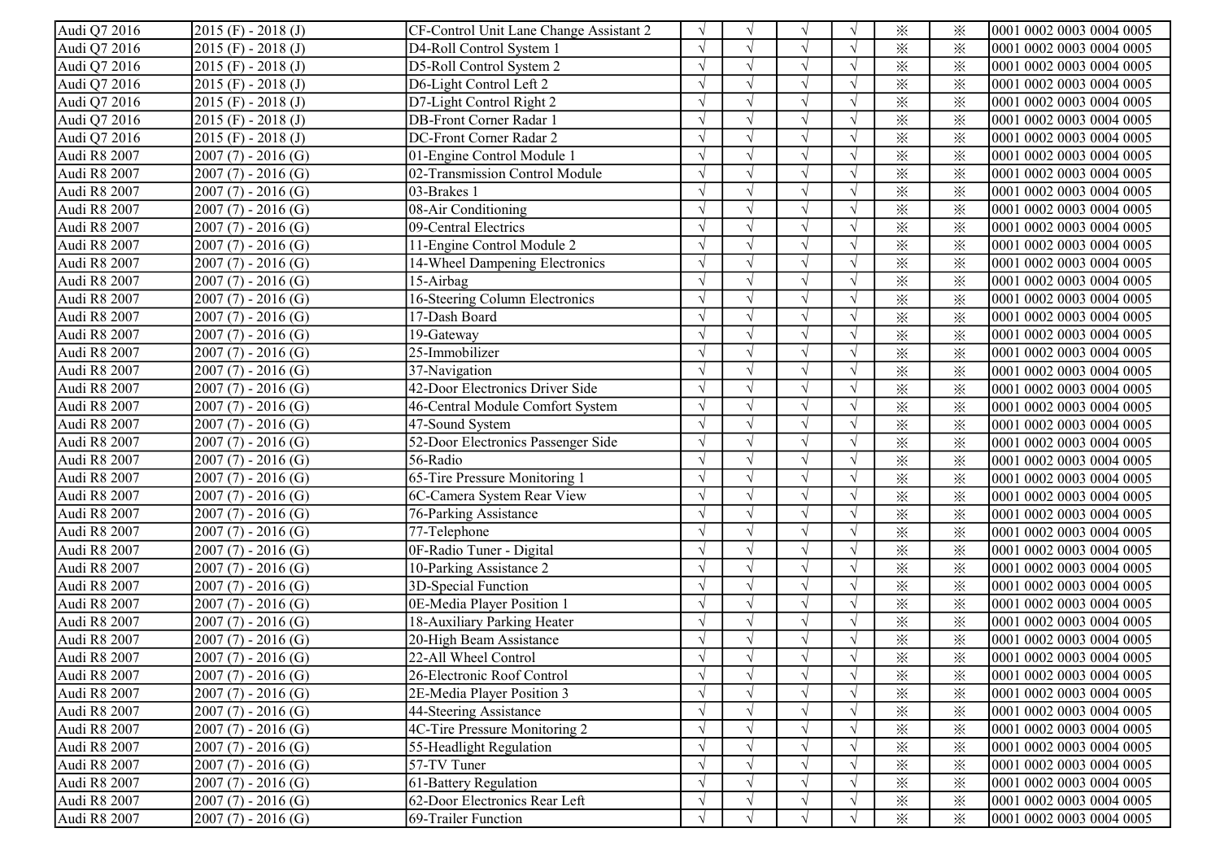| Audi Q7 2016 | 2015 (F) - 2018 (J) | CF-Control Unit Lane Change Assistant 2 | √ | √ | √ | √ | ※ | ※ | 0001 0002 0003 0004 0005 |
|---|---|---|---|---|---|---|---|---|---|
| Audi Q7 2016 | 2015 (F) - 2018 (J) | D4-Roll Control System 1 | √ | √ | √ | √ | ※ | ※ | 0001 0002 0003 0004 0005 |
| Audi Q7 2016 | 2015 (F) - 2018 (J) | D5-Roll Control System 2 | √ | √ | √ | √ | ※ | ※ | 0001 0002 0003 0004 0005 |
| Audi Q7 2016 | 2015 (F) - 2018 (J) | D6-Light Control Left 2 | √ | √ | √ | √ | ※ | ※ | 0001 0002 0003 0004 0005 |
| Audi Q7 2016 | 2015 (F) - 2018 (J) | D7-Light Control Right 2 | √ | √ | √ | √ | ※ | ※ | 0001 0002 0003 0004 0005 |
| Audi Q7 2016 | 2015 (F) - 2018 (J) | DB-Front Corner Radar 1 | √ | √ | √ | √ | ※ | ※ | 0001 0002 0003 0004 0005 |
| Audi Q7 2016 | 2015 (F) - 2018 (J) | DC-Front Corner Radar 2 | √ | √ | √ | √ | ※ | ※ | 0001 0002 0003 0004 0005 |
| Audi R8 2007 | 2007 (7) - 2016 (G) | 01-Engine Control Module 1 | √ | √ | √ | √ | ※ | ※ | 0001 0002 0003 0004 0005 |
| Audi R8 2007 | 2007 (7) - 2016 (G) | 02-Transmission Control Module | √ | √ | √ | √ | ※ | ※ | 0001 0002 0003 0004 0005 |
| Audi R8 2007 | 2007 (7) - 2016 (G) | 03-Brakes 1 | √ | √ | √ | √ | ※ | ※ | 0001 0002 0003 0004 0005 |
| Audi R8 2007 | 2007 (7) - 2016 (G) | 08-Air Conditioning | √ | √ | √ | √ | ※ | ※ | 0001 0002 0003 0004 0005 |
| Audi R8 2007 | 2007 (7) - 2016 (G) | 09-Central Electrics | √ | √ | √ | √ | ※ | ※ | 0001 0002 0003 0004 0005 |
| Audi R8 2007 | 2007 (7) - 2016 (G) | 11-Engine Control Module 2 | √ | √ | √ | √ | ※ | ※ | 0001 0002 0003 0004 0005 |
| Audi R8 2007 | 2007 (7) - 2016 (G) | 14-Wheel Dampening Electronics | √ | √ | √ | √ | ※ | ※ | 0001 0002 0003 0004 0005 |
| Audi R8 2007 | 2007 (7) - 2016 (G) | 15-Airbag | √ | √ | √ | √ | ※ | ※ | 0001 0002 0003 0004 0005 |
| Audi R8 2007 | 2007 (7) - 2016 (G) | 16-Steering Column Electronics | √ | √ | √ | √ | ※ | ※ | 0001 0002 0003 0004 0005 |
| Audi R8 2007 | 2007 (7) - 2016 (G) | 17-Dash Board | √ | √ | √ | √ | ※ | ※ | 0001 0002 0003 0004 0005 |
| Audi R8 2007 | 2007 (7) - 2016 (G) | 19-Gateway | √ | √ | √ | √ | ※ | ※ | 0001 0002 0003 0004 0005 |
| Audi R8 2007 | 2007 (7) - 2016 (G) | 25-Immobilizer | √ | √ | √ | √ | ※ | ※ | 0001 0002 0003 0004 0005 |
| Audi R8 2007 | 2007 (7) - 2016 (G) | 37-Navigation | √ | √ | √ | √ | ※ | ※ | 0001 0002 0003 0004 0005 |
| Audi R8 2007 | 2007 (7) - 2016 (G) | 42-Door Electronics Driver Side | √ | √ | √ | √ | ※ | ※ | 0001 0002 0003 0004 0005 |
| Audi R8 2007 | 2007 (7) - 2016 (G) | 46-Central Module Comfort System | √ | √ | √ | √ | ※ | ※ | 0001 0002 0003 0004 0005 |
| Audi R8 2007 | 2007 (7) - 2016 (G) | 47-Sound System | √ | √ | √ | √ | ※ | ※ | 0001 0002 0003 0004 0005 |
| Audi R8 2007 | 2007 (7) - 2016 (G) | 52-Door Electronics Passenger Side | √ | √ | √ | √ | ※ | ※ | 0001 0002 0003 0004 0005 |
| Audi R8 2007 | 2007 (7) - 2016 (G) | 56-Radio | √ | √ | √ | √ | ※ | ※ | 0001 0002 0003 0004 0005 |
| Audi R8 2007 | 2007 (7) - 2016 (G) | 65-Tire Pressure Monitoring 1 | √ | √ | √ | √ | ※ | ※ | 0001 0002 0003 0004 0005 |
| Audi R8 2007 | 2007 (7) - 2016 (G) | 6C-Camera System Rear View | √ | √ | √ | √ | ※ | ※ | 0001 0002 0003 0004 0005 |
| Audi R8 2007 | 2007 (7) - 2016 (G) | 76-Parking Assistance | √ | √ | √ | √ | ※ | ※ | 0001 0002 0003 0004 0005 |
| Audi R8 2007 | 2007 (7) - 2016 (G) | 77-Telephone | √ | √ | √ | √ | ※ | ※ | 0001 0002 0003 0004 0005 |
| Audi R8 2007 | 2007 (7) - 2016 (G) | 0F-Radio Tuner - Digital | √ | √ | √ | √ | ※ | ※ | 0001 0002 0003 0004 0005 |
| Audi R8 2007 | 2007 (7) - 2016 (G) | 10-Parking Assistance 2 | √ | √ | √ | √ | ※ | ※ | 0001 0002 0003 0004 0005 |
| Audi R8 2007 | 2007 (7) - 2016 (G) | 3D-Special Function | √ | √ | √ | √ | ※ | ※ | 0001 0002 0003 0004 0005 |
| Audi R8 2007 | 2007 (7) - 2016 (G) | 0E-Media Player Position 1 | √ | √ | √ | √ | ※ | ※ | 0001 0002 0003 0004 0005 |
| Audi R8 2007 | 2007 (7) - 2016 (G) | 18-Auxiliary Parking Heater | √ | √ | √ | √ | ※ | ※ | 0001 0002 0003 0004 0005 |
| Audi R8 2007 | 2007 (7) - 2016 (G) | 20-High Beam Assistance | √ | √ | √ | √ | ※ | ※ | 0001 0002 0003 0004 0005 |
| Audi R8 2007 | 2007 (7) - 2016 (G) | 22-All Wheel Control | √ | √ | √ | √ | ※ | ※ | 0001 0002 0003 0004 0005 |
| Audi R8 2007 | 2007 (7) - 2016 (G) | 26-Electronic Roof Control | √ | √ | √ | √ | ※ | ※ | 0001 0002 0003 0004 0005 |
| Audi R8 2007 | 2007 (7) - 2016 (G) | 2E-Media Player Position 3 | √ | √ | √ | √ | ※ | ※ | 0001 0002 0003 0004 0005 |
| Audi R8 2007 | 2007 (7) - 2016 (G) | 44-Steering Assistance | √ | √ | √ | √ | ※ | ※ | 0001 0002 0003 0004 0005 |
| Audi R8 2007 | 2007 (7) - 2016 (G) | 4C-Tire Pressure Monitoring 2 | √ | √ | √ | √ | ※ | ※ | 0001 0002 0003 0004 0005 |
| Audi R8 2007 | 2007 (7) - 2016 (G) | 55-Headlight Regulation | √ | √ | √ | √ | ※ | ※ | 0001 0002 0003 0004 0005 |
| Audi R8 2007 | 2007 (7) - 2016 (G) | 57-TV Tuner | √ | √ | √ | √ | ※ | ※ | 0001 0002 0003 0004 0005 |
| Audi R8 2007 | 2007 (7) - 2016 (G) | 61-Battery Regulation | √ | √ | √ | √ | ※ | ※ | 0001 0002 0003 0004 0005 |
| Audi R8 2007 | 2007 (7) - 2016 (G) | 62-Door Electronics Rear Left | √ | √ | √ | √ | ※ | ※ | 0001 0002 0003 0004 0005 |
| Audi R8 2007 | 2007 (7) - 2016 (G) | 69-Trailer Function | √ | √ | √ | √ | ※ | ※ | 0001 0002 0003 0004 0005 |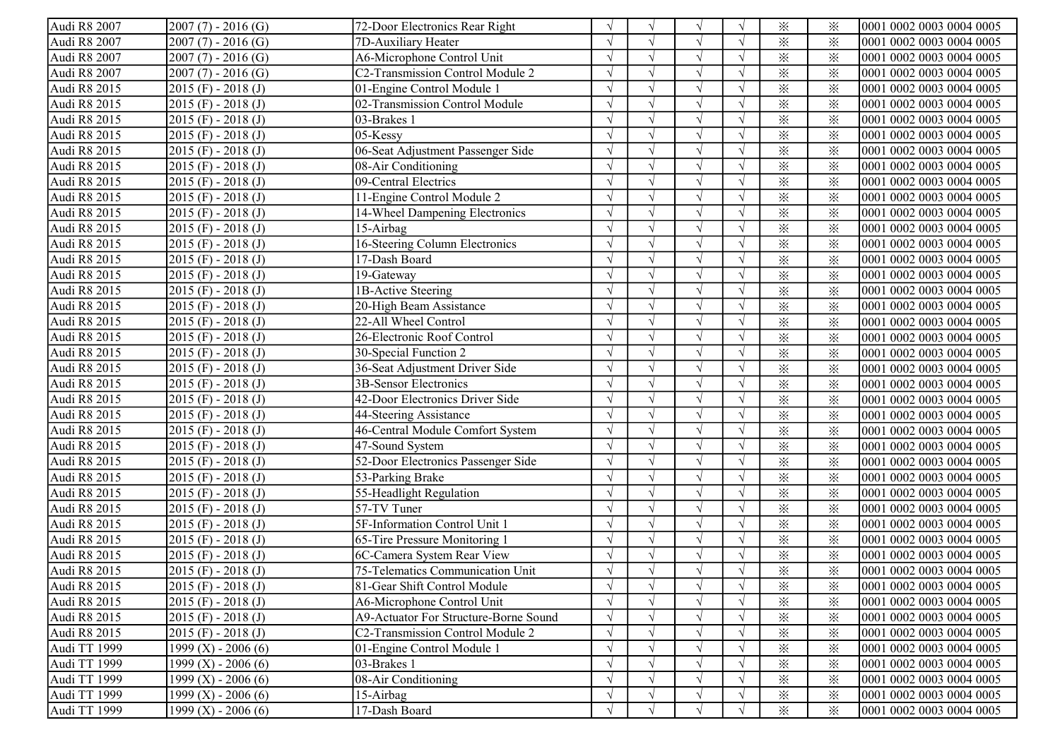| Audi R8 2007 | 2007 (7) - 2016 (G) | 72-Door Electronics Rear Right | √ | √ | √ | √ | ※ | ※ | 0001 0002 0003 0004 0005 |
|---|---|---|---|---|---|---|---|---|---|
| Audi R8 2007 | 2007 (7) - 2016 (G) | 7D-Auxiliary Heater | √ | √ | √ | √ | ※ | ※ | 0001 0002 0003 0004 0005 |
| Audi R8 2007 | 2007 (7) - 2016 (G) | A6-Microphone Control Unit | √ | √ | √ | √ | ※ | ※ | 0001 0002 0003 0004 0005 |
| Audi R8 2007 | 2007 (7) - 2016 (G) | C2-Transmission Control Module 2 | √ | √ | √ | √ | ※ | ※ | 0001 0002 0003 0004 0005 |
| Audi R8 2015 | 2015 (F) - 2018 (J) | 01-Engine Control Module 1 | √ | √ | √ | √ | ※ | ※ | 0001 0002 0003 0004 0005 |
| Audi R8 2015 | 2015 (F) - 2018 (J) | 02-Transmission Control Module | √ | √ | √ | √ | ※ | ※ | 0001 0002 0003 0004 0005 |
| Audi R8 2015 | 2015 (F) - 2018 (J) | 03-Brakes 1 | √ | √ | √ | √ | ※ | ※ | 0001 0002 0003 0004 0005 |
| Audi R8 2015 | 2015 (F) - 2018 (J) | 05-Kessy | √ | √ | √ | √ | ※ | ※ | 0001 0002 0003 0004 0005 |
| Audi R8 2015 | 2015 (F) - 2018 (J) | 06-Seat Adjustment Passenger Side | √ | √ | √ | √ | ※ | ※ | 0001 0002 0003 0004 0005 |
| Audi R8 2015 | 2015 (F) - 2018 (J) | 08-Air Conditioning | √ | √ | √ | √ | ※ | ※ | 0001 0002 0003 0004 0005 |
| Audi R8 2015 | 2015 (F) - 2018 (J) | 09-Central Electrics | √ | √ | √ | √ | ※ | ※ | 0001 0002 0003 0004 0005 |
| Audi R8 2015 | 2015 (F) - 2018 (J) | 11-Engine Control Module 2 | √ | √ | √ | √ | ※ | ※ | 0001 0002 0003 0004 0005 |
| Audi R8 2015 | 2015 (F) - 2018 (J) | 14-Wheel Dampening Electronics | √ | √ | √ | √ | ※ | ※ | 0001 0002 0003 0004 0005 |
| Audi R8 2015 | 2015 (F) - 2018 (J) | 15-Airbag | √ | √ | √ | √ | ※ | ※ | 0001 0002 0003 0004 0005 |
| Audi R8 2015 | 2015 (F) - 2018 (J) | 16-Steering Column Electronics | √ | √ | √ | √ | ※ | ※ | 0001 0002 0003 0004 0005 |
| Audi R8 2015 | 2015 (F) - 2018 (J) | 17-Dash Board | √ | √ | √ | √ | ※ | ※ | 0001 0002 0003 0004 0005 |
| Audi R8 2015 | 2015 (F) - 2018 (J) | 19-Gateway | √ | √ | √ | √ | ※ | ※ | 0001 0002 0003 0004 0005 |
| Audi R8 2015 | 2015 (F) - 2018 (J) | 1B-Active Steering | √ | √ | √ | √ | ※ | ※ | 0001 0002 0003 0004 0005 |
| Audi R8 2015 | 2015 (F) - 2018 (J) | 20-High Beam Assistance | √ | √ | √ | √ | ※ | ※ | 0001 0002 0003 0004 0005 |
| Audi R8 2015 | 2015 (F) - 2018 (J) | 22-All Wheel Control | √ | √ | √ | √ | ※ | ※ | 0001 0002 0003 0004 0005 |
| Audi R8 2015 | 2015 (F) - 2018 (J) | 26-Electronic Roof Control | √ | √ | √ | √ | ※ | ※ | 0001 0002 0003 0004 0005 |
| Audi R8 2015 | 2015 (F) - 2018 (J) | 30-Special Function 2 | √ | √ | √ | √ | ※ | ※ | 0001 0002 0003 0004 0005 |
| Audi R8 2015 | 2015 (F) - 2018 (J) | 36-Seat Adjustment Driver Side | √ | √ | √ | √ | ※ | ※ | 0001 0002 0003 0004 0005 |
| Audi R8 2015 | 2015 (F) - 2018 (J) | 3B-Sensor Electronics | √ | √ | √ | √ | ※ | ※ | 0001 0002 0003 0004 0005 |
| Audi R8 2015 | 2015 (F) - 2018 (J) | 42-Door Electronics Driver Side | √ | √ | √ | √ | ※ | ※ | 0001 0002 0003 0004 0005 |
| Audi R8 2015 | 2015 (F) - 2018 (J) | 44-Steering Assistance | √ | √ | √ | √ | ※ | ※ | 0001 0002 0003 0004 0005 |
| Audi R8 2015 | 2015 (F) - 2018 (J) | 46-Central Module Comfort System | √ | √ | √ | √ | ※ | ※ | 0001 0002 0003 0004 0005 |
| Audi R8 2015 | 2015 (F) - 2018 (J) | 47-Sound System | √ | √ | √ | √ | ※ | ※ | 0001 0002 0003 0004 0005 |
| Audi R8 2015 | 2015 (F) - 2018 (J) | 52-Door Electronics Passenger Side | √ | √ | √ | √ | ※ | ※ | 0001 0002 0003 0004 0005 |
| Audi R8 2015 | 2015 (F) - 2018 (J) | 53-Parking Brake | √ | √ | √ | √ | ※ | ※ | 0001 0002 0003 0004 0005 |
| Audi R8 2015 | 2015 (F) - 2018 (J) | 55-Headlight Regulation | √ | √ | √ | √ | ※ | ※ | 0001 0002 0003 0004 0005 |
| Audi R8 2015 | 2015 (F) - 2018 (J) | 57-TV Tuner | √ | √ | √ | √ | ※ | ※ | 0001 0002 0003 0004 0005 |
| Audi R8 2015 | 2015 (F) - 2018 (J) | 5F-Information Control Unit 1 | √ | √ | √ | √ | ※ | ※ | 0001 0002 0003 0004 0005 |
| Audi R8 2015 | 2015 (F) - 2018 (J) | 65-Tire Pressure Monitoring 1 | √ | √ | √ | √ | ※ | ※ | 0001 0002 0003 0004 0005 |
| Audi R8 2015 | 2015 (F) - 2018 (J) | 6C-Camera System Rear View | √ | √ | √ | √ | ※ | ※ | 0001 0002 0003 0004 0005 |
| Audi R8 2015 | 2015 (F) - 2018 (J) | 75-Telematics Communication Unit | √ | √ | √ | √ | ※ | ※ | 0001 0002 0003 0004 0005 |
| Audi R8 2015 | 2015 (F) - 2018 (J) | 81-Gear Shift Control Module | √ | √ | √ | √ | ※ | ※ | 0001 0002 0003 0004 0005 |
| Audi R8 2015 | 2015 (F) - 2018 (J) | A6-Microphone Control Unit | √ | √ | √ | √ | ※ | ※ | 0001 0002 0003 0004 0005 |
| Audi R8 2015 | 2015 (F) - 2018 (J) | A9-Actuator For Structure-Borne Sound | √ | √ | √ | √ | ※ | ※ | 0001 0002 0003 0004 0005 |
| Audi R8 2015 | 2015 (F) - 2018 (J) | C2-Transmission Control Module 2 | √ | √ | √ | √ | ※ | ※ | 0001 0002 0003 0004 0005 |
| Audi TT 1999 | 1999 (X) - 2006 (6) | 01-Engine Control Module 1 | √ | √ | √ | √ | ※ | ※ | 0001 0002 0003 0004 0005 |
| Audi TT 1999 | 1999 (X) - 2006 (6) | 03-Brakes 1 | √ | √ | √ | √ | ※ | ※ | 0001 0002 0003 0004 0005 |
| Audi TT 1999 | 1999 (X) - 2006 (6) | 08-Air Conditioning | √ | √ | √ | √ | ※ | ※ | 0001 0002 0003 0004 0005 |
| Audi TT 1999 | 1999 (X) - 2006 (6) | 15-Airbag | √ | √ | √ | √ | ※ | ※ | 0001 0002 0003 0004 0005 |
| Audi TT 1999 | 1999 (X) - 2006 (6) | 17-Dash Board | √ | √ | √ | √ | ※ | ※ | 0001 0002 0003 0004 0005 |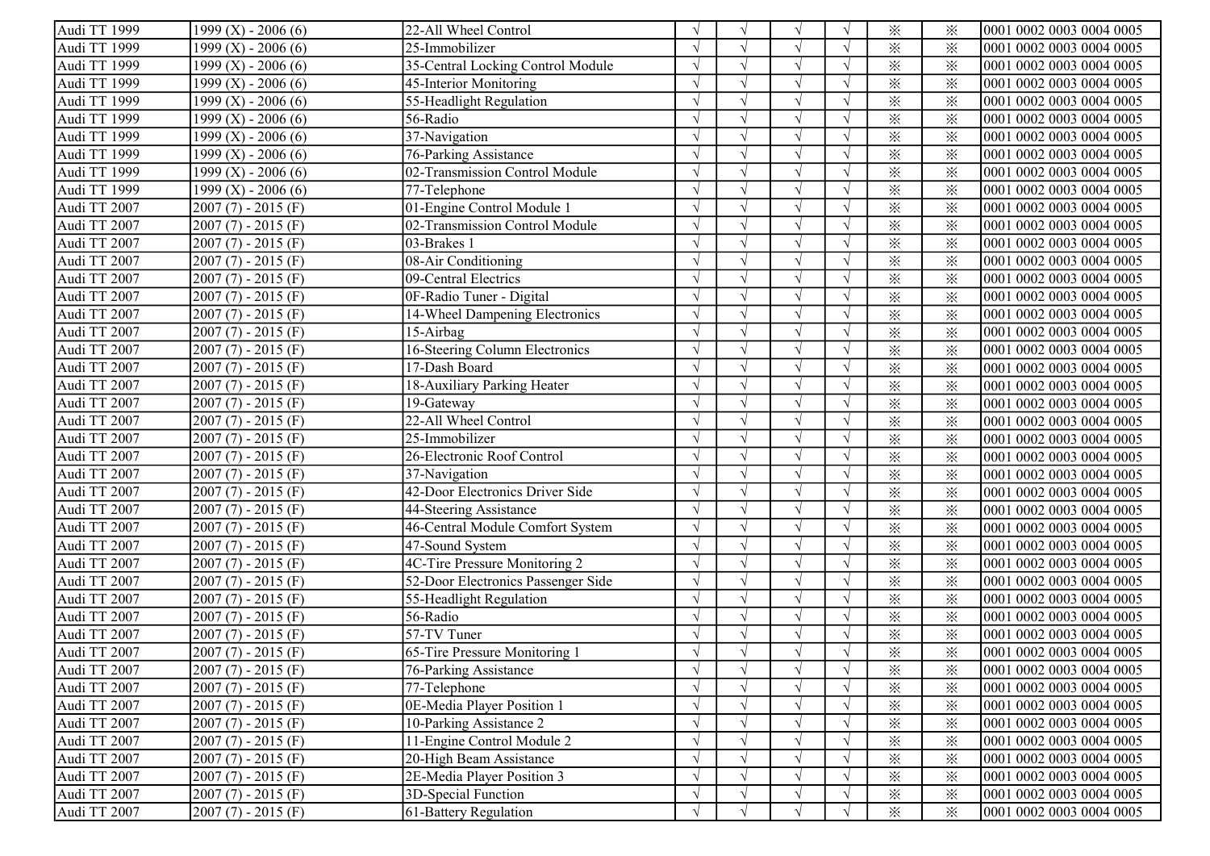| | | | | | | | | | |
|---|---|---|---|---|---|---|---|---|---|
| Audi TT 1999 | 1999 (X) - 2006 (6) | 22-All Wheel Control | √ | √ | √ | √ | ※ | ※ | 0001 0002 0003 0004 0005 |
| Audi TT 1999 | 1999 (X) - 2006 (6) | 25-Immobilizer | √ | √ | √ | √ | ※ | ※ | 0001 0002 0003 0004 0005 |
| Audi TT 1999 | 1999 (X) - 2006 (6) | 35-Central Locking Control Module | √ | √ | √ | √ | ※ | ※ | 0001 0002 0003 0004 0005 |
| Audi TT 1999 | 1999 (X) - 2006 (6) | 45-Interior Monitoring | √ | √ | √ | √ | ※ | ※ | 0001 0002 0003 0004 0005 |
| Audi TT 1999 | 1999 (X) - 2006 (6) | 55-Headlight Regulation | √ | √ | √ | √ | ※ | ※ | 0001 0002 0003 0004 0005 |
| Audi TT 1999 | 1999 (X) - 2006 (6) | 56-Radio | √ | √ | √ | √ | ※ | ※ | 0001 0002 0003 0004 0005 |
| Audi TT 1999 | 1999 (X) - 2006 (6) | 37-Navigation | √ | √ | √ | √ | ※ | ※ | 0001 0002 0003 0004 0005 |
| Audi TT 1999 | 1999 (X) - 2006 (6) | 76-Parking Assistance | √ | √ | √ | √ | ※ | ※ | 0001 0002 0003 0004 0005 |
| Audi TT 1999 | 1999 (X) - 2006 (6) | 02-Transmission Control Module | √ | √ | √ | √ | ※ | ※ | 0001 0002 0003 0004 0005 |
| Audi TT 1999 | 1999 (X) - 2006 (6) | 77-Telephone | √ | √ | √ | √ | ※ | ※ | 0001 0002 0003 0004 0005 |
| Audi TT 2007 | 2007 (7) - 2015 (F) | 01-Engine Control Module 1 | √ | √ | √ | √ | ※ | ※ | 0001 0002 0003 0004 0005 |
| Audi TT 2007 | 2007 (7) - 2015 (F) | 02-Transmission Control Module | √ | √ | √ | √ | ※ | ※ | 0001 0002 0003 0004 0005 |
| Audi TT 2007 | 2007 (7) - 2015 (F) | 03-Brakes 1 | √ | √ | √ | √ | ※ | ※ | 0001 0002 0003 0004 0005 |
| Audi TT 2007 | 2007 (7) - 2015 (F) | 08-Air Conditioning | √ | √ | √ | √ | ※ | ※ | 0001 0002 0003 0004 0005 |
| Audi TT 2007 | 2007 (7) - 2015 (F) | 09-Central Electrics | √ | √ | √ | √ | ※ | ※ | 0001 0002 0003 0004 0005 |
| Audi TT 2007 | 2007 (7) - 2015 (F) | 0F-Radio Tuner - Digital | √ | √ | √ | √ | ※ | ※ | 0001 0002 0003 0004 0005 |
| Audi TT 2007 | 2007 (7) - 2015 (F) | 14-Wheel Dampening Electronics | √ | √ | √ | √ | ※ | ※ | 0001 0002 0003 0004 0005 |
| Audi TT 2007 | 2007 (7) - 2015 (F) | 15-Airbag | √ | √ | √ | √ | ※ | ※ | 0001 0002 0003 0004 0005 |
| Audi TT 2007 | 2007 (7) - 2015 (F) | 16-Steering Column Electronics | √ | √ | √ | √ | ※ | ※ | 0001 0002 0003 0004 0005 |
| Audi TT 2007 | 2007 (7) - 2015 (F) | 17-Dash Board | √ | √ | √ | √ | ※ | ※ | 0001 0002 0003 0004 0005 |
| Audi TT 2007 | 2007 (7) - 2015 (F) | 18-Auxiliary Parking Heater | √ | √ | √ | √ | ※ | ※ | 0001 0002 0003 0004 0005 |
| Audi TT 2007 | 2007 (7) - 2015 (F) | 19-Gateway | √ | √ | √ | √ | ※ | ※ | 0001 0002 0003 0004 0005 |
| Audi TT 2007 | 2007 (7) - 2015 (F) | 22-All Wheel Control | √ | √ | √ | √ | ※ | ※ | 0001 0002 0003 0004 0005 |
| Audi TT 2007 | 2007 (7) - 2015 (F) | 25-Immobilizer | √ | √ | √ | √ | ※ | ※ | 0001 0002 0003 0004 0005 |
| Audi TT 2007 | 2007 (7) - 2015 (F) | 26-Electronic Roof Control | √ | √ | √ | √ | ※ | ※ | 0001 0002 0003 0004 0005 |
| Audi TT 2007 | 2007 (7) - 2015 (F) | 37-Navigation | √ | √ | √ | √ | ※ | ※ | 0001 0002 0003 0004 0005 |
| Audi TT 2007 | 2007 (7) - 2015 (F) | 42-Door Electronics Driver Side | √ | √ | √ | √ | ※ | ※ | 0001 0002 0003 0004 0005 |
| Audi TT 2007 | 2007 (7) - 2015 (F) | 44-Steering Assistance | √ | √ | √ | √ | ※ | ※ | 0001 0002 0003 0004 0005 |
| Audi TT 2007 | 2007 (7) - 2015 (F) | 46-Central Module Comfort System | √ | √ | √ | √ | ※ | ※ | 0001 0002 0003 0004 0005 |
| Audi TT 2007 | 2007 (7) - 2015 (F) | 47-Sound System | √ | √ | √ | √ | ※ | ※ | 0001 0002 0003 0004 0005 |
| Audi TT 2007 | 2007 (7) - 2015 (F) | 4C-Tire Pressure Monitoring 2 | √ | √ | √ | √ | ※ | ※ | 0001 0002 0003 0004 0005 |
| Audi TT 2007 | 2007 (7) - 2015 (F) | 52-Door Electronics Passenger Side | √ | √ | √ | √ | ※ | ※ | 0001 0002 0003 0004 0005 |
| Audi TT 2007 | 2007 (7) - 2015 (F) | 55-Headlight Regulation | √ | √ | √ | √ | ※ | ※ | 0001 0002 0003 0004 0005 |
| Audi TT 2007 | 2007 (7) - 2015 (F) | 56-Radio | √ | √ | √ | √ | ※ | ※ | 0001 0002 0003 0004 0005 |
| Audi TT 2007 | 2007 (7) - 2015 (F) | 57-TV Tuner | √ | √ | √ | √ | ※ | ※ | 0001 0002 0003 0004 0005 |
| Audi TT 2007 | 2007 (7) - 2015 (F) | 65-Tire Pressure Monitoring 1 | √ | √ | √ | √ | ※ | ※ | 0001 0002 0003 0004 0005 |
| Audi TT 2007 | 2007 (7) - 2015 (F) | 76-Parking Assistance | √ | √ | √ | √ | ※ | ※ | 0001 0002 0003 0004 0005 |
| Audi TT 2007 | 2007 (7) - 2015 (F) | 77-Telephone | √ | √ | √ | √ | ※ | ※ | 0001 0002 0003 0004 0005 |
| Audi TT 2007 | 2007 (7) - 2015 (F) | 0E-Media Player Position 1 | √ | √ | √ | √ | ※ | ※ | 0001 0002 0003 0004 0005 |
| Audi TT 2007 | 2007 (7) - 2015 (F) | 10-Parking Assistance 2 | √ | √ | √ | √ | ※ | ※ | 0001 0002 0003 0004 0005 |
| Audi TT 2007 | 2007 (7) - 2015 (F) | 11-Engine Control Module 2 | √ | √ | √ | √ | ※ | ※ | 0001 0002 0003 0004 0005 |
| Audi TT 2007 | 2007 (7) - 2015 (F) | 20-High Beam Assistance | √ | √ | √ | √ | ※ | ※ | 0001 0002 0003 0004 0005 |
| Audi TT 2007 | 2007 (7) - 2015 (F) | 2E-Media Player Position 3 | √ | √ | √ | √ | ※ | ※ | 0001 0002 0003 0004 0005 |
| Audi TT 2007 | 2007 (7) - 2015 (F) | 3D-Special Function | √ | √ | √ | √ | ※ | ※ | 0001 0002 0003 0004 0005 |
| Audi TT 2007 | 2007 (7) - 2015 (F) | 61-Battery Regulation | √ | √ | √ | √ | ※ | ※ | 0001 0002 0003 0004 0005 |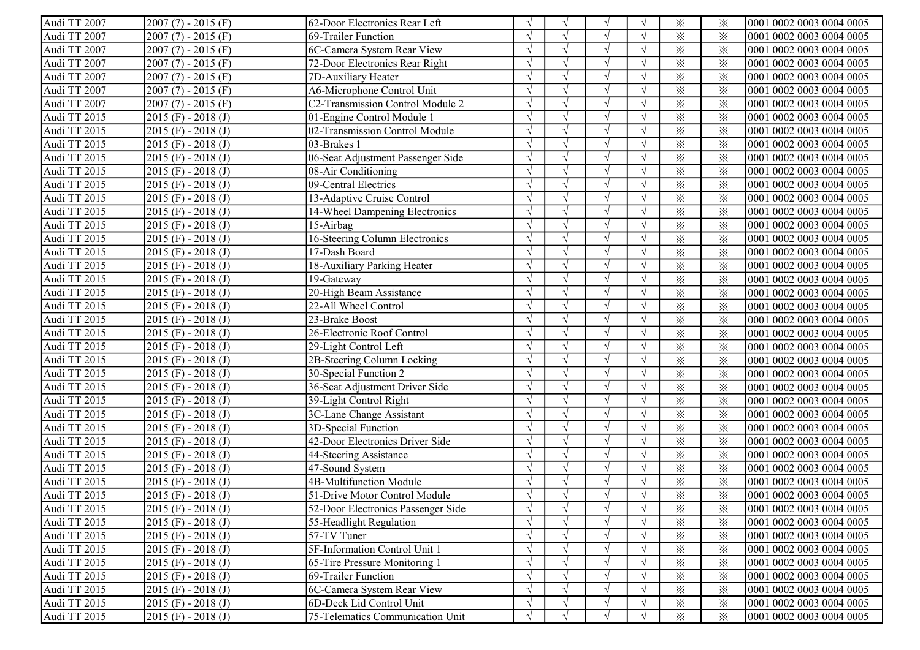| | | | | | | | | | |
|---|---|---|---|---|---|---|---|---|---|
| Audi TT 2007 | 2007 (7) - 2015 (F) | 62-Door Electronics Rear Left | √ | √ | √ | √ | ※ | ※ | 0001 0002 0003 0004 0005 |
| Audi TT 2007 | 2007 (7) - 2015 (F) | 69-Trailer Function | √ | √ | √ | √ | ※ | ※ | 0001 0002 0003 0004 0005 |
| Audi TT 2007 | 2007 (7) - 2015 (F) | 6C-Camera System Rear View | √ | √ | √ | √ | ※ | ※ | 0001 0002 0003 0004 0005 |
| Audi TT 2007 | 2007 (7) - 2015 (F) | 72-Door Electronics Rear Right | √ | √ | √ | √ | ※ | ※ | 0001 0002 0003 0004 0005 |
| Audi TT 2007 | 2007 (7) - 2015 (F) | 7D-Auxiliary Heater | √ | √ | √ | √ | ※ | ※ | 0001 0002 0003 0004 0005 |
| Audi TT 2007 | 2007 (7) - 2015 (F) | A6-Microphone Control Unit | √ | √ | √ | √ | ※ | ※ | 0001 0002 0003 0004 0005 |
| Audi TT 2007 | 2007 (7) - 2015 (F) | C2-Transmission Control Module 2 | √ | √ | √ | √ | ※ | ※ | 0001 0002 0003 0004 0005 |
| Audi TT 2015 | 2015 (F) - 2018 (J) | 01-Engine Control Module 1 | √ | √ | √ | √ | ※ | ※ | 0001 0002 0003 0004 0005 |
| Audi TT 2015 | 2015 (F) - 2018 (J) | 02-Transmission Control Module | √ | √ | √ | √ | ※ | ※ | 0001 0002 0003 0004 0005 |
| Audi TT 2015 | 2015 (F) - 2018 (J) | 03-Brakes 1 | √ | √ | √ | √ | ※ | ※ | 0001 0002 0003 0004 0005 |
| Audi TT 2015 | 2015 (F) - 2018 (J) | 06-Seat Adjustment Passenger Side | √ | √ | √ | √ | ※ | ※ | 0001 0002 0003 0004 0005 |
| Audi TT 2015 | 2015 (F) - 2018 (J) | 08-Air Conditioning | √ | √ | √ | √ | ※ | ※ | 0001 0002 0003 0004 0005 |
| Audi TT 2015 | 2015 (F) - 2018 (J) | 09-Central Electrics | √ | √ | √ | √ | ※ | ※ | 0001 0002 0003 0004 0005 |
| Audi TT 2015 | 2015 (F) - 2018 (J) | 13-Adaptive Cruise Control | √ | √ | √ | √ | ※ | ※ | 0001 0002 0003 0004 0005 |
| Audi TT 2015 | 2015 (F) - 2018 (J) | 14-Wheel Dampening Electronics | √ | √ | √ | √ | ※ | ※ | 0001 0002 0003 0004 0005 |
| Audi TT 2015 | 2015 (F) - 2018 (J) | 15-Airbag | √ | √ | √ | √ | ※ | ※ | 0001 0002 0003 0004 0005 |
| Audi TT 2015 | 2015 (F) - 2018 (J) | 16-Steering Column Electronics | √ | √ | √ | √ | ※ | ※ | 0001 0002 0003 0004 0005 |
| Audi TT 2015 | 2015 (F) - 2018 (J) | 17-Dash Board | √ | √ | √ | √ | ※ | ※ | 0001 0002 0003 0004 0005 |
| Audi TT 2015 | 2015 (F) - 2018 (J) | 18-Auxiliary Parking Heater | √ | √ | √ | √ | ※ | ※ | 0001 0002 0003 0004 0005 |
| Audi TT 2015 | 2015 (F) - 2018 (J) | 19-Gateway | √ | √ | √ | √ | ※ | ※ | 0001 0002 0003 0004 0005 |
| Audi TT 2015 | 2015 (F) - 2018 (J) | 20-High Beam Assistance | √ | √ | √ | √ | ※ | ※ | 0001 0002 0003 0004 0005 |
| Audi TT 2015 | 2015 (F) - 2018 (J) | 22-All Wheel Control | √ | √ | √ | √ | ※ | ※ | 0001 0002 0003 0004 0005 |
| Audi TT 2015 | 2015 (F) - 2018 (J) | 23-Brake Boost | √ | √ | √ | √ | ※ | ※ | 0001 0002 0003 0004 0005 |
| Audi TT 2015 | 2015 (F) - 2018 (J) | 26-Electronic Roof Control | √ | √ | √ | √ | ※ | ※ | 0001 0002 0003 0004 0005 |
| Audi TT 2015 | 2015 (F) - 2018 (J) | 29-Light Control Left | √ | √ | √ | √ | ※ | ※ | 0001 0002 0003 0004 0005 |
| Audi TT 2015 | 2015 (F) - 2018 (J) | 2B-Steering Column Locking | √ | √ | √ | √ | ※ | ※ | 0001 0002 0003 0004 0005 |
| Audi TT 2015 | 2015 (F) - 2018 (J) | 30-Special Function 2 | √ | √ | √ | √ | ※ | ※ | 0001 0002 0003 0004 0005 |
| Audi TT 2015 | 2015 (F) - 2018 (J) | 36-Seat Adjustment Driver Side | √ | √ | √ | √ | ※ | ※ | 0001 0002 0003 0004 0005 |
| Audi TT 2015 | 2015 (F) - 2018 (J) | 39-Light Control Right | √ | √ | √ | √ | ※ | ※ | 0001 0002 0003 0004 0005 |
| Audi TT 2015 | 2015 (F) - 2018 (J) | 3C-Lane Change Assistant | √ | √ | √ | √ | ※ | ※ | 0001 0002 0003 0004 0005 |
| Audi TT 2015 | 2015 (F) - 2018 (J) | 3D-Special Function | √ | √ | √ | √ | ※ | ※ | 0001 0002 0003 0004 0005 |
| Audi TT 2015 | 2015 (F) - 2018 (J) | 42-Door Electronics Driver Side | √ | √ | √ | √ | ※ | ※ | 0001 0002 0003 0004 0005 |
| Audi TT 2015 | 2015 (F) - 2018 (J) | 44-Steering Assistance | √ | √ | √ | √ | ※ | ※ | 0001 0002 0003 0004 0005 |
| Audi TT 2015 | 2015 (F) - 2018 (J) | 47-Sound System | √ | √ | √ | √ | ※ | ※ | 0001 0002 0003 0004 0005 |
| Audi TT 2015 | 2015 (F) - 2018 (J) | 4B-Multifunction Module | √ | √ | √ | √ | ※ | ※ | 0001 0002 0003 0004 0005 |
| Audi TT 2015 | 2015 (F) - 2018 (J) | 51-Drive Motor Control Module | √ | √ | √ | √ | ※ | ※ | 0001 0002 0003 0004 0005 |
| Audi TT 2015 | 2015 (F) - 2018 (J) | 52-Door Electronics Passenger Side | √ | √ | √ | √ | ※ | ※ | 0001 0002 0003 0004 0005 |
| Audi TT 2015 | 2015 (F) - 2018 (J) | 55-Headlight Regulation | √ | √ | √ | √ | ※ | ※ | 0001 0002 0003 0004 0005 |
| Audi TT 2015 | 2015 (F) - 2018 (J) | 57-TV Tuner | √ | √ | √ | √ | ※ | ※ | 0001 0002 0003 0004 0005 |
| Audi TT 2015 | 2015 (F) - 2018 (J) | 5F-Information Control Unit 1 | √ | √ | √ | √ | ※ | ※ | 0001 0002 0003 0004 0005 |
| Audi TT 2015 | 2015 (F) - 2018 (J) | 65-Tire Pressure Monitoring 1 | √ | √ | √ | √ | ※ | ※ | 0001 0002 0003 0004 0005 |
| Audi TT 2015 | 2015 (F) - 2018 (J) | 69-Trailer Function | √ | √ | √ | √ | ※ | ※ | 0001 0002 0003 0004 0005 |
| Audi TT 2015 | 2015 (F) - 2018 (J) | 6C-Camera System Rear View | √ | √ | √ | √ | ※ | ※ | 0001 0002 0003 0004 0005 |
| Audi TT 2015 | 2015 (F) - 2018 (J) | 6D-Deck Lid Control Unit | √ | √ | √ | √ | ※ | ※ | 0001 0002 0003 0004 0005 |
| Audi TT 2015 | 2015 (F) - 2018 (J) | 75-Telematics Communication Unit | √ | √ | √ | √ | ※ | ※ | 0001 0002 0003 0004 0005 |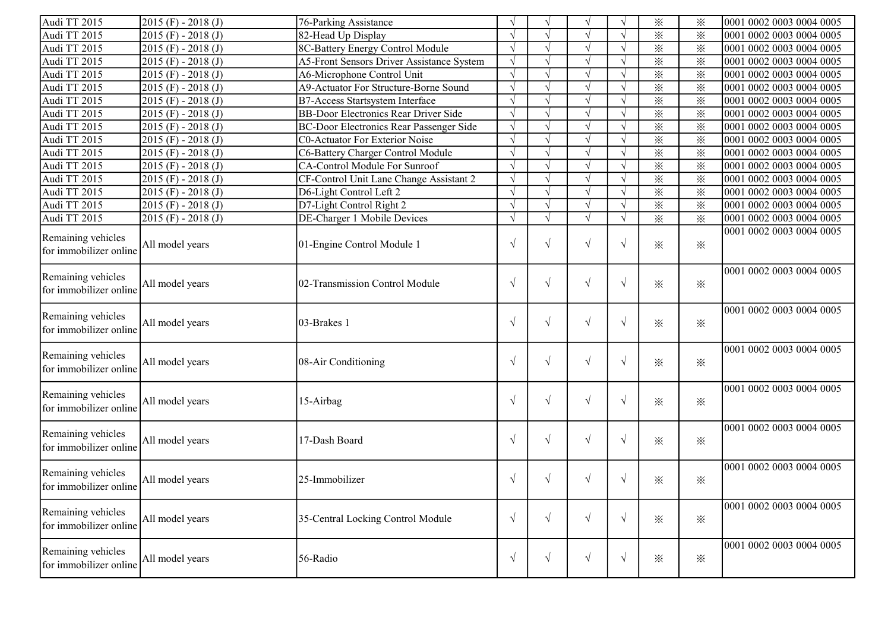| | | | | | | | | | |
|---|---|---|---|---|---|---|---|---|---|
| Audi TT 2015 | 2015 (F) - 2018 (J) | 76-Parking Assistance | √ | √ | √ | √ | ※ | ※ | 0001 0002 0003 0004 0005 |
| Audi TT 2015 | 2015 (F) - 2018 (J) | 82-Head Up Display | √ | √ | √ | √ | ※ | ※ | 0001 0002 0003 0004 0005 |
| Audi TT 2015 | 2015 (F) - 2018 (J) | 8C-Battery Energy Control Module | √ | √ | √ | √ | ※ | ※ | 0001 0002 0003 0004 0005 |
| Audi TT 2015 | 2015 (F) - 2018 (J) | A5-Front Sensors Driver Assistance System | √ | √ | √ | √ | ※ | ※ | 0001 0002 0003 0004 0005 |
| Audi TT 2015 | 2015 (F) - 2018 (J) | A6-Microphone Control Unit | √ | √ | √ | √ | ※ | ※ | 0001 0002 0003 0004 0005 |
| Audi TT 2015 | 2015 (F) - 2018 (J) | A9-Actuator For Structure-Borne Sound | √ | √ | √ | √ | ※ | ※ | 0001 0002 0003 0004 0005 |
| Audi TT 2015 | 2015 (F) - 2018 (J) | B7-Access Startsystem Interface | √ | √ | √ | √ | ※ | ※ | 0001 0002 0003 0004 0005 |
| Audi TT 2015 | 2015 (F) - 2018 (J) | BB-Door Electronics Rear Driver Side | √ | √ | √ | √ | ※ | ※ | 0001 0002 0003 0004 0005 |
| Audi TT 2015 | 2015 (F) - 2018 (J) | BC-Door Electronics Rear Passenger Side | √ | √ | √ | √ | ※ | ※ | 0001 0002 0003 0004 0005 |
| Audi TT 2015 | 2015 (F) - 2018 (J) | C0-Actuator For Exterior Noise | √ | √ | √ | √ | ※ | ※ | 0001 0002 0003 0004 0005 |
| Audi TT 2015 | 2015 (F) - 2018 (J) | C6-Battery Charger Control Module | √ | √ | √ | √ | ※ | ※ | 0001 0002 0003 0004 0005 |
| Audi TT 2015 | 2015 (F) - 2018 (J) | CA-Control Module For Sunroof | √ | √ | √ | √ | ※ | ※ | 0001 0002 0003 0004 0005 |
| Audi TT 2015 | 2015 (F) - 2018 (J) | CF-Control Unit Lane Change Assistant 2 | √ | √ | √ | √ | ※ | ※ | 0001 0002 0003 0004 0005 |
| Audi TT 2015 | 2015 (F) - 2018 (J) | D6-Light Control Left 2 | √ | √ | √ | √ | ※ | ※ | 0001 0002 0003 0004 0005 |
| Audi TT 2015 | 2015 (F) - 2018 (J) | D7-Light Control Right 2 | √ | √ | √ | √ | ※ | ※ | 0001 0002 0003 0004 0005 |
| Audi TT 2015 | 2015 (F) - 2018 (J) | DE-Charger 1 Mobile Devices | √ | √ | √ | √ | ※ | ※ | 0001 0002 0003 0004 0005 |
| Remaining vehicles for immobilizer online | All model years | 01-Engine Control Module 1 | √ | √ | √ | √ | ※ | ※ | 0001 0002 0003 0004 0005 |
| Remaining vehicles for immobilizer online | All model years | 02-Transmission Control Module | √ | √ | √ | √ | ※ | ※ | 0001 0002 0003 0004 0005 |
| Remaining vehicles for immobilizer online | All model years | 03-Brakes 1 | √ | √ | √ | √ | ※ | ※ | 0001 0002 0003 0004 0005 |
| Remaining vehicles for immobilizer online | All model years | 08-Air Conditioning | √ | √ | √ | √ | ※ | ※ | 0001 0002 0003 0004 0005 |
| Remaining vehicles for immobilizer online | All model years | 15-Airbag | √ | √ | √ | √ | ※ | ※ | 0001 0002 0003 0004 0005 |
| Remaining vehicles for immobilizer online | All model years | 17-Dash Board | √ | √ | √ | √ | ※ | ※ | 0001 0002 0003 0004 0005 |
| Remaining vehicles for immobilizer online | All model years | 25-Immobilizer | √ | √ | √ | √ | ※ | ※ | 0001 0002 0003 0004 0005 |
| Remaining vehicles for immobilizer online | All model years | 35-Central Locking Control Module | √ | √ | √ | √ | ※ | ※ | 0001 0002 0003 0004 0005 |
| Remaining vehicles for immobilizer online | All model years | 56-Radio | √ | √ | √ | √ | ※ | ※ | 0001 0002 0003 0004 0005 |